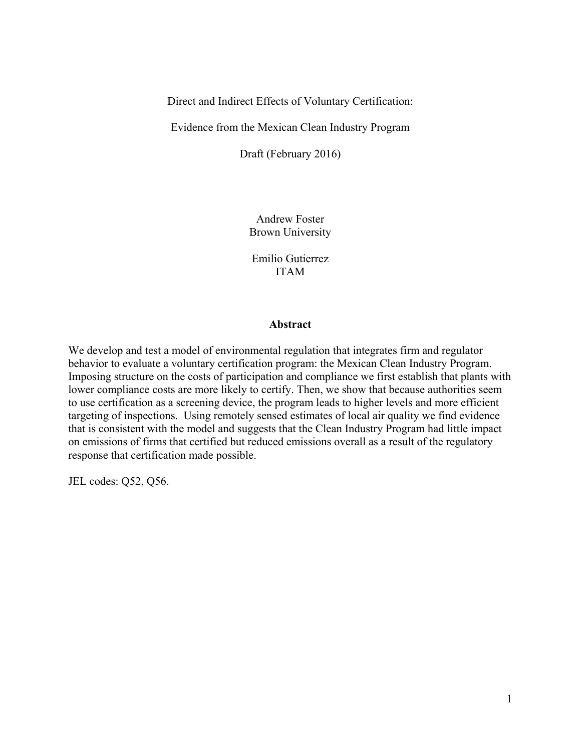# Direct and Indirect Effects of Voluntary Certification:

# Evidence from the Mexican Clean Industry Program

Draft (February 2016)

Andrew Foster
Brown University

Emilio Gutierrez
ITAM

## Abstract

We develop and test a model of environmental regulation that integrates firm and regulator behavior to evaluate a voluntary certification program: the Mexican Clean Industry Program. Imposing structure on the costs of participation and compliance we first establish that plants with lower compliance costs are more likely to certify. Then, we show that because authorities seem to use certification as a screening device, the program leads to higher levels and more efficient targeting of inspections. Using remotely sensed estimates of local air quality we find evidence that is consistent with the model and suggests that the Clean Industry Program had little impact on emissions of firms that certified but reduced emissions overall as a result of the regulatory response that certification made possible.

JEL codes: Q52, Q56.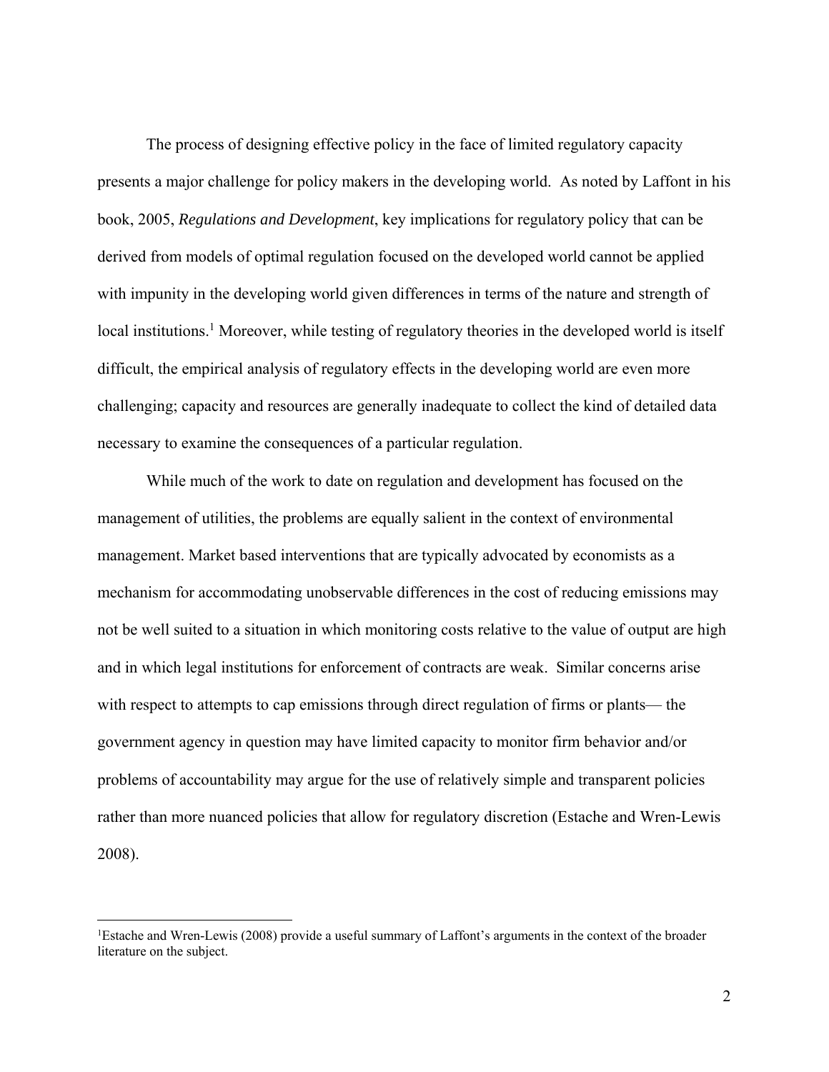The process of designing effective policy in the face of limited regulatory capacity presents a major challenge for policy makers in the developing world. As noted by Laffont in his book, 2005, *Regulations and Development*, key implications for regulatory policy that can be derived from models of optimal regulation focused on the developed world cannot be applied with impunity in the developing world given differences in terms of the nature and strength of local institutions.[1] Moreover, while testing of regulatory theories in the developed world is itself difficult, the empirical analysis of regulatory effects in the developing world are even more challenging; capacity and resources are generally inadequate to collect the kind of detailed data necessary to examine the consequences of a particular regulation.

While much of the work to date on regulation and development has focused on the management of utilities, the problems are equally salient in the context of environmental management. Market based interventions that are typically advocated by economists as a mechanism for accommodating unobservable differences in the cost of reducing emissions may not be well suited to a situation in which monitoring costs relative to the value of output are high and in which legal institutions for enforcement of contracts are weak. Similar concerns arise with respect to attempts to cap emissions through direct regulation of firms or plants— the government agency in question may have limited capacity to monitor firm behavior and/or problems of accountability may argue for the use of relatively simple and transparent policies rather than more nuanced policies that allow for regulatory discretion (Estache and Wren-Lewis 2008).

---

[1] Estache and Wren-Lewis (2008) provide a useful summary of Laffont's arguments in the context of the broader literature on the subject.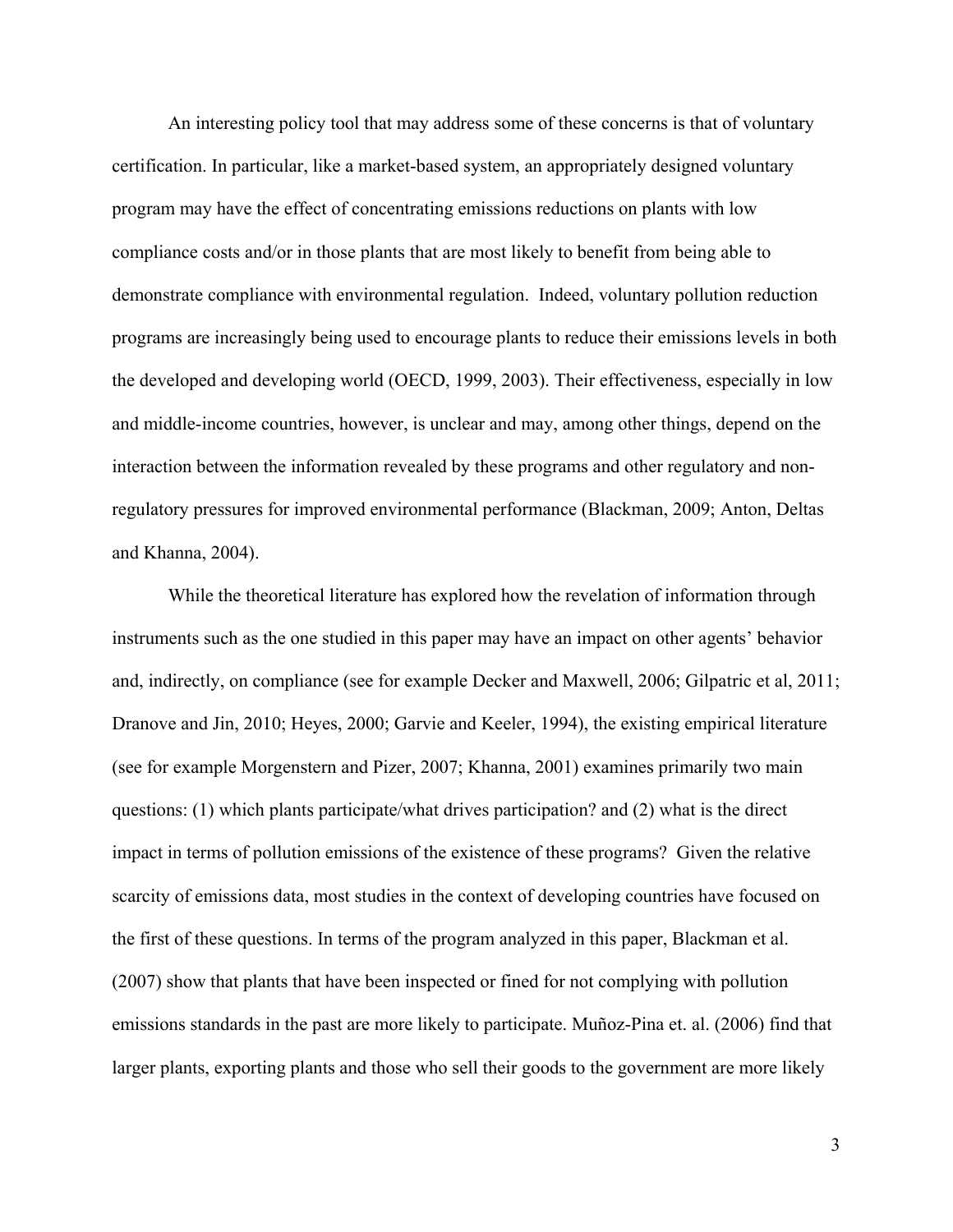An interesting policy tool that may address some of these concerns is that of voluntary certification. In particular, like a market-based system, an appropriately designed voluntary program may have the effect of concentrating emissions reductions on plants with low compliance costs and/or in those plants that are most likely to benefit from being able to demonstrate compliance with environmental regulation. Indeed, voluntary pollution reduction programs are increasingly being used to encourage plants to reduce their emissions levels in both the developed and developing world (OECD, 1999, 2003). Their effectiveness, especially in low and middle-income countries, however, is unclear and may, among other things, depend on the interaction between the information revealed by these programs and other regulatory and non-regulatory pressures for improved environmental performance (Blackman, 2009; Anton, Deltas and Khanna, 2004).

While the theoretical literature has explored how the revelation of information through instruments such as the one studied in this paper may have an impact on other agents' behavior and, indirectly, on compliance (see for example Decker and Maxwell, 2006; Gilpatric et al, 2011; Dranove and Jin, 2010; Heyes, 2000; Garvie and Keeler, 1994), the existing empirical literature (see for example Morgenstern and Pizer, 2007; Khanna, 2001) examines primarily two main questions: (1) which plants participate/what drives participation? and (2) what is the direct impact in terms of pollution emissions of the existence of these programs? Given the relative scarcity of emissions data, most studies in the context of developing countries have focused on the first of these questions. In terms of the program analyzed in this paper, Blackman et al. (2007) show that plants that have been inspected or fined for not complying with pollution emissions standards in the past are more likely to participate. Muñoz-Pina et. al. (2006) find that larger plants, exporting plants and those who sell their goods to the government are more likely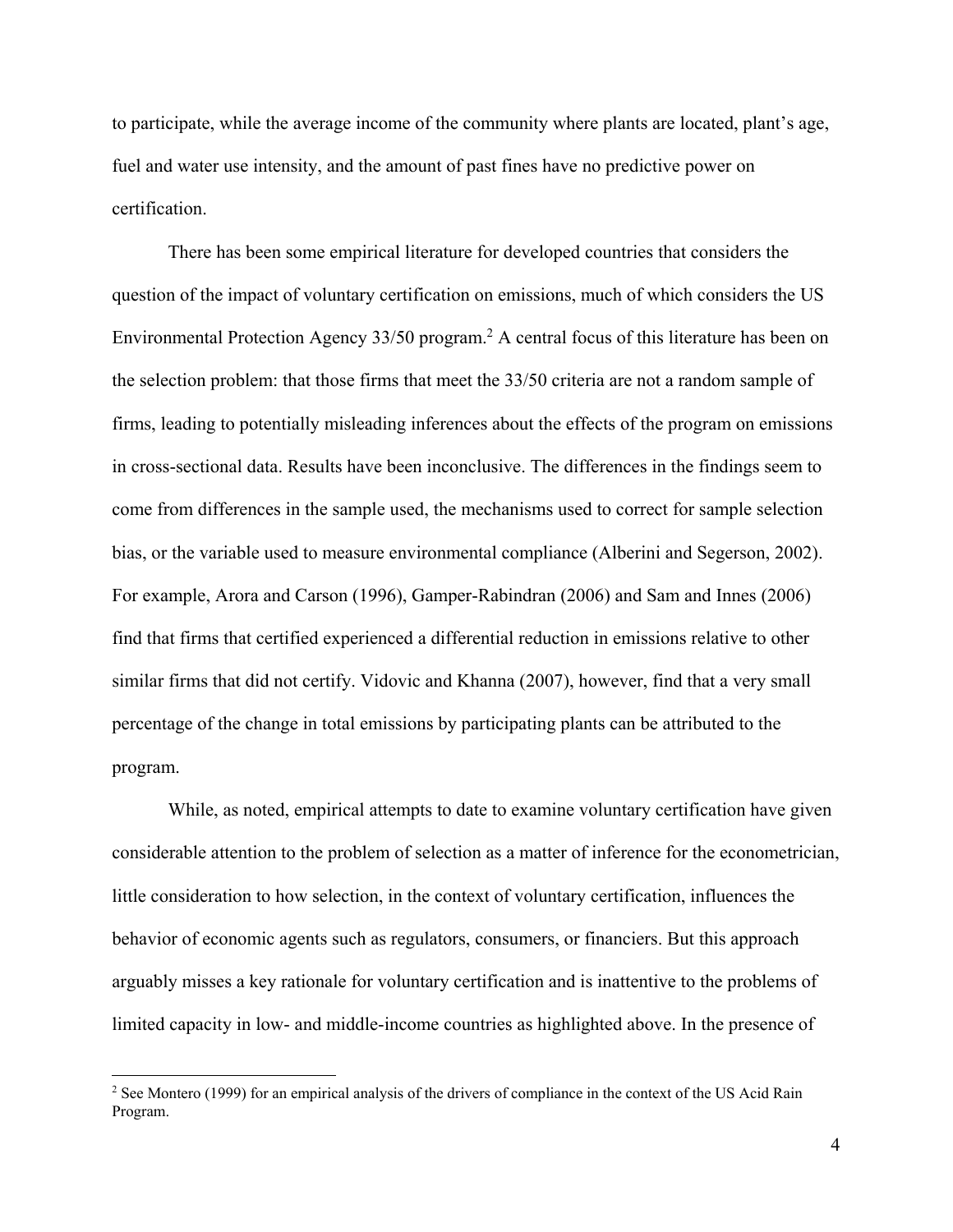to participate, while the average income of the community where plants are located, plant's age, fuel and water use intensity, and the amount of past fines have no predictive power on certification.

There has been some empirical literature for developed countries that considers the question of the impact of voluntary certification on emissions, much of which considers the US Environmental Protection Agency 33/50 program.[2] A central focus of this literature has been on the selection problem: that those firms that meet the 33/50 criteria are not a random sample of firms, leading to potentially misleading inferences about the effects of the program on emissions in cross-sectional data. Results have been inconclusive. The differences in the findings seem to come from differences in the sample used, the mechanisms used to correct for sample selection bias, or the variable used to measure environmental compliance (Alberini and Segerson, 2002). For example, Arora and Carson (1996), Gamper-Rabindran (2006) and Sam and Innes (2006) find that firms that certified experienced a differential reduction in emissions relative to other similar firms that did not certify. Vidovic and Khanna (2007), however, find that a very small percentage of the change in total emissions by participating plants can be attributed to the program.

While, as noted, empirical attempts to date to examine voluntary certification have given considerable attention to the problem of selection as a matter of inference for the econometrician, little consideration to how selection, in the context of voluntary certification, influences the behavior of economic agents such as regulators, consumers, or financiers. But this approach arguably misses a key rationale for voluntary certification and is inattentive to the problems of limited capacity in low- and middle-income countries as highlighted above. In the presence of

[2] See Montero (1999) for an empirical analysis of the drivers of compliance in the context of the US Acid Rain Program.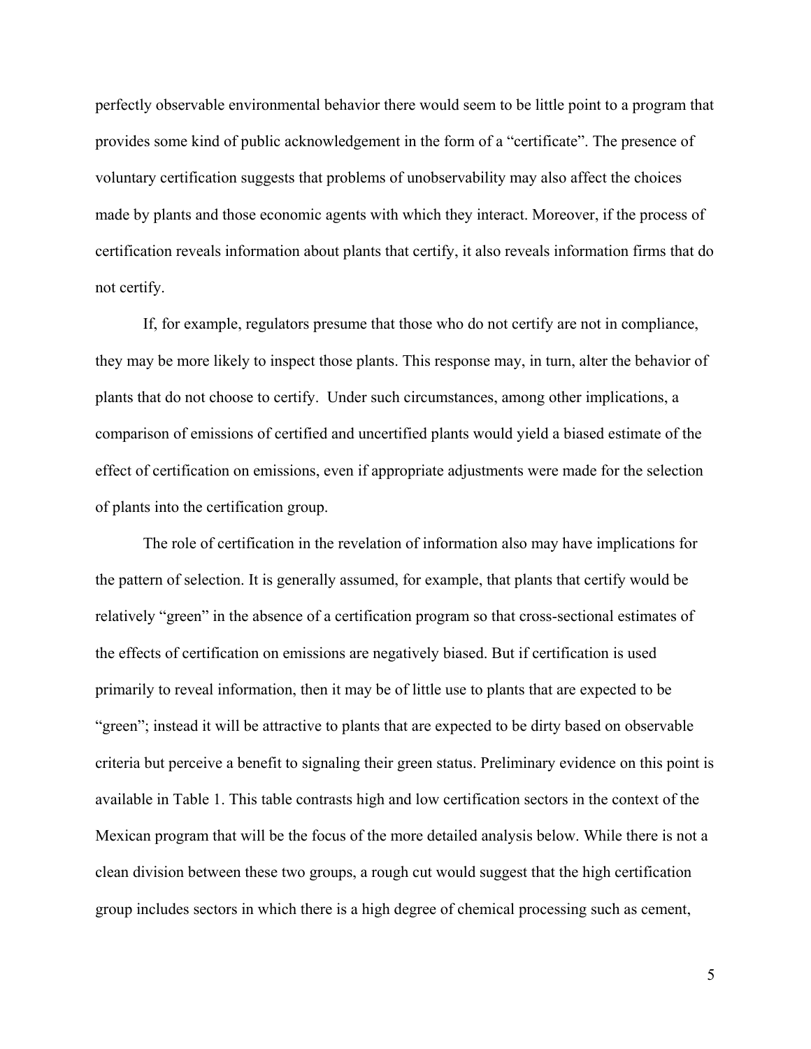perfectly observable environmental behavior there would seem to be little point to a program that provides some kind of public acknowledgement in the form of a "certificate". The presence of voluntary certification suggests that problems of unobservability may also affect the choices made by plants and those economic agents with which they interact. Moreover, if the process of certification reveals information about plants that certify, it also reveals information firms that do not certify.

If, for example, regulators presume that those who do not certify are not in compliance, they may be more likely to inspect those plants. This response may, in turn, alter the behavior of plants that do not choose to certify. Under such circumstances, among other implications, a comparison of emissions of certified and uncertified plants would yield a biased estimate of the effect of certification on emissions, even if appropriate adjustments were made for the selection of plants into the certification group.

The role of certification in the revelation of information also may have implications for the pattern of selection. It is generally assumed, for example, that plants that certify would be relatively "green" in the absence of a certification program so that cross-sectional estimates of the effects of certification on emissions are negatively biased. But if certification is used primarily to reveal information, then it may be of little use to plants that are expected to be "green"; instead it will be attractive to plants that are expected to be dirty based on observable criteria but perceive a benefit to signaling their green status. Preliminary evidence on this point is available in Table 1. This table contrasts high and low certification sectors in the context of the Mexican program that will be the focus of the more detailed analysis below. While there is not a clean division between these two groups, a rough cut would suggest that the high certification group includes sectors in which there is a high degree of chemical processing such as cement,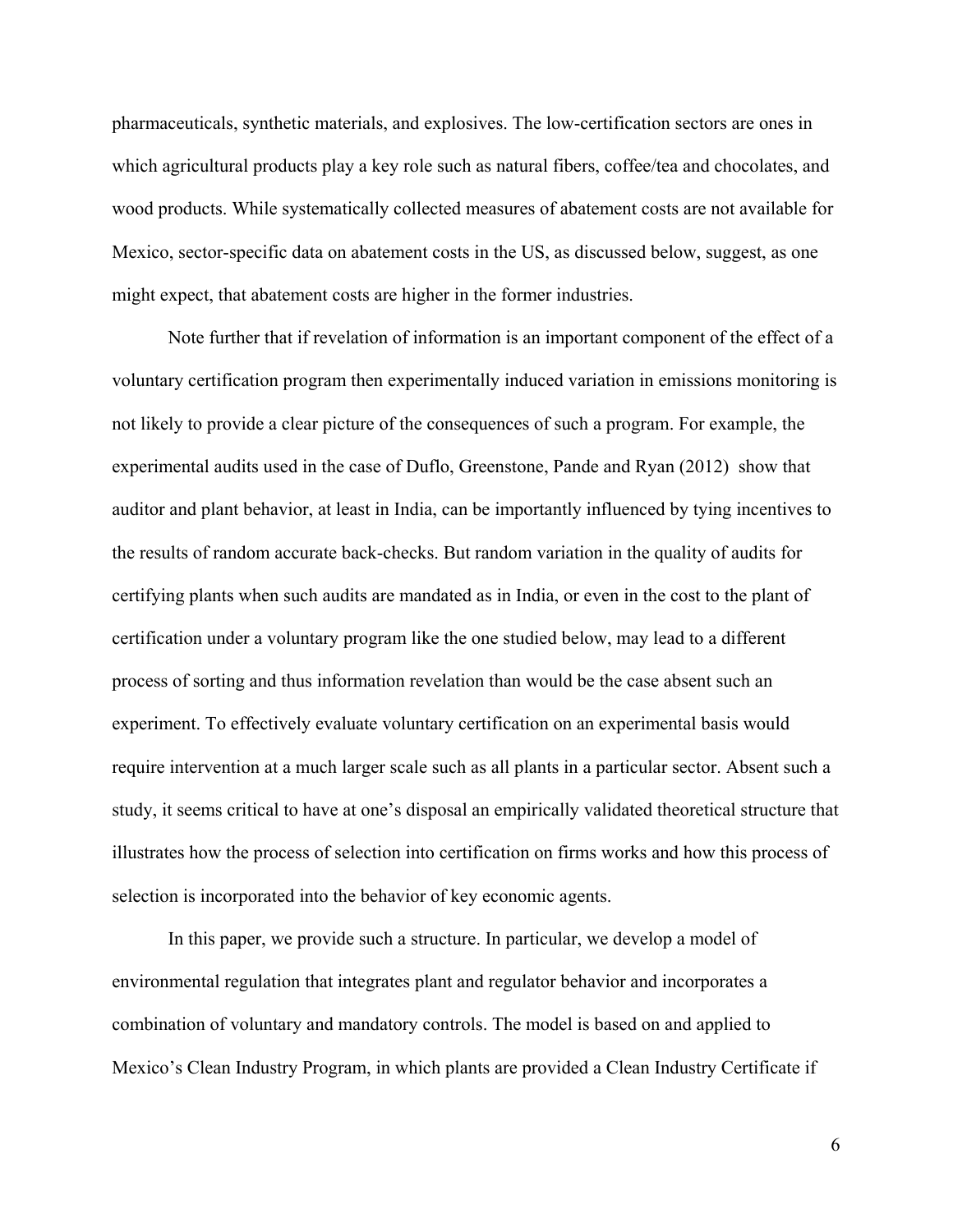pharmaceuticals, synthetic materials, and explosives. The low-certification sectors are ones in which agricultural products play a key role such as natural fibers, coffee/tea and chocolates, and wood products. While systematically collected measures of abatement costs are not available for Mexico, sector-specific data on abatement costs in the US, as discussed below, suggest, as one might expect, that abatement costs are higher in the former industries.

Note further that if revelation of information is an important component of the effect of a voluntary certification program then experimentally induced variation in emissions monitoring is not likely to provide a clear picture of the consequences of such a program. For example, the experimental audits used in the case of Duflo, Greenstone, Pande and Ryan (2012) show that auditor and plant behavior, at least in India, can be importantly influenced by tying incentives to the results of random accurate back-checks. But random variation in the quality of audits for certifying plants when such audits are mandated as in India, or even in the cost to the plant of certification under a voluntary program like the one studied below, may lead to a different process of sorting and thus information revelation than would be the case absent such an experiment. To effectively evaluate voluntary certification on an experimental basis would require intervention at a much larger scale such as all plants in a particular sector. Absent such a study, it seems critical to have at one's disposal an empirically validated theoretical structure that illustrates how the process of selection into certification on firms works and how this process of selection is incorporated into the behavior of key economic agents.

In this paper, we provide such a structure. In particular, we develop a model of environmental regulation that integrates plant and regulator behavior and incorporates a combination of voluntary and mandatory controls. The model is based on and applied to Mexico's Clean Industry Program, in which plants are provided a Clean Industry Certificate if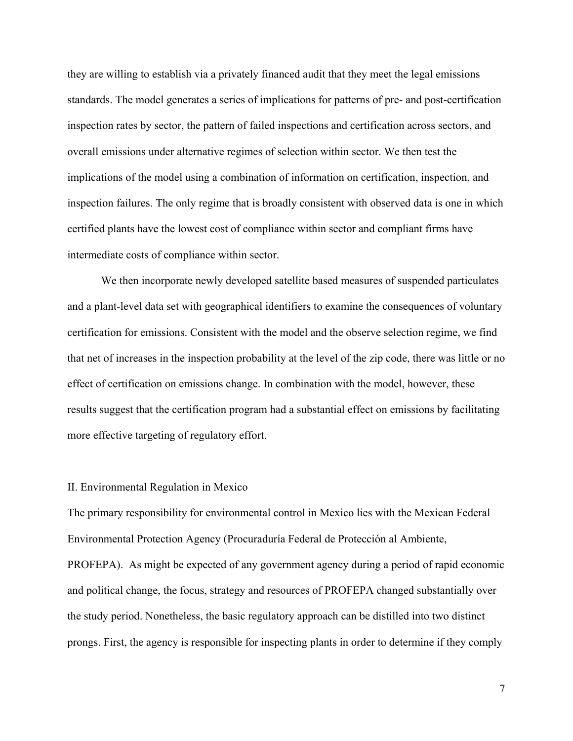they are willing to establish via a privately financed audit that they meet the legal emissions standards. The model generates a series of implications for patterns of pre- and post-certification inspection rates by sector, the pattern of failed inspections and certification across sectors, and overall emissions under alternative regimes of selection within sector. We then test the implications of the model using a combination of information on certification, inspection, and inspection failures. The only regime that is broadly consistent with observed data is one in which certified plants have the lowest cost of compliance within sector and compliant firms have intermediate costs of compliance within sector.

We then incorporate newly developed satellite based measures of suspended particulates and a plant-level data set with geographical identifiers to examine the consequences of voluntary certification for emissions. Consistent with the model and the observe selection regime, we find that net of increases in the inspection probability at the level of the zip code, there was little or no effect of certification on emissions change. In combination with the model, however, these results suggest that the certification program had a substantial effect on emissions by facilitating more effective targeting of regulatory effort.

## II. Environmental Regulation in Mexico

The primary responsibility for environmental control in Mexico lies with the Mexican Federal Environmental Protection Agency (Procuraduría Federal de Protección al Ambiente, PROFEPA). As might be expected of any government agency during a period of rapid economic and political change, the focus, strategy and resources of PROFEPA changed substantially over the study period. Nonetheless, the basic regulatory approach can be distilled into two distinct prongs. First, the agency is responsible for inspecting plants in order to determine if they comply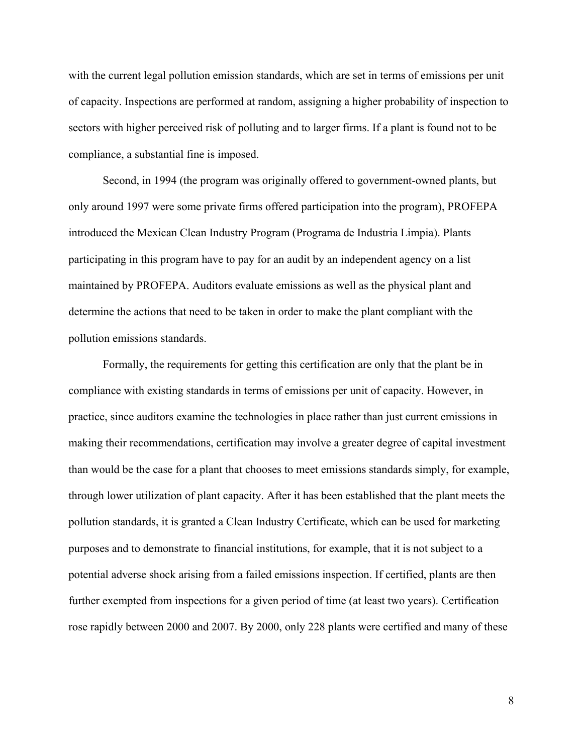with the current legal pollution emission standards, which are set in terms of emissions per unit of capacity. Inspections are performed at random, assigning a higher probability of inspection to sectors with higher perceived risk of polluting and to larger firms. If a plant is found not to be compliance, a substantial fine is imposed.

Second, in 1994 (the program was originally offered to government-owned plants, but only around 1997 were some private firms offered participation into the program), PROFEPA introduced the Mexican Clean Industry Program (Programa de Industria Limpia). Plants participating in this program have to pay for an audit by an independent agency on a list maintained by PROFEPA. Auditors evaluate emissions as well as the physical plant and determine the actions that need to be taken in order to make the plant compliant with the pollution emissions standards.

Formally, the requirements for getting this certification are only that the plant be in compliance with existing standards in terms of emissions per unit of capacity. However, in practice, since auditors examine the technologies in place rather than just current emissions in making their recommendations, certification may involve a greater degree of capital investment than would be the case for a plant that chooses to meet emissions standards simply, for example, through lower utilization of plant capacity. After it has been established that the plant meets the pollution standards, it is granted a Clean Industry Certificate, which can be used for marketing purposes and to demonstrate to financial institutions, for example, that it is not subject to a potential adverse shock arising from a failed emissions inspection. If certified, plants are then further exempted from inspections for a given period of time (at least two years). Certification rose rapidly between 2000 and 2007. By 2000, only 228 plants were certified and many of these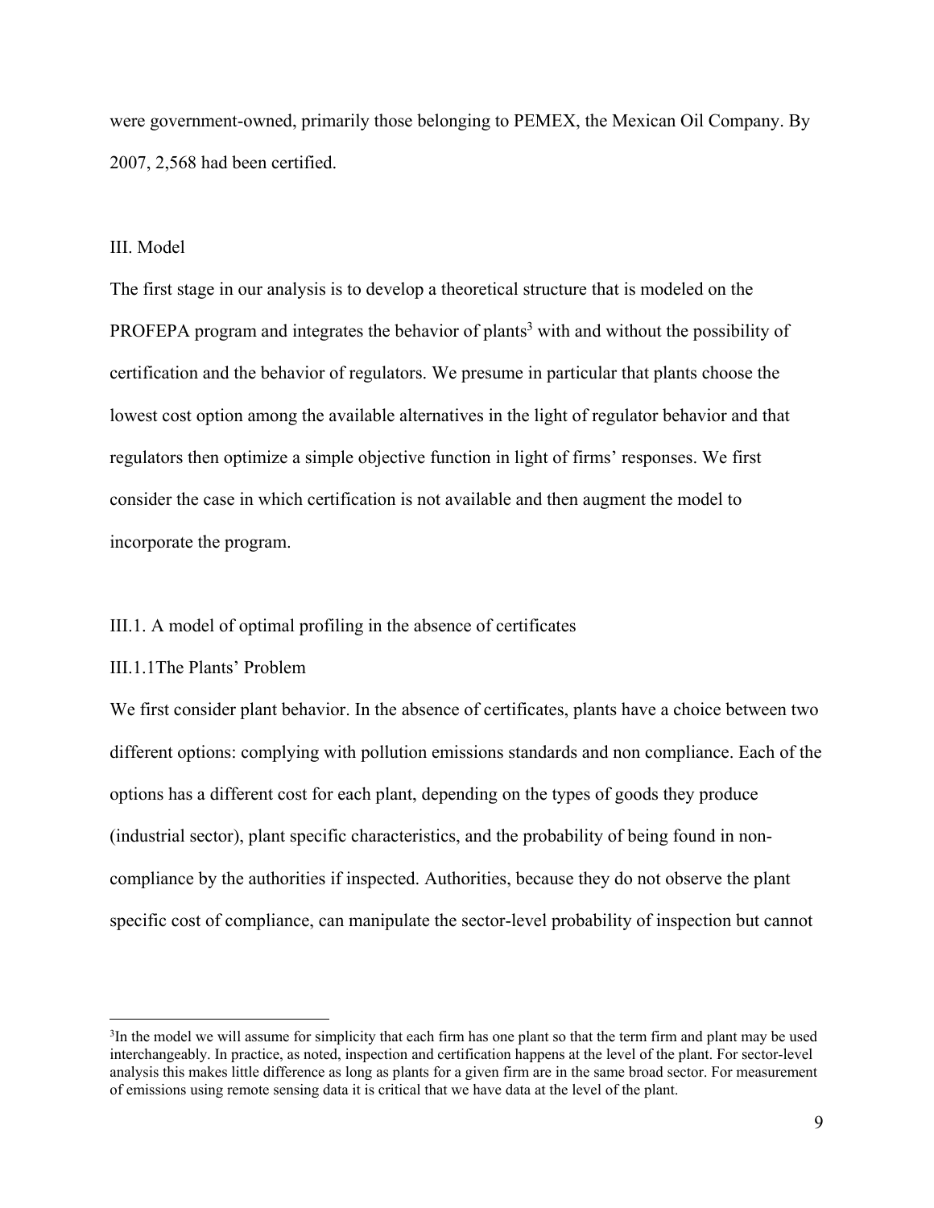were government-owned, primarily those belonging to PEMEX, the Mexican Oil Company. By 2007, 2,568 had been certified.

## III. Model

The first stage in our analysis is to develop a theoretical structure that is modeled on the PROFEPA program and integrates the behavior of plants[3] with and without the possibility of certification and the behavior of regulators. We presume in particular that plants choose the lowest cost option among the available alternatives in the light of regulator behavior and that regulators then optimize a simple objective function in light of firms' responses. We first consider the case in which certification is not available and then augment the model to incorporate the program.

### III.1. A model of optimal profiling in the absence of certificates

#### III.1.1The Plants' Problem

We first consider plant behavior. In the absence of certificates, plants have a choice between two different options: complying with pollution emissions standards and non compliance. Each of the options has a different cost for each plant, depending on the types of goods they produce (industrial sector), plant specific characteristics, and the probability of being found in non-compliance by the authorities if inspected. Authorities, because they do not observe the plant specific cost of compliance, can manipulate the sector-level probability of inspection but cannot

[3]In the model we will assume for simplicity that each firm has one plant so that the term firm and plant may be used interchangeably. In practice, as noted, inspection and certification happens at the level of the plant. For sector-level analysis this makes little difference as long as plants for a given firm are in the same broad sector. For measurement of emissions using remote sensing data it is critical that we have data at the level of the plant.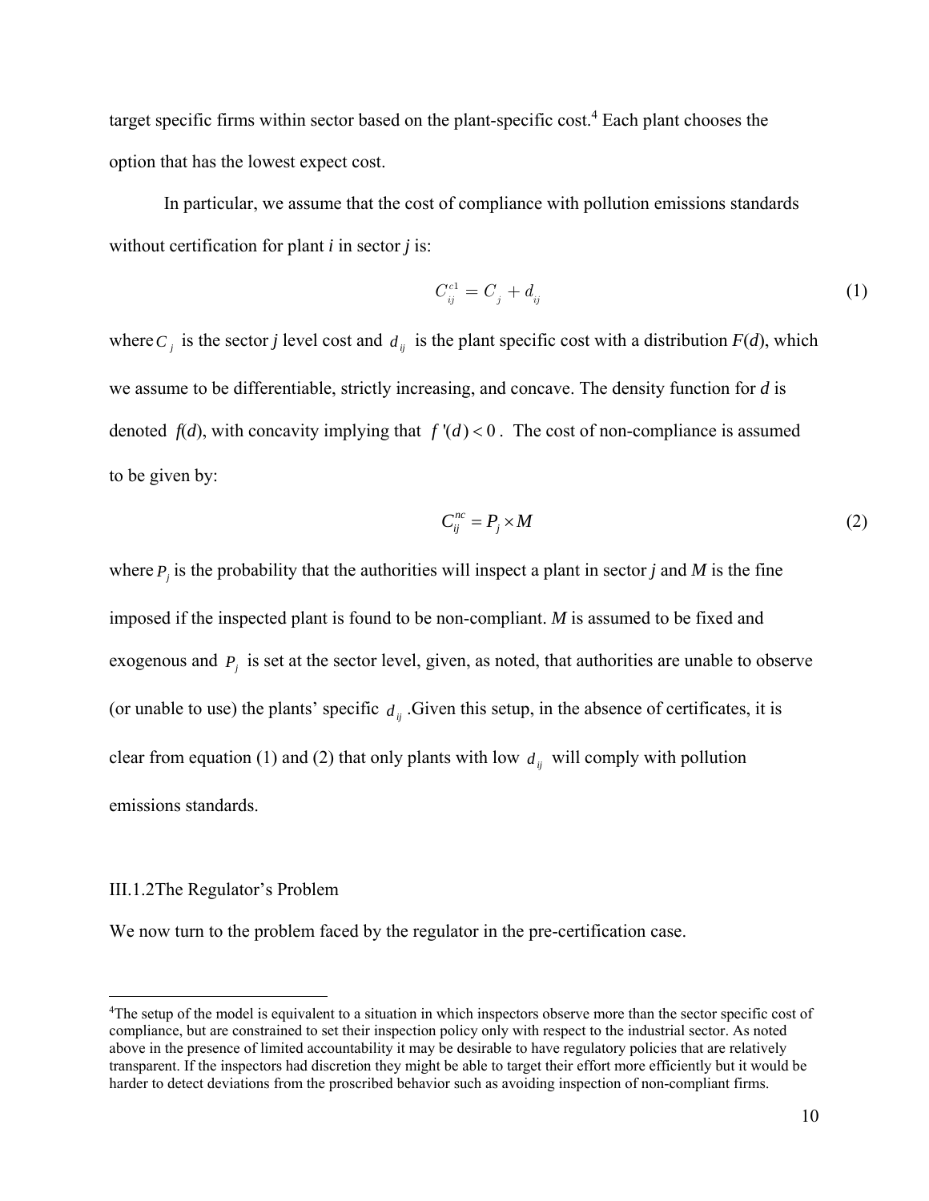target specific firms within sector based on the plant-specific cost.[4] Each plant chooses the option that has the lowest expect cost.

In particular, we assume that the cost of compliance with pollution emissions standards without certification for plant *i* in sector *j* is:

$$C_{ij}^{c1} = C_j + d_{ij} \tag{1}$$

where $C_j$ is the sector *j* level cost and $d_{ij}$ is the plant specific cost with a distribution *F*(*d*), which we assume to be differentiable, strictly increasing, and concave. The density function for *d* is denoted *f*(*d*), with concavity implying that $f'(d) < 0$. The cost of non-compliance is assumed to be given by:

$$C_{ij}^{nc} = P_j \times M \tag{2}$$

where $P_j$ is the probability that the authorities will inspect a plant in sector *j* and *M* is the fine imposed if the inspected plant is found to be non-compliant. *M* is assumed to be fixed and exogenous and $P_j$ is set at the sector level, given, as noted, that authorities are unable to observe (or unable to use) the plants' specific $d_{ij}$ .Given this setup, in the absence of certificates, it is clear from equation (1) and (2) that only plants with low $d_{ij}$ will comply with pollution emissions standards.

### III.1.2The Regulator's Problem

We now turn to the problem faced by the regulator in the pre-certification case.

---

[4]The setup of the model is equivalent to a situation in which inspectors observe more than the sector specific cost of compliance, but are constrained to set their inspection policy only with respect to the industrial sector. As noted above in the presence of limited accountability it may be desirable to have regulatory policies that are relatively transparent. If the inspectors had discretion they might be able to target their effort more efficiently but it would be harder to detect deviations from the proscribed behavior such as avoiding inspection of non-compliant firms.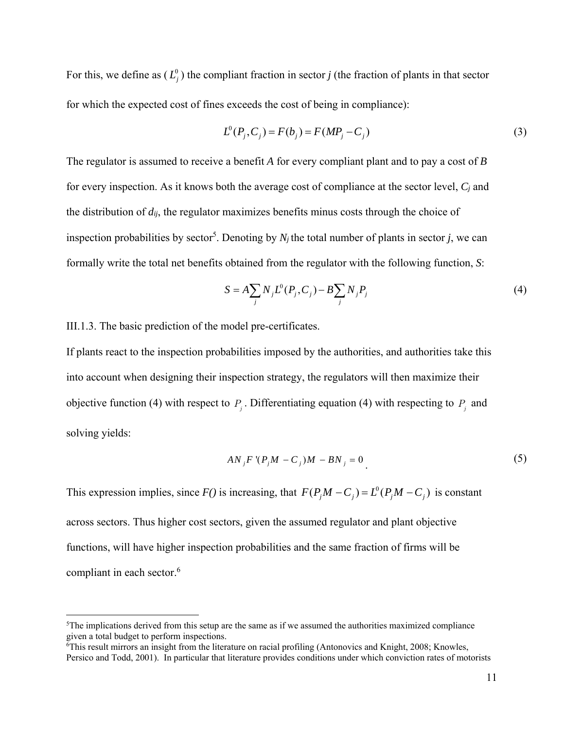For this, we define as ($L_j^0$) the compliant fraction in sector *j* (the fraction of plants in that sector for which the expected cost of fines exceeds the cost of being in compliance):

$$L^0(P_j, C_j) = F(b_j) = F(MP_j - C_j) \tag{3}$$

The regulator is assumed to receive a benefit *A* for every compliant plant and to pay a cost of *B* for every inspection. As it knows both the average cost of compliance at the sector level, $C_j$ and the distribution of $d_{ij}$, the regulator maximizes benefits minus costs through the choice of inspection probabilities by sector[5]. Denoting by $N_j$ the total number of plants in sector ***j***, we can formally write the total net benefits obtained from the regulator with the following function, ***S***:

$$S = A\sum_j N_j L^0(P_j, C_j) - B\sum_j N_j P_j \tag{4}$$

III.1.3. The basic prediction of the model pre-certificates.

If plants react to the inspection probabilities imposed by the authorities, and authorities take this into account when designing their inspection strategy, the regulators will then maximize their objective function (4) with respect to $P_j$. Differentiating equation (4) with respecting to $P_j$ and solving yields:

$$AN_j F'(P_j M - C_j)M - BN_j = 0 \tag{5}$$

This expression implies, since *F()* is increasing, that $F(P_j M - C_j) = L^0(P_j M - C_j)$ is constant across sectors. Thus higher cost sectors, given the assumed regulator and plant objective functions, will have higher inspection probabilities and the same fraction of firms will be compliant in each sector.[6]

---

[5]The implications derived from this setup are the same as if we assumed the authorities maximized compliance given a total budget to perform inspections.

[6]This result mirrors an insight from the literature on racial profiling (Antonovics and Knight, 2008; Knowles, Persico and Todd, 2001). In particular that literature provides conditions under which conviction rates of motorists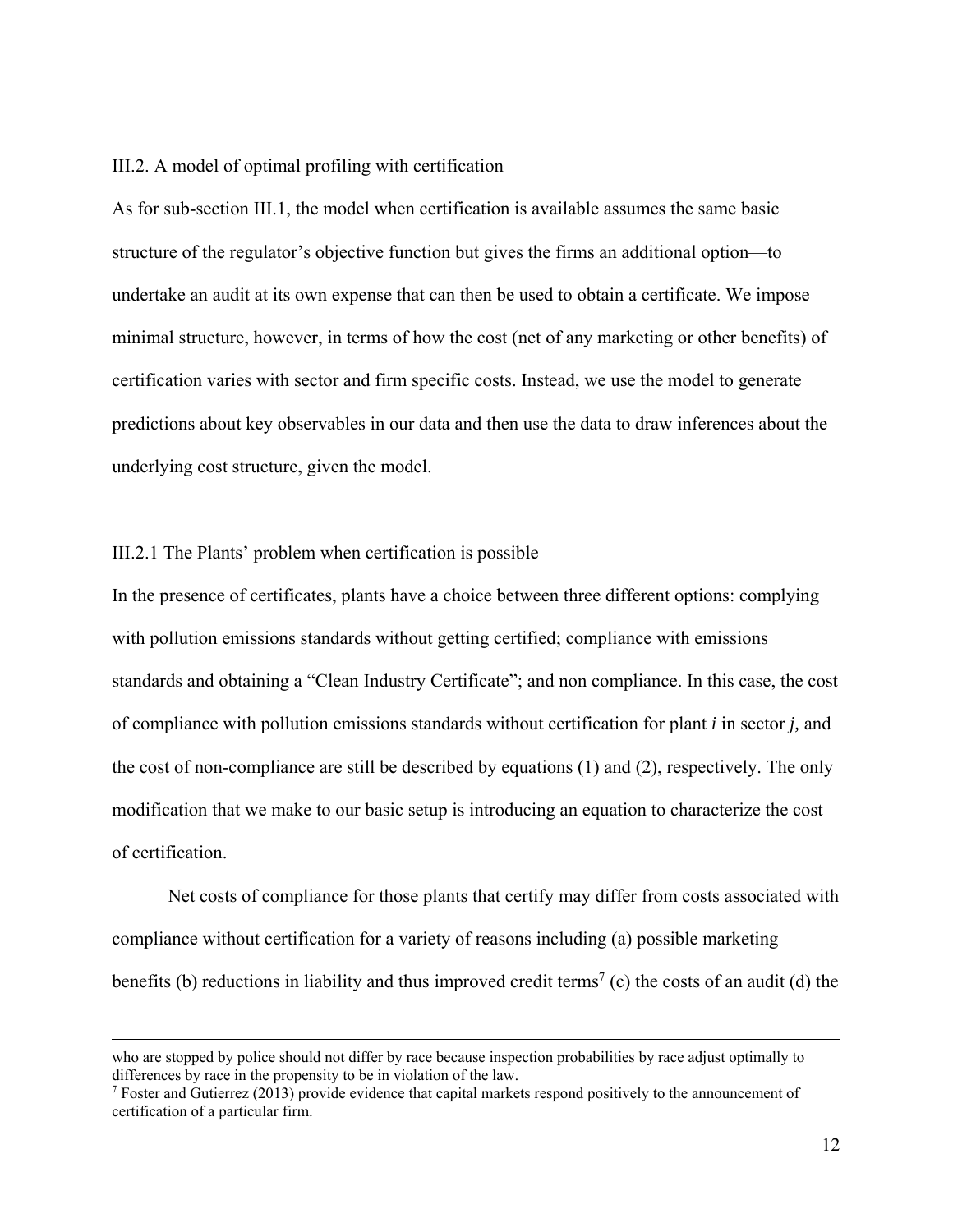III.2. A model of optimal profiling with certification

As for sub-section III.1, the model when certification is available assumes the same basic structure of the regulator's objective function but gives the firms an additional option—to undertake an audit at its own expense that can then be used to obtain a certificate. We impose minimal structure, however, in terms of how the cost (net of any marketing or other benefits) of certification varies with sector and firm specific costs. Instead, we use the model to generate predictions about key observables in our data and then use the data to draw inferences about the underlying cost structure, given the model.

III.2.1 The Plants' problem when certification is possible

In the presence of certificates, plants have a choice between three different options: complying with pollution emissions standards without getting certified; compliance with emissions standards and obtaining a "Clean Industry Certificate"; and non compliance. In this case, the cost of compliance with pollution emissions standards without certification for plant *i* in sector *j,* and the cost of non-compliance are still be described by equations (1) and (2), respectively. The only modification that we make to our basic setup is introducing an equation to characterize the cost of certification.

Net costs of compliance for those plants that certify may differ from costs associated with compliance without certification for a variety of reasons including (a) possible marketing benefits (b) reductions in liability and thus improved credit terms[7] (c) the costs of an audit (d) the

---

who are stopped by police should not differ by race because inspection probabilities by race adjust optimally to differences by race in the propensity to be in violation of the law.

[7] Foster and Gutierrez (2013) provide evidence that capital markets respond positively to the announcement of certification of a particular firm.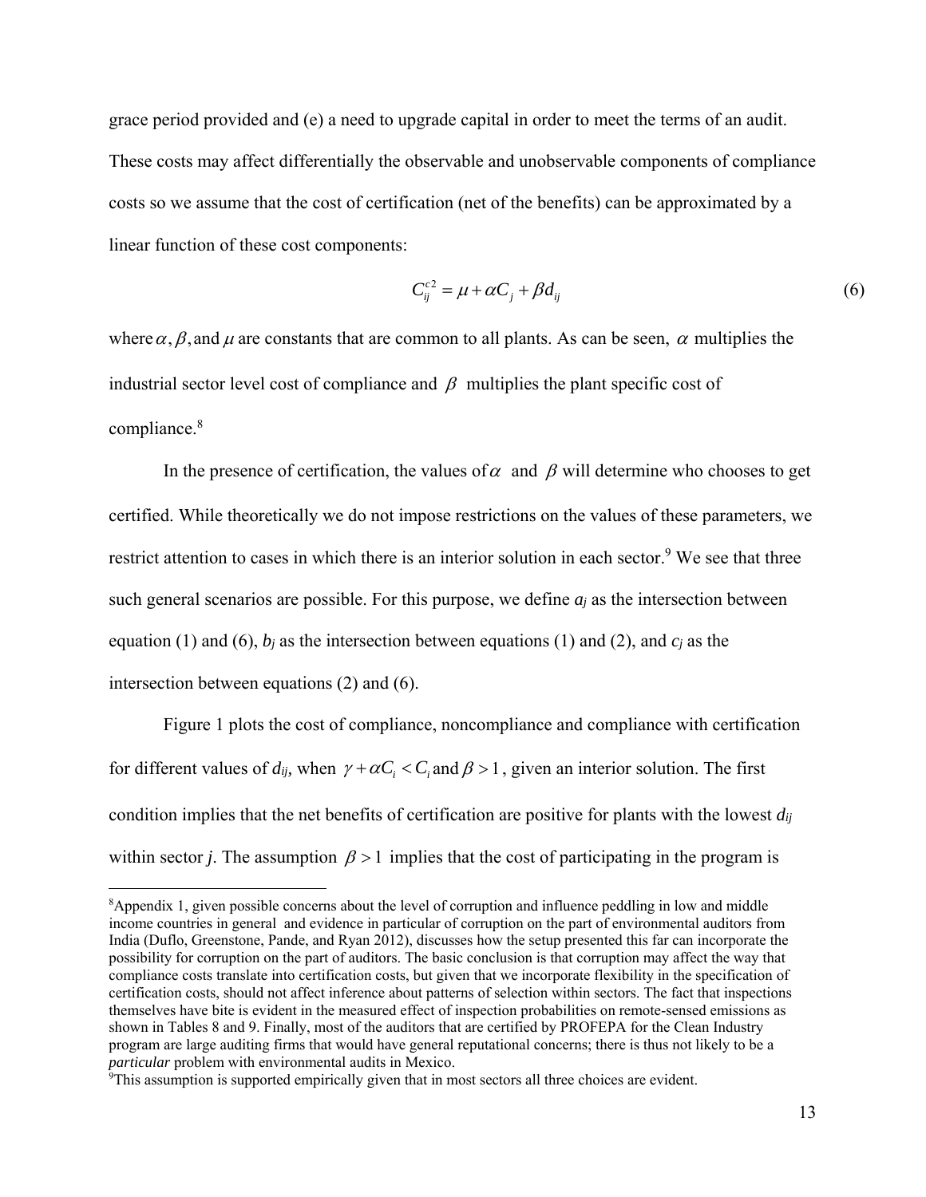grace period provided and (e) a need to upgrade capital in order to meet the terms of an audit. These costs may affect differentially the observable and unobservable components of compliance costs so we assume that the cost of certification (net of the benefits) can be approximated by a linear function of these cost components:

$$C_{ij}^{c2} = \mu + \alpha C_j + \beta d_{ij} \tag{6}$$

where $\alpha, \beta,$ and $\mu$ are constants that are common to all plants. As can be seen, $\alpha$ multiplies the industrial sector level cost of compliance and $\beta$ multiplies the plant specific cost of compliance.[8]

In the presence of certification, the values of $\alpha$ and $\beta$ will determine who chooses to get certified. While theoretically we do not impose restrictions on the values of these parameters, we restrict attention to cases in which there is an interior solution in each sector.[9] We see that three such general scenarios are possible. For this purpose, we define $a_j$ as the intersection between equation (1) and (6), $b_j$ as the intersection between equations (1) and (2), and $c_j$ as the intersection between equations (2) and (6).

Figure 1 plots the cost of compliance, noncompliance and compliance with certification for different values of $d_{ij}$, when $\gamma + \alpha C_i < C_i$ and $\beta > 1$, given an interior solution. The first condition implies that the net benefits of certification are positive for plants with the lowest $d_{ij}$ within sector $j$. The assumption $\beta > 1$ implies that the cost of participating in the program is

---

[8]Appendix 1, given possible concerns about the level of corruption and influence peddling in low and middle income countries in general and evidence in particular of corruption on the part of environmental auditors from India (Duflo, Greenstone, Pande, and Ryan 2012), discusses how the setup presented this far can incorporate the possibility for corruption on the part of auditors. The basic conclusion is that corruption may affect the way that compliance costs translate into certification costs, but given that we incorporate flexibility in the specification of certification costs, should not affect inference about patterns of selection within sectors. The fact that inspections themselves have bite is evident in the measured effect of inspection probabilities on remote-sensed emissions as shown in Tables 8 and 9. Finally, most of the auditors that are certified by PROFEPA for the Clean Industry program are large auditing firms that would have general reputational concerns; there is thus not likely to be a *particular* problem with environmental audits in Mexico.

[9]This assumption is supported empirically given that in most sectors all three choices are evident.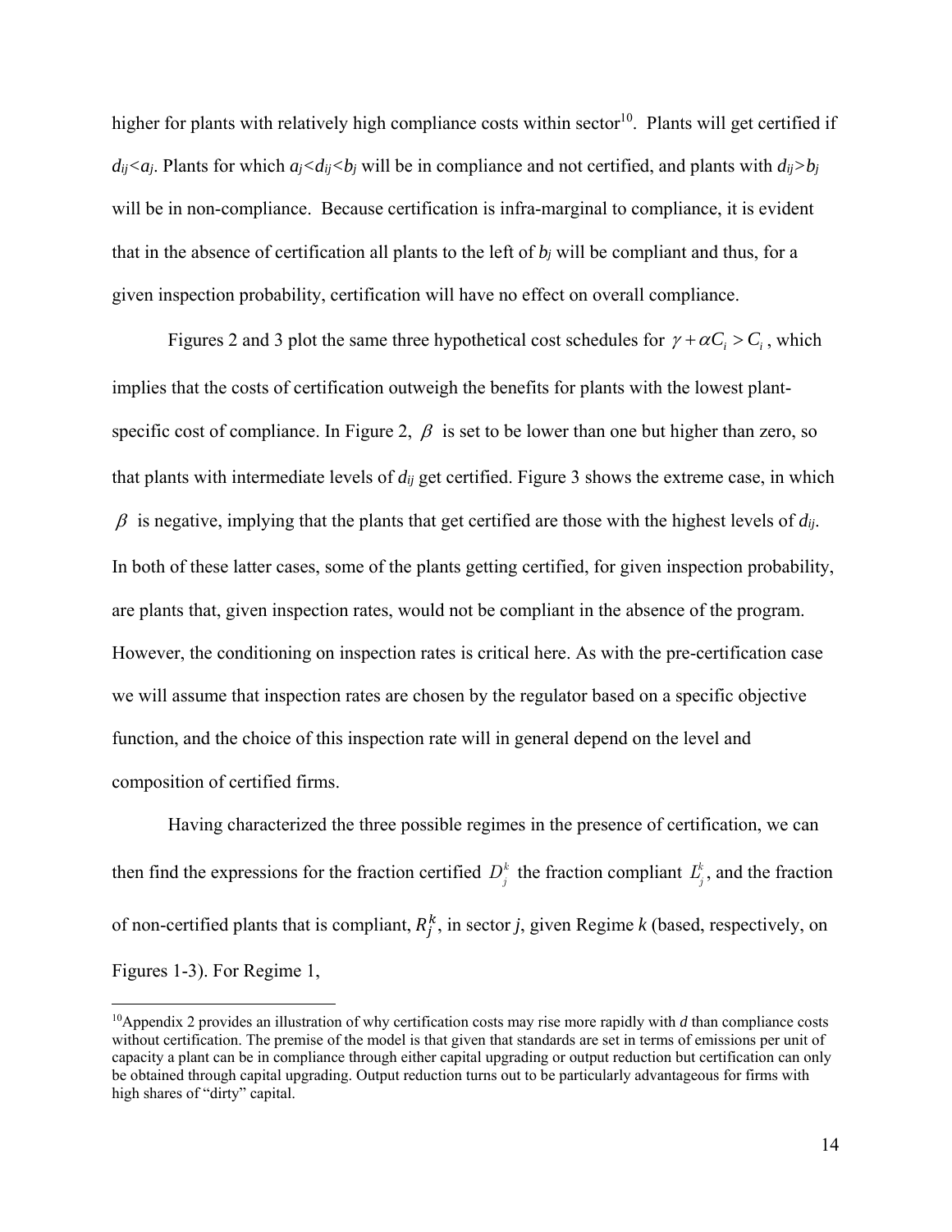higher for plants with relatively high compliance costs within sector[10]. Plants will get certified if $d_{ij}<a_j$. Plants for which $a_j<d_{ij}<b_j$ will be in compliance and not certified, and plants with $d_{ij}>b_j$ will be in non-compliance. Because certification is infra-marginal to compliance, it is evident that in the absence of certification all plants to the left of $b_j$ will be compliant and thus, for a given inspection probability, certification will have no effect on overall compliance.

Figures 2 and 3 plot the same three hypothetical cost schedules for $\gamma + \alpha C_i > C_i$, which implies that the costs of certification outweigh the benefits for plants with the lowest plant-specific cost of compliance. In Figure 2, $\beta$ is set to be lower than one but higher than zero, so that plants with intermediate levels of $d_{ij}$ get certified. Figure 3 shows the extreme case, in which $\beta$ is negative, implying that the plants that get certified are those with the highest levels of $d_{ij}$. In both of these latter cases, some of the plants getting certified, for given inspection probability, are plants that, given inspection rates, would not be compliant in the absence of the program. However, the conditioning on inspection rates is critical here. As with the pre-certification case we will assume that inspection rates are chosen by the regulator based on a specific objective function, and the choice of this inspection rate will in general depend on the level and composition of certified firms.

Having characterized the three possible regimes in the presence of certification, we can then find the expressions for the fraction certified $D_j^k$ the fraction compliant $L_j^k$, and the fraction of non-certified plants that is compliant, $R_j^k$, in sector ***j***, given Regime ***k*** (based, respectively, on Figures 1-3). For Regime 1,

[10]Appendix 2 provides an illustration of why certification costs may rise more rapidly with *d* than compliance costs without certification. The premise of the model is that given that standards are set in terms of emissions per unit of capacity a plant can be in compliance through either capital upgrading or output reduction but certification can only be obtained through capital upgrading. Output reduction turns out to be particularly advantageous for firms with high shares of "dirty" capital.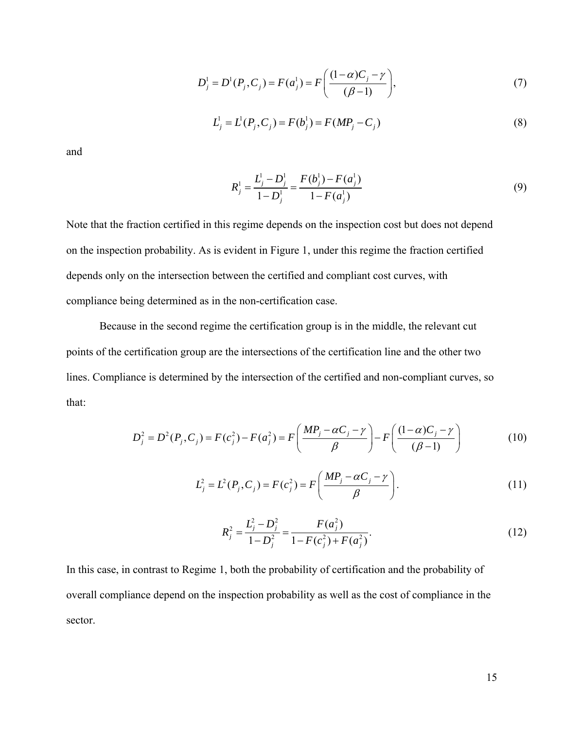$$D_j^1 = D^1(P_j, C_j) = F(a_j^1) = F\left(\frac{(1-\alpha)C_j - \gamma}{(\beta - 1)}\right), \tag{7}$$

$$L_j^1 = L^1(P_j, C_j) = F(b_j^1) = F(MP_j - C_j) \tag{8}$$

and

$$R_j^1 = \frac{L_j^1 - D_j^1}{1 - D_j^1} = \frac{F(b_j^1) - F(a_j^1)}{1 - F(a_j^1)} \tag{9}$$

Note that the fraction certified in this regime depends on the inspection cost but does not depend on the inspection probability. As is evident in Figure 1, under this regime the fraction certified depends only on the intersection between the certified and compliant cost curves, with compliance being determined as in the non-certification case.

Because in the second regime the certification group is in the middle, the relevant cut points of the certification group are the intersections of the certification line and the other two lines. Compliance is determined by the intersection of the certified and non-compliant curves, so that:

$$D_j^2 = D^2(P_j, C_j) = F(c_j^2) - F(a_j^2) = F\left(\frac{MP_j - \alpha C_j - \gamma}{\beta}\right) - F\left(\frac{(1-\alpha)C_j - \gamma}{(\beta - 1)}\right) \tag{10}$$

$$L_j^2 = L^2(P_j, C_j) = F(c_j^2) = F\left(\frac{MP_j - \alpha C_j - \gamma}{\beta}\right). \tag{11}$$

$$R_j^2 = \frac{L_j^2 - D_j^2}{1 - D_j^2} = \frac{F(a_j^2)}{1 - F(c_j^2) + F(a_j^2)}. \tag{12}$$

In this case, in contrast to Regime 1, both the probability of certification and the probability of overall compliance depend on the inspection probability as well as the cost of compliance in the sector.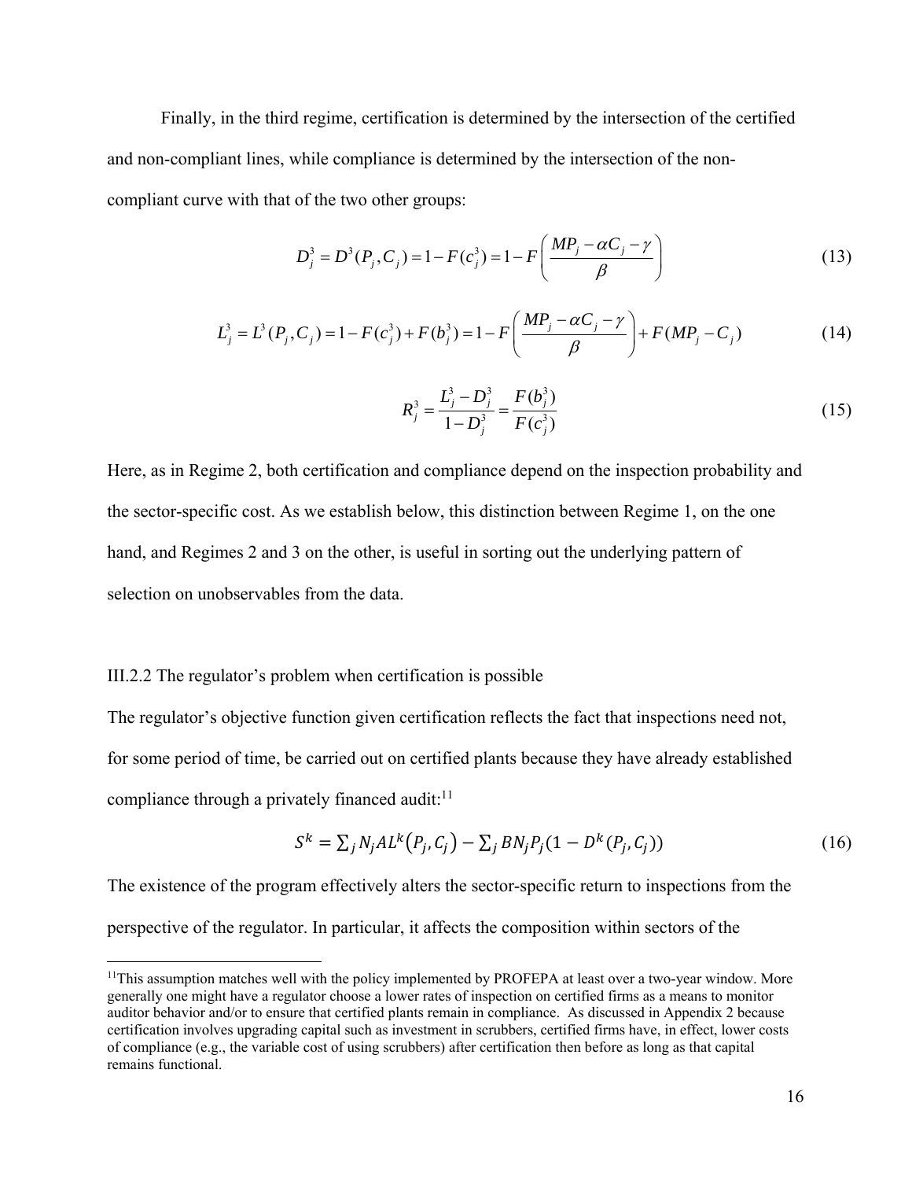Finally, in the third regime, certification is determined by the intersection of the certified and non-compliant lines, while compliance is determined by the intersection of the non-compliant curve with that of the two other groups:

$$D_j^3 = D^3(P_j, C_j) = 1 - F(c_j^3) = 1 - F\left(\frac{MP_j - \alpha C_j - \gamma}{\beta}\right) \tag{13}$$

$$L_j^3 = L^3(P_j, C_j) = 1 - F(c_j^3) + F(b_j^3) = 1 - F\left(\frac{MP_j - \alpha C_j - \gamma}{\beta}\right) + F(MP_j - C_j) \tag{14}$$

$$R_j^3 = \frac{L_j^3 - D_j^3}{1 - D_j^3} = \frac{F(b_j^3)}{F(c_j^3)} \tag{15}$$

Here, as in Regime 2, both certification and compliance depend on the inspection probability and the sector-specific cost. As we establish below, this distinction between Regime 1, on the one hand, and Regimes 2 and 3 on the other, is useful in sorting out the underlying pattern of selection on unobservables from the data.

### III.2.2 The regulator's problem when certification is possible

The regulator's objective function given certification reflects the fact that inspections need not, for some period of time, be carried out on certified plants because they have already established compliance through a privately financed audit:[11]

$$S^k = \sum_j N_j A L^k(P_j, C_j) - \sum_j B N_j P_j (1 - D^k(P_j, C_j)) \tag{16}$$

The existence of the program effectively alters the sector-specific return to inspections from the perspective of the regulator. In particular, it affects the composition within sectors of the

[11]This assumption matches well with the policy implemented by PROFEPA at least over a two-year window. More generally one might have a regulator choose a lower rates of inspection on certified firms as a means to monitor auditor behavior and/or to ensure that certified plants remain in compliance. As discussed in Appendix 2 because certification involves upgrading capital such as investment in scrubbers, certified firms have, in effect, lower costs of compliance (e.g., the variable cost of using scrubbers) after certification then before as long as that capital remains functional.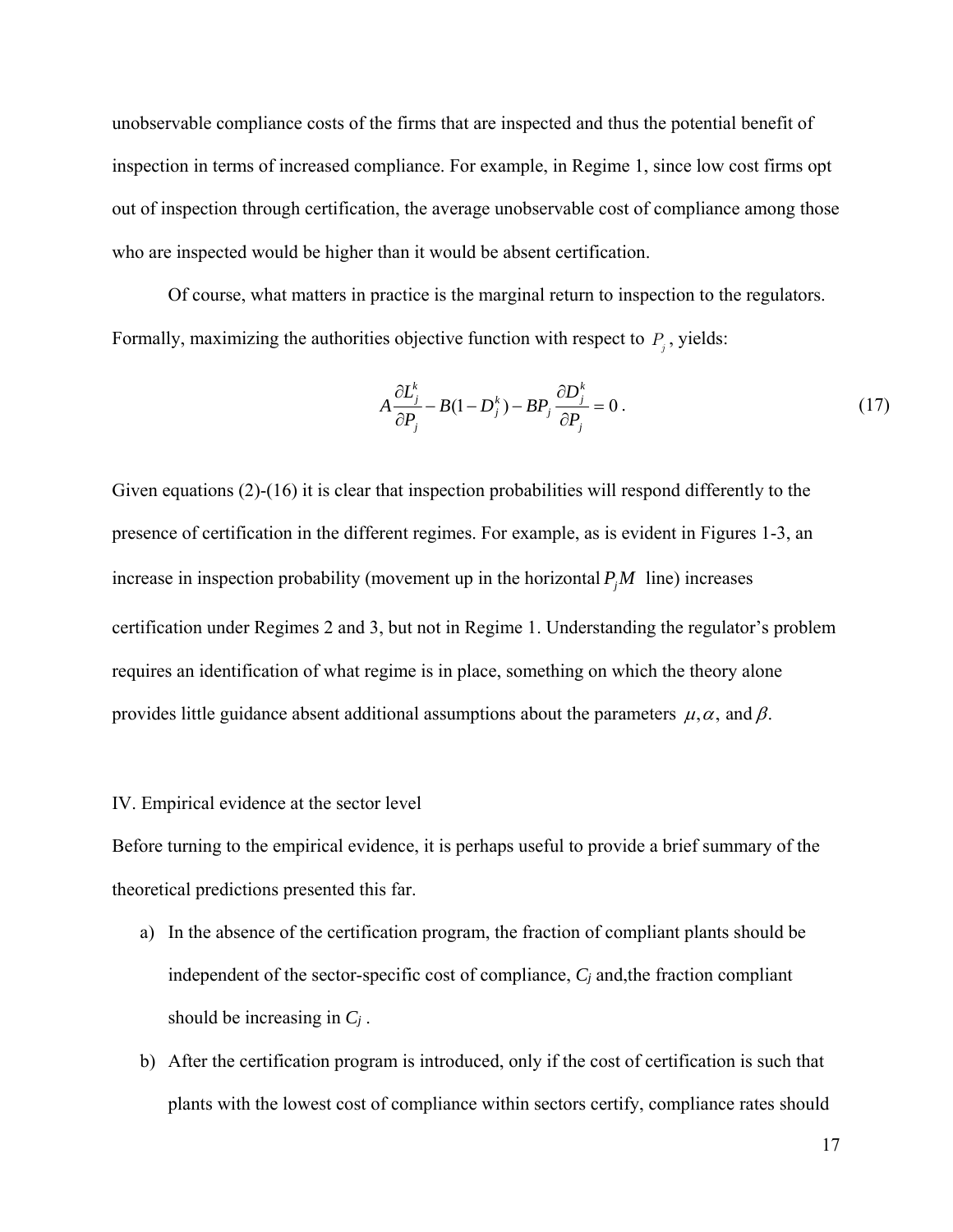unobservable compliance costs of the firms that are inspected and thus the potential benefit of inspection in terms of increased compliance. For example, in Regime 1, since low cost firms opt out of inspection through certification, the average unobservable cost of compliance among those who are inspected would be higher than it would be absent certification.

Of course, what matters in practice is the marginal return to inspection to the regulators. Formally, maximizing the authorities objective function with respect to $P_j$, yields:

$$A\frac{\partial L_j^k}{\partial P_j} - B(1-D_j^k) - BP_j\frac{\partial D_j^k}{\partial P_j} = 0\,. \tag{17}$$

Given equations (2)-(16) it is clear that inspection probabilities will respond differently to the presence of certification in the different regimes. For example, as is evident in Figures 1-3, an increase in inspection probability (movement up in the horizontal $P_jM$ line) increases certification under Regimes 2 and 3, but not in Regime 1. Understanding the regulator's problem requires an identification of what regime is in place, something on which the theory alone provides little guidance absent additional assumptions about the parameters $\mu, \alpha,$ and $\beta$.

## IV. Empirical evidence at the sector level

Before turning to the empirical evidence, it is perhaps useful to provide a brief summary of the theoretical predictions presented this far.

a) In the absence of the certification program, the fraction of compliant plants should be independent of the sector-specific cost of compliance, $C_j$ and,the fraction compliant should be increasing in $C_j$ .

b) After the certification program is introduced, only if the cost of certification is such that plants with the lowest cost of compliance within sectors certify, compliance rates should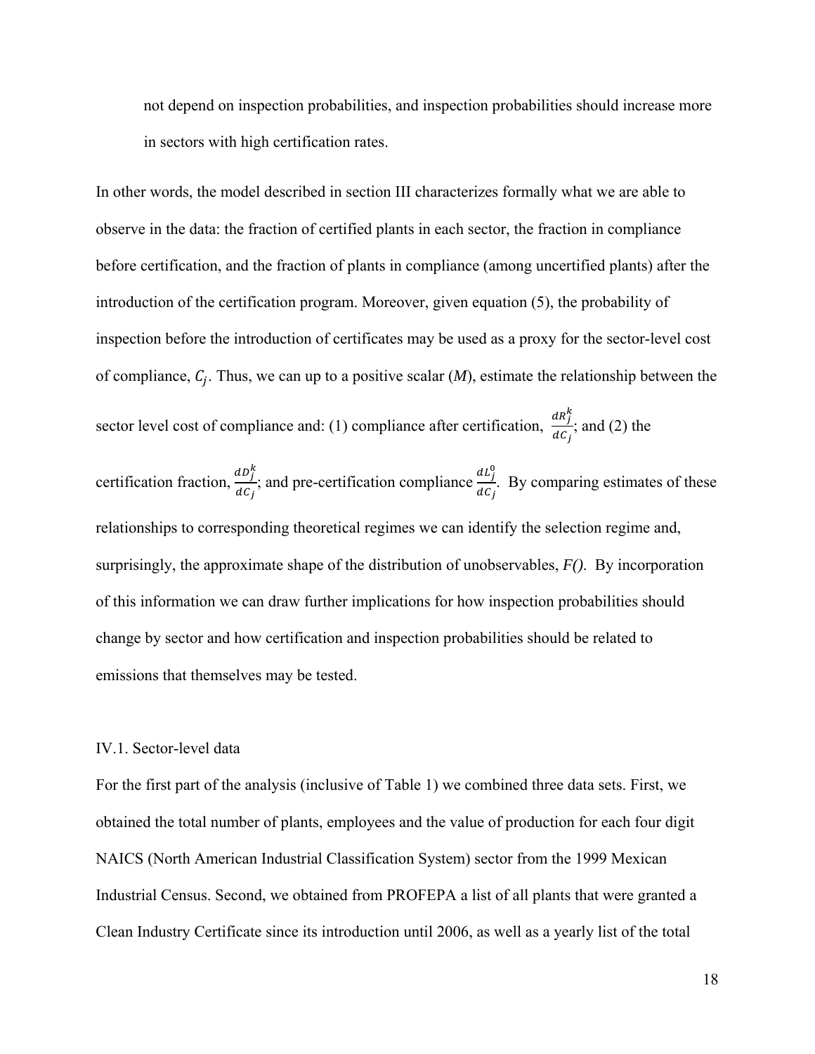not depend on inspection probabilities, and inspection probabilities should increase more in sectors with high certification rates.

In other words, the model described in section III characterizes formally what we are able to observe in the data: the fraction of certified plants in each sector, the fraction in compliance before certification, and the fraction of plants in compliance (among uncertified plants) after the introduction of the certification program. Moreover, given equation (5), the probability of inspection before the introduction of certificates may be used as a proxy for the sector-level cost of compliance, $C_j$. Thus, we can up to a positive scalar (*M*), estimate the relationship between the sector level cost of compliance and: (1) compliance after certification, $\frac{dR_j^k}{dC_j}$; and (2) the certification fraction, $\frac{dD_j^k}{dC_j}$; and pre-certification compliance $\frac{dL_j^0}{dC_j}$. By comparing estimates of these relationships to corresponding theoretical regimes we can identify the selection regime and, surprisingly, the approximate shape of the distribution of unobservables, *F()*. By incorporation of this information we can draw further implications for how inspection probabilities should change by sector and how certification and inspection probabilities should be related to emissions that themselves may be tested.

## IV.1. Sector-level data

For the first part of the analysis (inclusive of Table 1) we combined three data sets. First, we obtained the total number of plants, employees and the value of production for each four digit NAICS (North American Industrial Classification System) sector from the 1999 Mexican Industrial Census. Second, we obtained from PROFEPA a list of all plants that were granted a Clean Industry Certificate since its introduction until 2006, as well as a yearly list of the total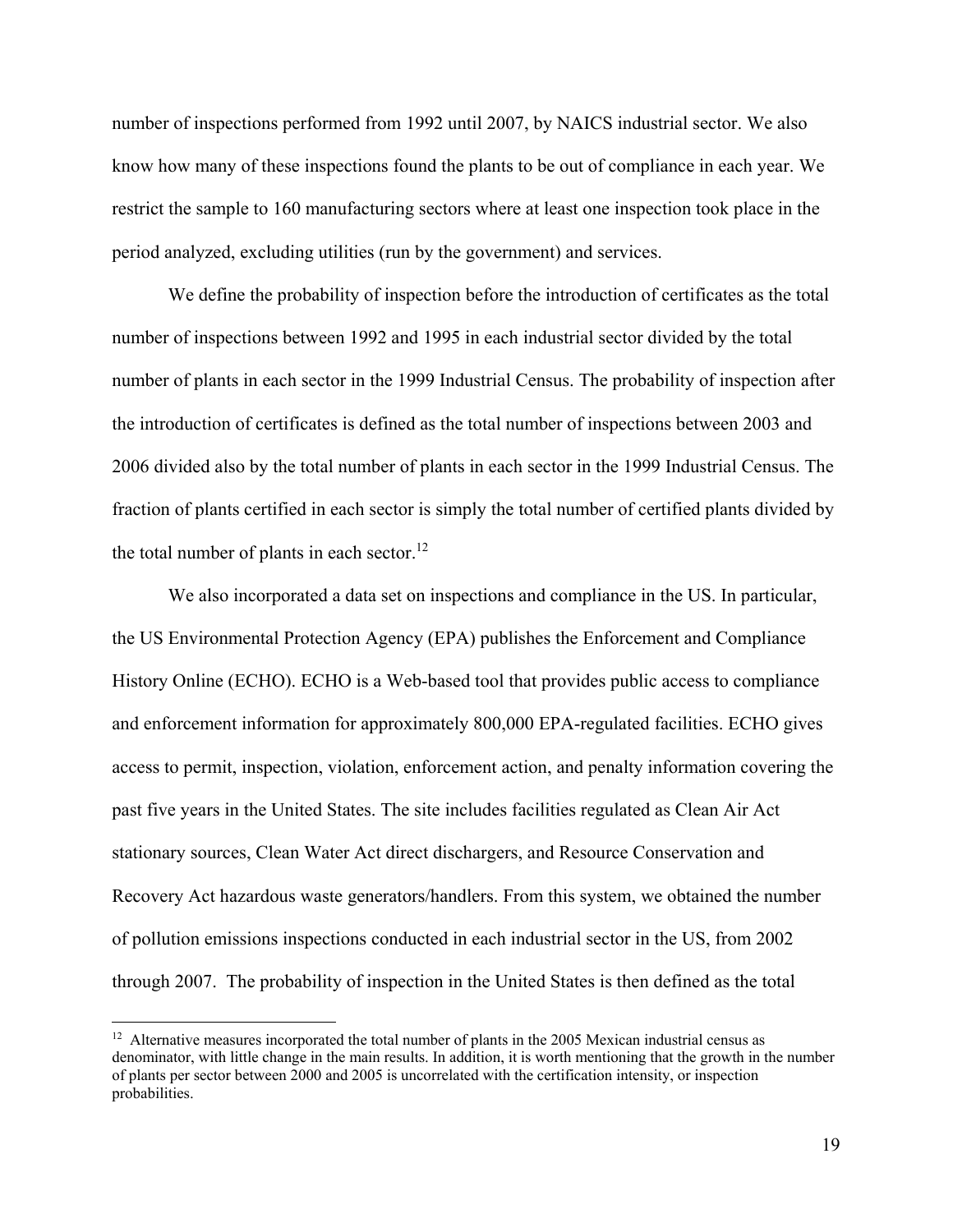number of inspections performed from 1992 until 2007, by NAICS industrial sector. We also know how many of these inspections found the plants to be out of compliance in each year. We restrict the sample to 160 manufacturing sectors where at least one inspection took place in the period analyzed, excluding utilities (run by the government) and services.

We define the probability of inspection before the introduction of certificates as the total number of inspections between 1992 and 1995 in each industrial sector divided by the total number of plants in each sector in the 1999 Industrial Census. The probability of inspection after the introduction of certificates is defined as the total number of inspections between 2003 and 2006 divided also by the total number of plants in each sector in the 1999 Industrial Census. The fraction of plants certified in each sector is simply the total number of certified plants divided by the total number of plants in each sector.[12]

We also incorporated a data set on inspections and compliance in the US. In particular, the US Environmental Protection Agency (EPA) publishes the Enforcement and Compliance History Online (ECHO). ECHO is a Web-based tool that provides public access to compliance and enforcement information for approximately 800,000 EPA-regulated facilities. ECHO gives access to permit, inspection, violation, enforcement action, and penalty information covering the past five years in the United States. The site includes facilities regulated as Clean Air Act stationary sources, Clean Water Act direct dischargers, and Resource Conservation and Recovery Act hazardous waste generators/handlers. From this system, we obtained the number of pollution emissions inspections conducted in each industrial sector in the US, from 2002 through 2007. The probability of inspection in the United States is then defined as the total

---

[12] Alternative measures incorporated the total number of plants in the 2005 Mexican industrial census as denominator, with little change in the main results. In addition, it is worth mentioning that the growth in the number of plants per sector between 2000 and 2005 is uncorrelated with the certification intensity, or inspection probabilities.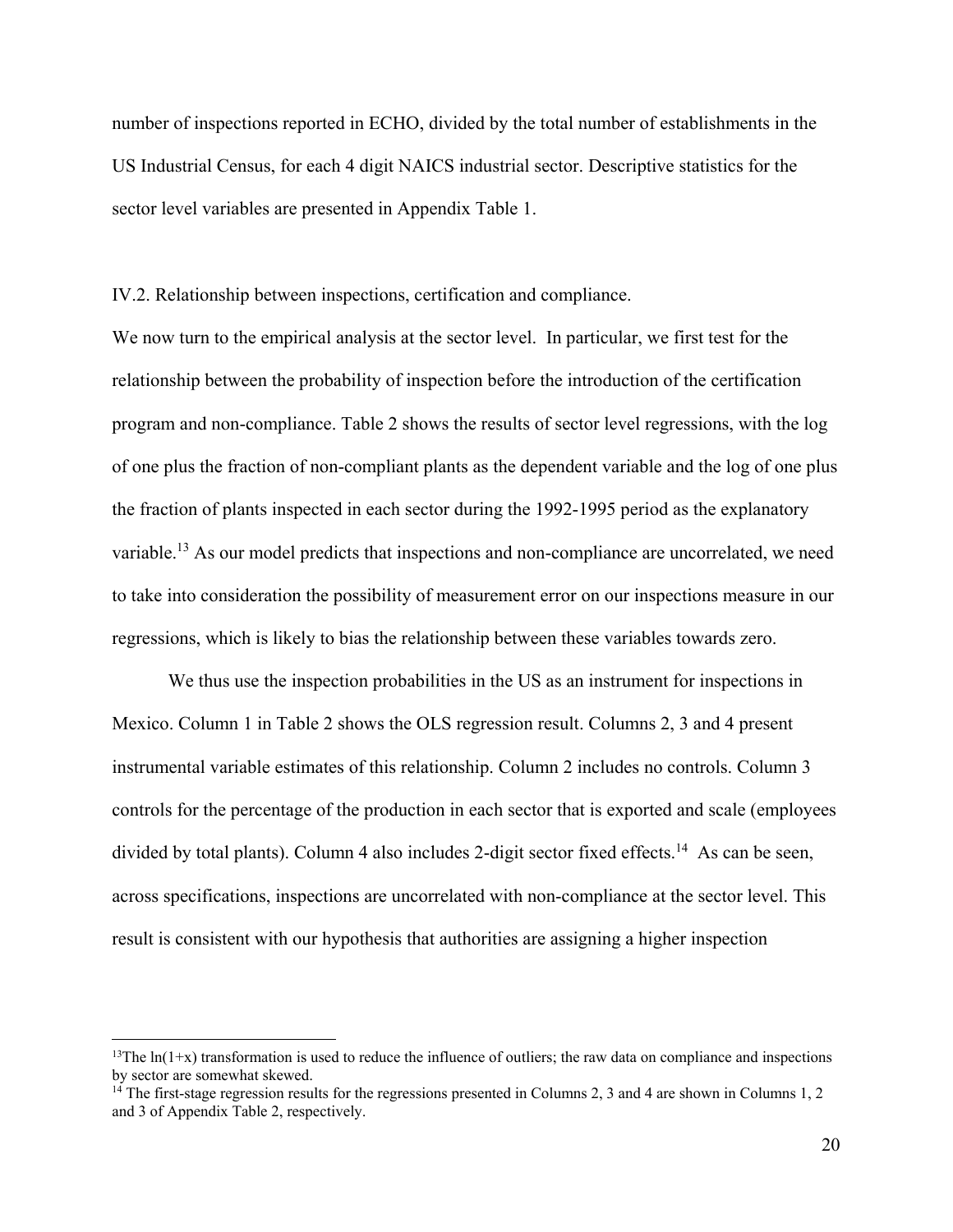number of inspections reported in ECHO, divided by the total number of establishments in the US Industrial Census, for each 4 digit NAICS industrial sector. Descriptive statistics for the sector level variables are presented in Appendix Table 1.

IV.2. Relationship between inspections, certification and compliance.

We now turn to the empirical analysis at the sector level. In particular, we first test for the relationship between the probability of inspection before the introduction of the certification program and non-compliance. Table 2 shows the results of sector level regressions, with the log of one plus the fraction of non-compliant plants as the dependent variable and the log of one plus the fraction of plants inspected in each sector during the 1992-1995 period as the explanatory variable.[13] As our model predicts that inspections and non-compliance are uncorrelated, we need to take into consideration the possibility of measurement error on our inspections measure in our regressions, which is likely to bias the relationship between these variables towards zero.

We thus use the inspection probabilities in the US as an instrument for inspections in Mexico. Column 1 in Table 2 shows the OLS regression result. Columns 2, 3 and 4 present instrumental variable estimates of this relationship. Column 2 includes no controls. Column 3 controls for the percentage of the production in each sector that is exported and scale (employees divided by total plants). Column 4 also includes 2-digit sector fixed effects.[14] As can be seen, across specifications, inspections are uncorrelated with non-compliance at the sector level. This result is consistent with our hypothesis that authorities are assigning a higher inspection

---

[13] The $\ln(1+x)$ transformation is used to reduce the influence of outliers; the raw data on compliance and inspections by sector are somewhat skewed.

[14] The first-stage regression results for the regressions presented in Columns 2, 3 and 4 are shown in Columns 1, 2 and 3 of Appendix Table 2, respectively.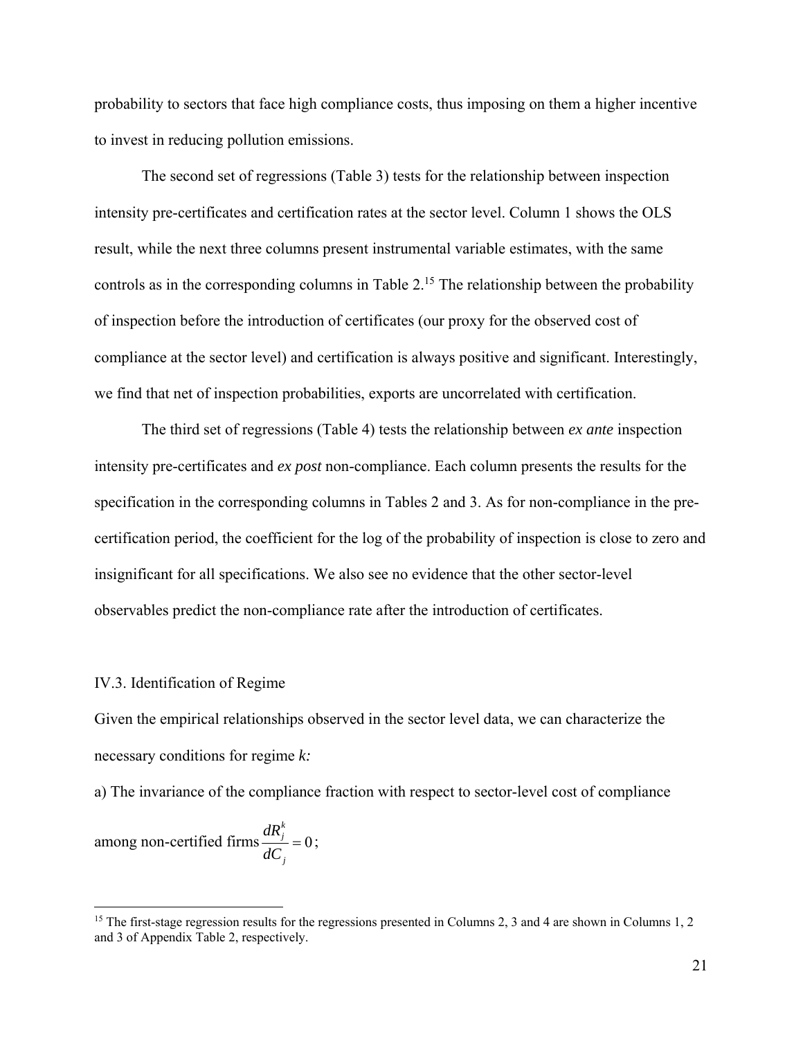probability to sectors that face high compliance costs, thus imposing on them a higher incentive to invest in reducing pollution emissions.

The second set of regressions (Table 3) tests for the relationship between inspection intensity pre-certificates and certification rates at the sector level. Column 1 shows the OLS result, while the next three columns present instrumental variable estimates, with the same controls as in the corresponding columns in Table 2.[15] The relationship between the probability of inspection before the introduction of certificates (our proxy for the observed cost of compliance at the sector level) and certification is always positive and significant. Interestingly, we find that net of inspection probabilities, exports are uncorrelated with certification.

The third set of regressions (Table 4) tests the relationship between *ex ante* inspection intensity pre-certificates and *ex post* non-compliance. Each column presents the results for the specification in the corresponding columns in Tables 2 and 3. As for non-compliance in the pre-certification period, the coefficient for the log of the probability of inspection is close to zero and insignificant for all specifications. We also see no evidence that the other sector-level observables predict the non-compliance rate after the introduction of certificates.

### IV.3. Identification of Regime

Given the empirical relationships observed in the sector level data, we can characterize the necessary conditions for regime *k:*

a) The invariance of the compliance fraction with respect to sector-level cost of compliance among non-certified firms $\frac{dR_j^k}{dC_j} = 0$;

[15] The first-stage regression results for the regressions presented in Columns 2, 3 and 4 are shown in Columns 1, 2 and 3 of Appendix Table 2, respectively.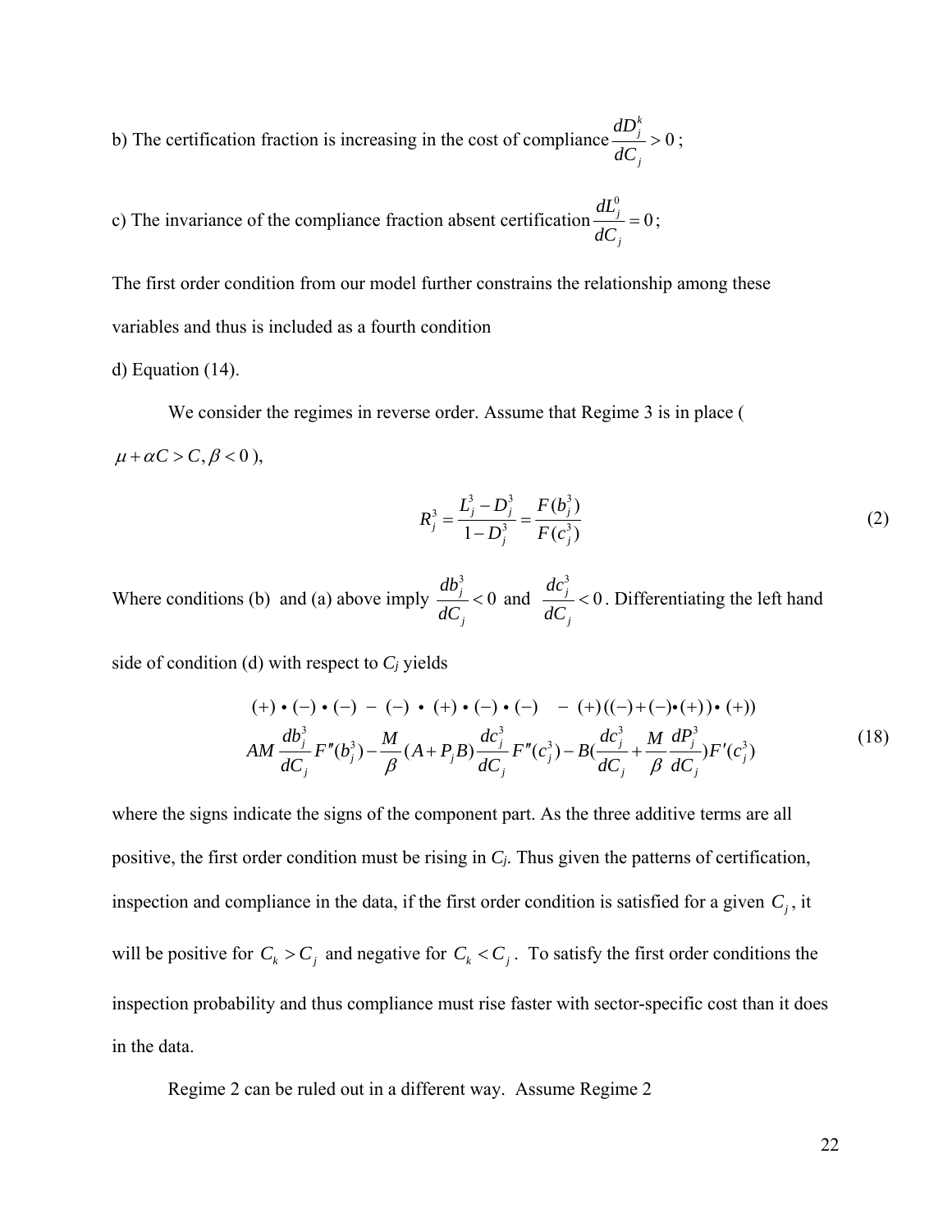b) The certification fraction is increasing in the cost of compliance $\frac{dD_j^k}{dC_j} > 0$;

c) The invariance of the compliance fraction absent certification $\frac{dL_j^0}{dC_j} = 0$;

The first order condition from our model further constrains the relationship among these variables and thus is included as a fourth condition

d) Equation (14).

We consider the regimes in reverse order. Assume that Regime 3 is in place ($\mu + \alpha C > C, \beta < 0$),

$$R_j^3 = \frac{L_j^3 - D_j^3}{1 - D_j^3} = \frac{F(b_j^3)}{F(c_j^3)} \tag{2}$$

Where conditions (b) and (a) above imply $\frac{db_j^3}{dC_j} < 0$ and $\frac{dc_j^3}{dC_j} < 0$. Differentiating the left hand side of condition (d) with respect to $C_j$ yields

$$\begin{array}{c} (+) \bullet (-) \bullet (-) \; - \; (-) \; \bullet \; (+) \bullet (-) \bullet (-) \quad - \; (+)((-) + (-) \bullet (+)) \bullet (+)) \\ AM \frac{db_j^3}{dC_j} F''(b_j^3) - \frac{M}{\beta}(A + P_j B) \frac{dc_j^3}{dC_j} F''(c_j^3) - B(\frac{dc_j^3}{dC_j} + \frac{M}{\beta} \frac{dP_j^3}{dC_j}) F'(c_j^3) \end{array} \tag{18}$$

where the signs indicate the signs of the component part. As the three additive terms are all positive, the first order condition must be rising in $C_j$. Thus given the patterns of certification, inspection and compliance in the data, if the first order condition is satisfied for a given $C_j$, it will be positive for $C_k > C_j$ and negative for $C_k < C_j$. To satisfy the first order conditions the inspection probability and thus compliance must rise faster with sector-specific cost than it does in the data.

Regime 2 can be ruled out in a different way. Assume Regime 2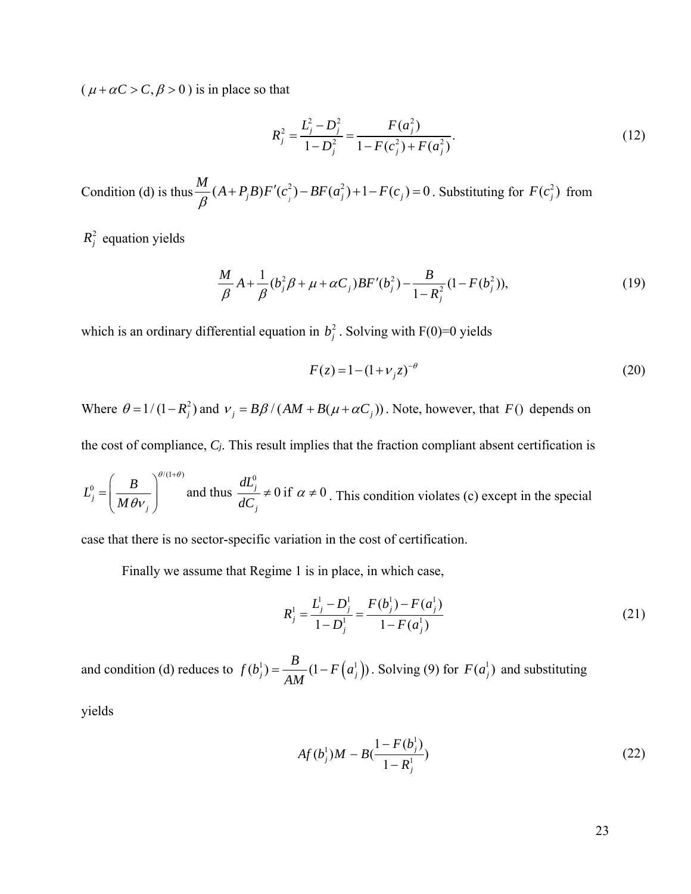($\mu + \alpha C > C, \beta > 0$) is in place so that

$$R_j^2 = \frac{L_j^2 - D_j^2}{1 - D_j^2} = \frac{F(a_j^2)}{1 - F(c_j^2) + F(a_j^2)}. \tag{12}$$

Condition (d) is thus $\frac{M}{\beta}(A + P_j B)F'(c_j^2) - BF(a_j^2) + 1 - F(c_j) = 0$. Substituting for $F(c_j^2)$ from $R_j^2$ equation yields

$$\frac{M}{\beta}A + \frac{1}{\beta}(b_j^2 \beta + \mu + \alpha C_j)BF'(b_j^2) - \frac{B}{1 - R_j^2}(1 - F(b_j^2)), \tag{19}$$

which is an ordinary differential equation in $b_j^2$. Solving with F(0)=0 yields

$$F(z) = 1 - (1 + \nu_j z)^{-\theta} \tag{20}$$

Where $\theta = 1/(1 - R_j^2)$ and $\nu_j = B\beta / (AM + B(\mu + \alpha C_j))$. Note, however, that $F()$ depends on the cost of compliance, *Cj*. This result implies that the fraction compliant absent certification is $L_j^0 = \left(\frac{B}{M\theta\nu_j}\right)^{\theta/(1+\theta)}$ and thus $\frac{dL_j^0}{dC_j} \neq 0$ if $\alpha \neq 0$. This condition violates (c) except in the special case that there is no sector-specific variation in the cost of certification.

Finally we assume that Regime 1 is in place, in which case,

$$R_j^1 = \frac{L_j^1 - D_j^1}{1 - D_j^1} = \frac{F(b_j^1) - F(a_j^1)}{1 - F(a_j^1)} \tag{21}$$

and condition (d) reduces to $f(b_j^1) = \frac{B}{AM}(1 - F(a_j^1))$. Solving (9) for $F(a_j^1)$ and substituting yields

$$Af(b_j^1)M - B\left(\frac{1 - F(b_j^1)}{1 - R_j^1}\right) \tag{22}$$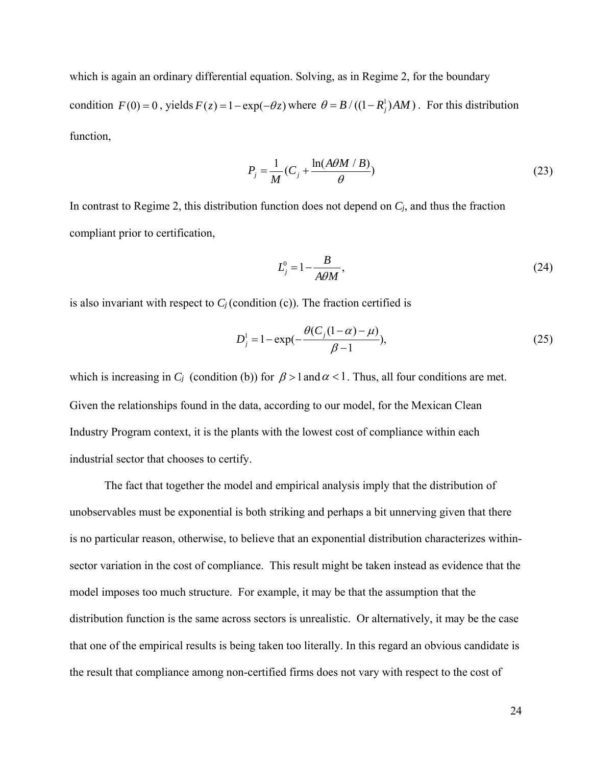which is again an ordinary differential equation. Solving, as in Regime 2, for the boundary condition $F(0) = 0$, yields $F(z) = 1 - \exp(-\theta z)$ where $\theta = B / ((1 - R_j^1) AM)$. For this distribution function,

$$P_j = \frac{1}{M}(C_j + \frac{\ln(A\theta M / B)}{\theta}) \tag{23}$$

In contrast to Regime 2, this distribution function does not depend on $C_j$, and thus the fraction compliant prior to certification,

$$L_j^0 = 1 - \frac{B}{A\theta M}, \tag{24}$$

is also invariant with respect to $C_j$ (condition (c)). The fraction certified is

$$D_j^1 = 1 - \exp(-\frac{\theta(C_j(1-\alpha) - \mu)}{\beta - 1}), \tag{25}$$

which is increasing in $C_j$ (condition (b)) for $\beta > 1$ and $\alpha < 1$. Thus, all four conditions are met. Given the relationships found in the data, according to our model, for the Mexican Clean Industry Program context, it is the plants with the lowest cost of compliance within each industrial sector that chooses to certify.

The fact that together the model and empirical analysis imply that the distribution of unobservables must be exponential is both striking and perhaps a bit unnerving given that there is no particular reason, otherwise, to believe that an exponential distribution characterizes within-sector variation in the cost of compliance. This result might be taken instead as evidence that the model imposes too much structure. For example, it may be that the assumption that the distribution function is the same across sectors is unrealistic. Or alternatively, it may be the case that one of the empirical results is being taken too literally. In this regard an obvious candidate is the result that compliance among non-certified firms does not vary with respect to the cost of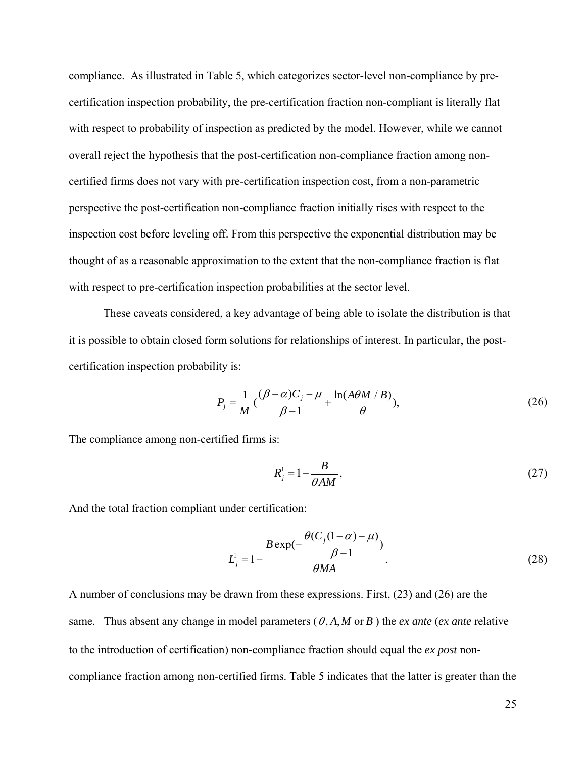compliance. As illustrated in Table 5, which categorizes sector-level non-compliance by pre-certification inspection probability, the pre-certification fraction non-compliant is literally flat with respect to probability of inspection as predicted by the model. However, while we cannot overall reject the hypothesis that the post-certification non-compliance fraction among non-certified firms does not vary with pre-certification inspection cost, from a non-parametric perspective the post-certification non-compliance fraction initially rises with respect to the inspection cost before leveling off. From this perspective the exponential distribution may be thought of as a reasonable approximation to the extent that the non-compliance fraction is flat with respect to pre-certification inspection probabilities at the sector level.

These caveats considered, a key advantage of being able to isolate the distribution is that it is possible to obtain closed form solutions for relationships of interest. In particular, the post-certification inspection probability is:

$$P_j = \frac{1}{M}\left(\frac{(\beta-\alpha)C_j - \mu}{\beta - 1} + \frac{\ln(A\theta M / B)}{\theta}\right), \tag{26}$$

The compliance among non-certified firms is:

$$R_j^1 = 1 - \frac{B}{\theta AM}, \tag{27}$$

And the total fraction compliant under certification:

$$L_j^1 = 1 - \frac{B\exp\left(-\dfrac{\theta(C_j(1-\alpha)-\mu)}{\beta-1}\right)}{\theta MA}. \tag{28}$$

A number of conclusions may be drawn from these expressions. First, (23) and (26) are the same. Thus absent any change in model parameters ($\theta, A, M$ or $B$) the *ex ante* (*ex ante* relative to the introduction of certification) non-compliance fraction should equal the *ex post* non-compliance fraction among non-certified firms. Table 5 indicates that the latter is greater than the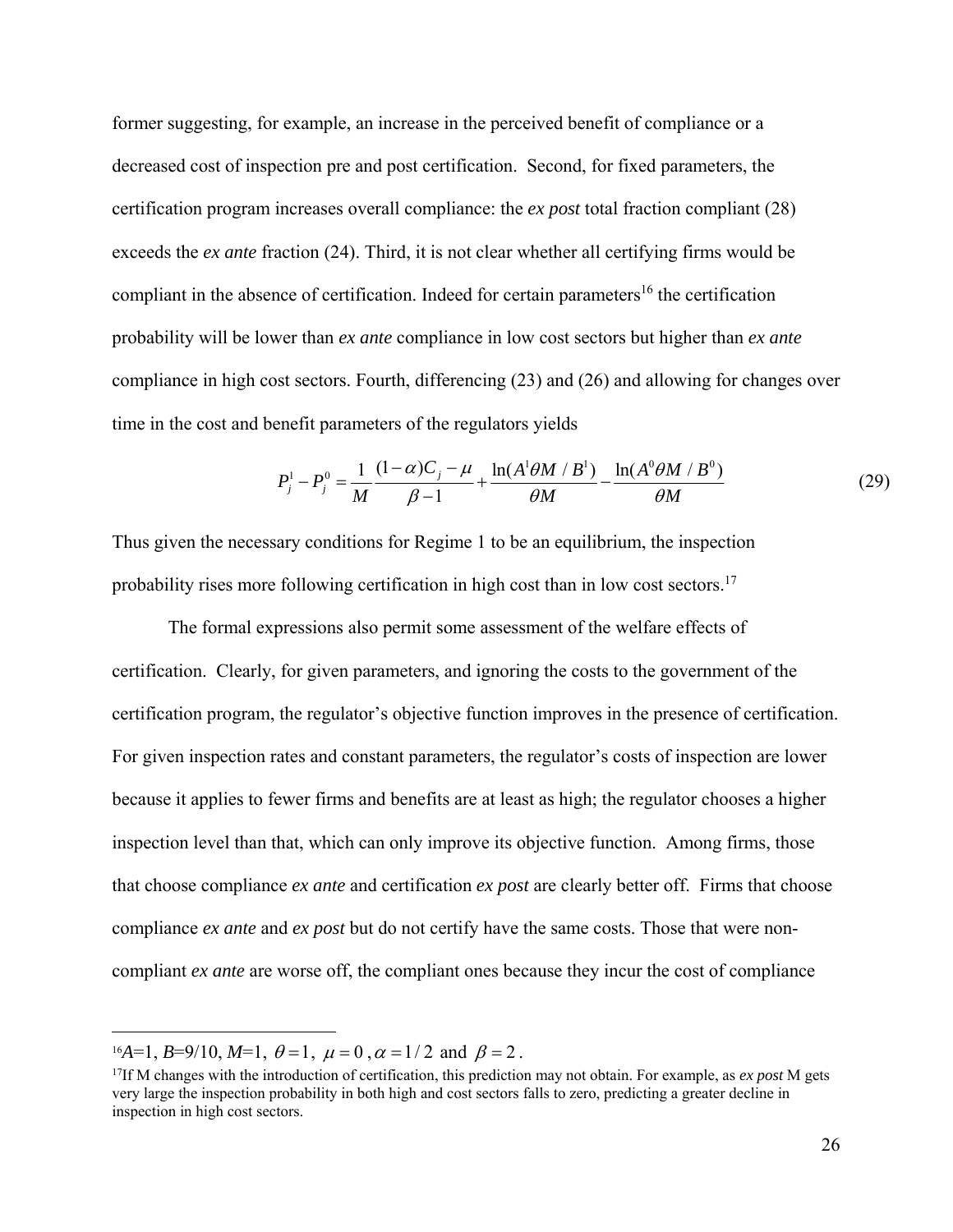former suggesting, for example, an increase in the perceived benefit of compliance or a decreased cost of inspection pre and post certification. Second, for fixed parameters, the certification program increases overall compliance: the *ex post* total fraction compliant (28) exceeds the *ex ante* fraction (24). Third, it is not clear whether all certifying firms would be compliant in the absence of certification. Indeed for certain parameters[16] the certification probability will be lower than *ex ante* compliance in low cost sectors but higher than *ex ante* compliance in high cost sectors. Fourth, differencing (23) and (26) and allowing for changes over time in the cost and benefit parameters of the regulators yields

$$P_j^1 - P_j^0 = \frac{1}{M}\frac{(1-\alpha)C_j - \mu}{\beta - 1} + \frac{\ln(A^1\theta M / B^1)}{\theta M} - \frac{\ln(A^0\theta M / B^0)}{\theta M} \tag{29}$$

Thus given the necessary conditions for Regime 1 to be an equilibrium, the inspection probability rises more following certification in high cost than in low cost sectors.[17]

The formal expressions also permit some assessment of the welfare effects of certification. Clearly, for given parameters, and ignoring the costs to the government of the certification program, the regulator's objective function improves in the presence of certification. For given inspection rates and constant parameters, the regulator's costs of inspection are lower because it applies to fewer firms and benefits are at least as high; the regulator chooses a higher inspection level than that, which can only improve its objective function. Among firms, those that choose compliance *ex ante* and certification *ex post* are clearly better off. Firms that choose compliance *ex ante* and *ex post* but do not certify have the same costs. Those that were non-compliant *ex ante* are worse off, the compliant ones because they incur the cost of compliance

---

[16] $A$=1, $B$=9/10, $M$=1, $\theta = 1$, $\mu = 0$, $\alpha = 1/2$ and $\beta = 2$.

[17] If M changes with the introduction of certification, this prediction may not obtain. For example, as *ex post* M gets very large the inspection probability in both high and cost sectors falls to zero, predicting a greater decline in inspection in high cost sectors.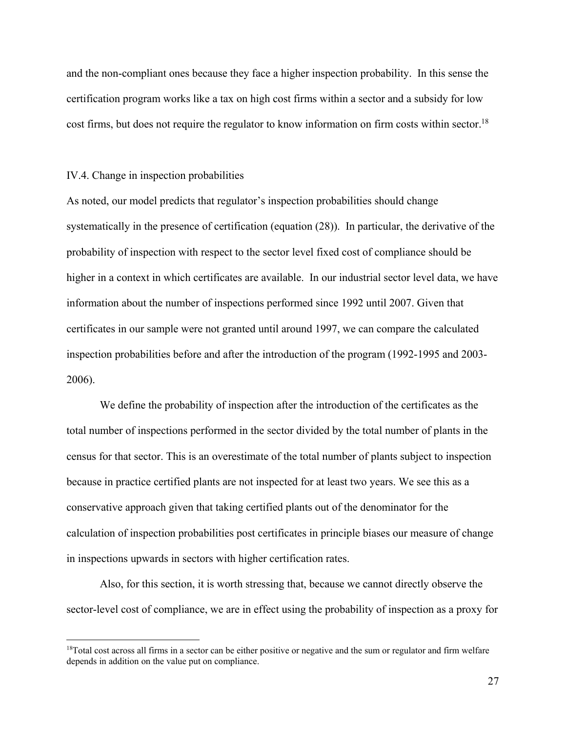and the non-compliant ones because they face a higher inspection probability. In this sense the certification program works like a tax on high cost firms within a sector and a subsidy for low cost firms, but does not require the regulator to know information on firm costs within sector.[18]

### IV.4. Change in inspection probabilities

As noted, our model predicts that regulator's inspection probabilities should change systematically in the presence of certification (equation (28)). In particular, the derivative of the probability of inspection with respect to the sector level fixed cost of compliance should be higher in a context in which certificates are available. In our industrial sector level data, we have information about the number of inspections performed since 1992 until 2007. Given that certificates in our sample were not granted until around 1997, we can compare the calculated inspection probabilities before and after the introduction of the program (1992-1995 and 2003-2006).

We define the probability of inspection after the introduction of the certificates as the total number of inspections performed in the sector divided by the total number of plants in the census for that sector. This is an overestimate of the total number of plants subject to inspection because in practice certified plants are not inspected for at least two years. We see this as a conservative approach given that taking certified plants out of the denominator for the calculation of inspection probabilities post certificates in principle biases our measure of change in inspections upwards in sectors with higher certification rates.

Also, for this section, it is worth stressing that, because we cannot directly observe the sector-level cost of compliance, we are in effect using the probability of inspection as a proxy for

[18]Total cost across all firms in a sector can be either positive or negative and the sum or regulator and firm welfare depends in addition on the value put on compliance.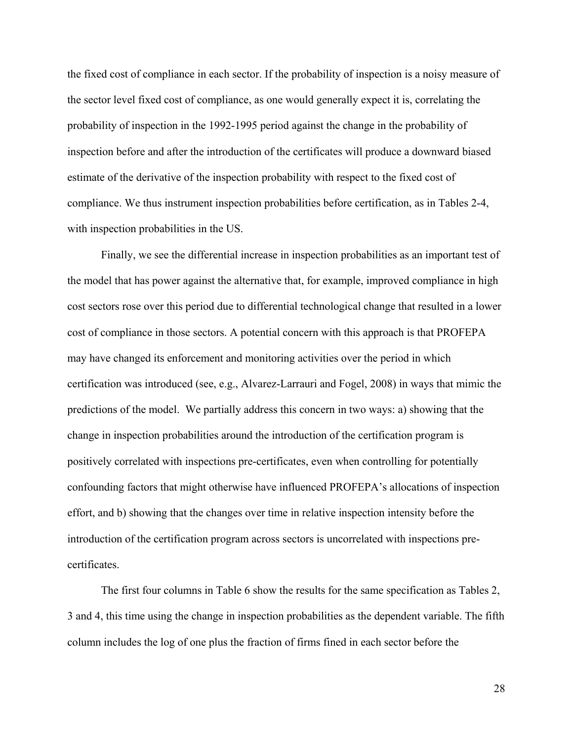the fixed cost of compliance in each sector. If the probability of inspection is a noisy measure of the sector level fixed cost of compliance, as one would generally expect it is, correlating the probability of inspection in the 1992-1995 period against the change in the probability of inspection before and after the introduction of the certificates will produce a downward biased estimate of the derivative of the inspection probability with respect to the fixed cost of compliance. We thus instrument inspection probabilities before certification, as in Tables 2-4, with inspection probabilities in the US.

Finally, we see the differential increase in inspection probabilities as an important test of the model that has power against the alternative that, for example, improved compliance in high cost sectors rose over this period due to differential technological change that resulted in a lower cost of compliance in those sectors. A potential concern with this approach is that PROFEPA may have changed its enforcement and monitoring activities over the period in which certification was introduced (see, e.g., Alvarez-Larrauri and Fogel, 2008) in ways that mimic the predictions of the model. We partially address this concern in two ways: a) showing that the change in inspection probabilities around the introduction of the certification program is positively correlated with inspections pre-certificates, even when controlling for potentially confounding factors that might otherwise have influenced PROFEPA's allocations of inspection effort, and b) showing that the changes over time in relative inspection intensity before the introduction of the certification program across sectors is uncorrelated with inspections pre-certificates.

The first four columns in Table 6 show the results for the same specification as Tables 2, 3 and 4, this time using the change in inspection probabilities as the dependent variable. The fifth column includes the log of one plus the fraction of firms fined in each sector before the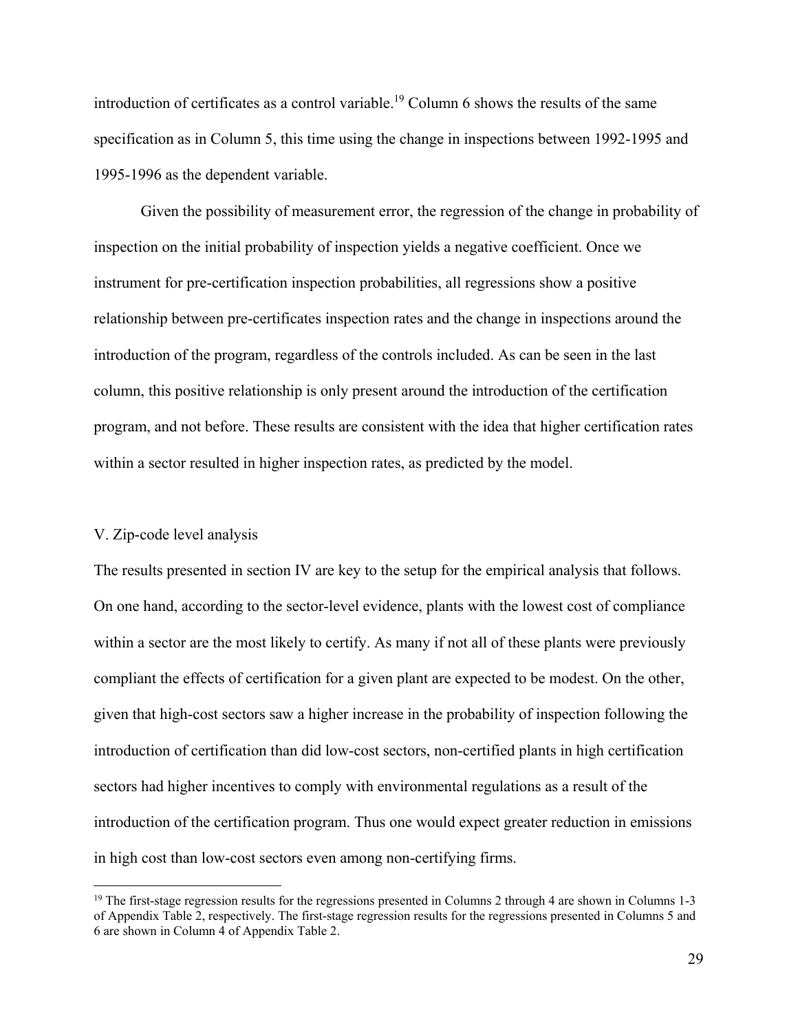introduction of certificates as a control variable.[19] Column 6 shows the results of the same specification as in Column 5, this time using the change in inspections between 1992-1995 and 1995-1996 as the dependent variable.

Given the possibility of measurement error, the regression of the change in probability of inspection on the initial probability of inspection yields a negative coefficient. Once we instrument for pre-certification inspection probabilities, all regressions show a positive relationship between pre-certificates inspection rates and the change in inspections around the introduction of the program, regardless of the controls included. As can be seen in the last column, this positive relationship is only present around the introduction of the certification program, and not before. These results are consistent with the idea that higher certification rates within a sector resulted in higher inspection rates, as predicted by the model.

## V. Zip-code level analysis

The results presented in section IV are key to the setup for the empirical analysis that follows. On one hand, according to the sector-level evidence, plants with the lowest cost of compliance within a sector are the most likely to certify. As many if not all of these plants were previously compliant the effects of certification for a given plant are expected to be modest. On the other, given that high-cost sectors saw a higher increase in the probability of inspection following the introduction of certification than did low-cost sectors, non-certified plants in high certification sectors had higher incentives to comply with environmental regulations as a result of the introduction of the certification program. Thus one would expect greater reduction in emissions in high cost than low-cost sectors even among non-certifying firms.

---

[19] The first-stage regression results for the regressions presented in Columns 2 through 4 are shown in Columns 1-3 of Appendix Table 2, respectively. The first-stage regression results for the regressions presented in Columns 5 and 6 are shown in Column 4 of Appendix Table 2.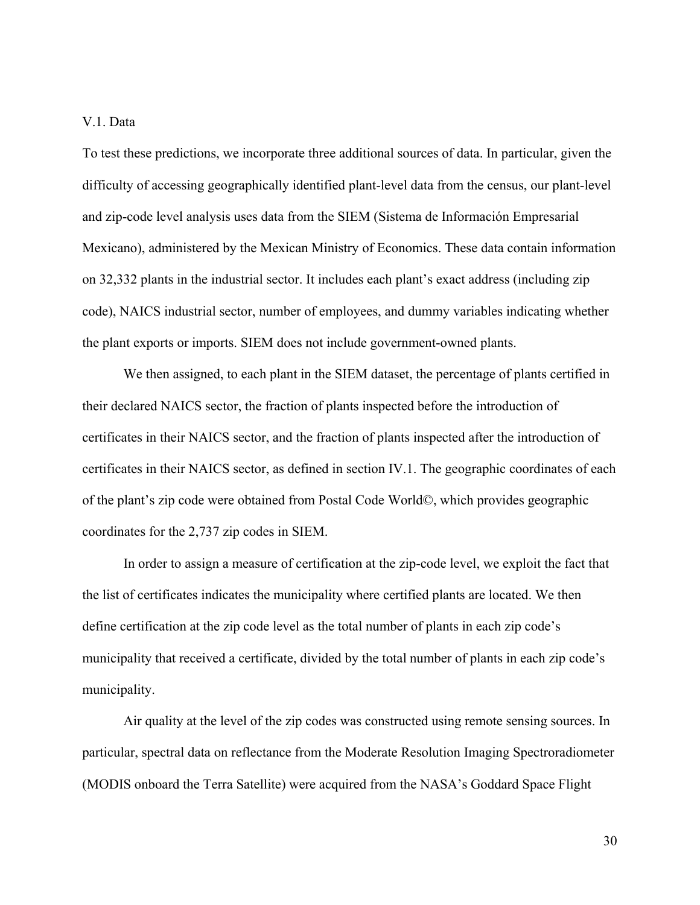### V.1. Data

To test these predictions, we incorporate three additional sources of data. In particular, given the difficulty of accessing geographically identified plant-level data from the census, our plant-level and zip-code level analysis uses data from the SIEM (Sistema de Información Empresarial Mexicano), administered by the Mexican Ministry of Economics. These data contain information on 32,332 plants in the industrial sector. It includes each plant's exact address (including zip code), NAICS industrial sector, number of employees, and dummy variables indicating whether the plant exports or imports. SIEM does not include government-owned plants.

We then assigned, to each plant in the SIEM dataset, the percentage of plants certified in their declared NAICS sector, the fraction of plants inspected before the introduction of certificates in their NAICS sector, and the fraction of plants inspected after the introduction of certificates in their NAICS sector, as defined in section IV.1. The geographic coordinates of each of the plant's zip code were obtained from Postal Code World©, which provides geographic coordinates for the 2,737 zip codes in SIEM.

In order to assign a measure of certification at the zip-code level, we exploit the fact that the list of certificates indicates the municipality where certified plants are located. We then define certification at the zip code level as the total number of plants in each zip code's municipality that received a certificate, divided by the total number of plants in each zip code's municipality.

Air quality at the level of the zip codes was constructed using remote sensing sources. In particular, spectral data on reflectance from the Moderate Resolution Imaging Spectroradiometer (MODIS onboard the Terra Satellite) were acquired from the NASA's Goddard Space Flight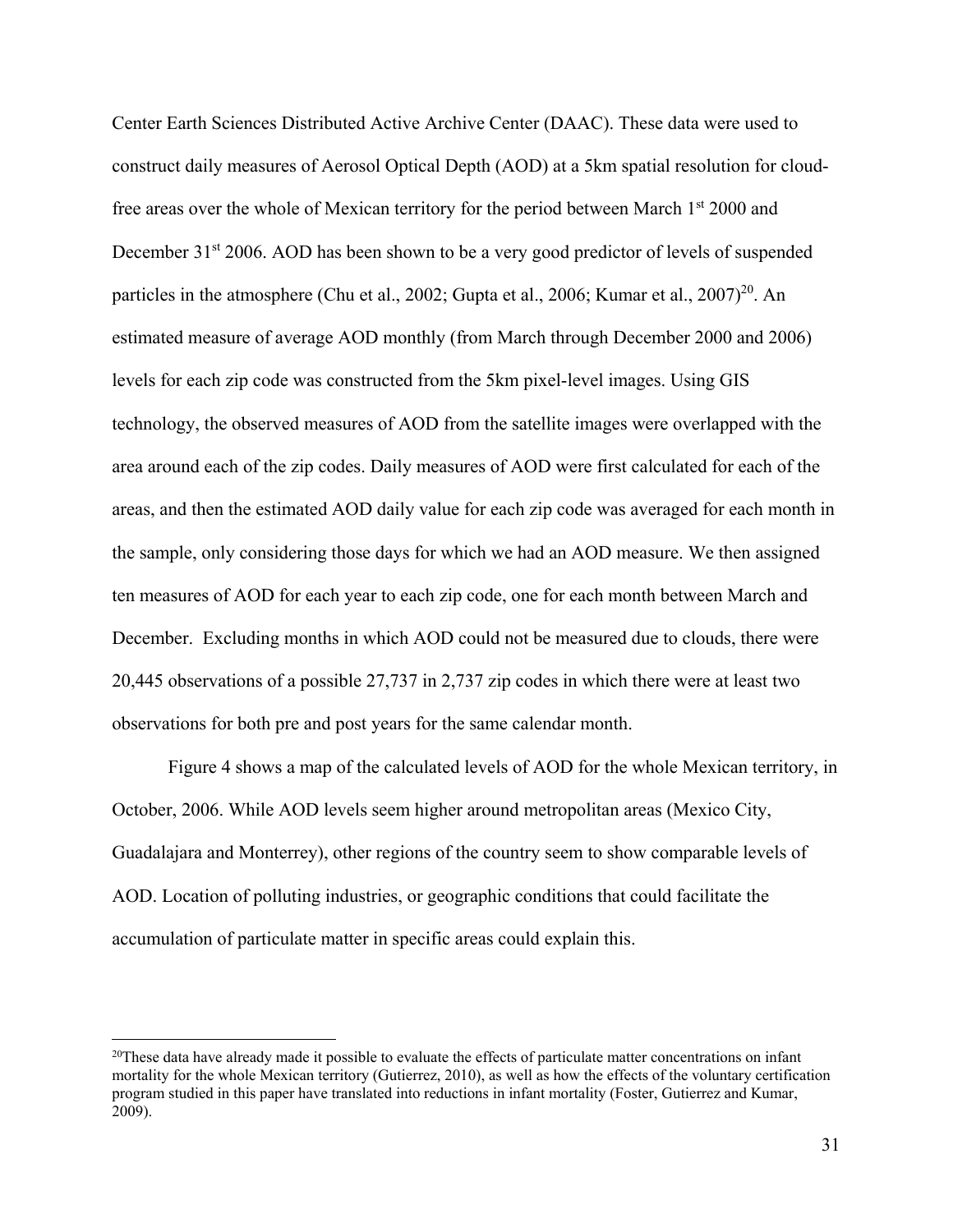Center Earth Sciences Distributed Active Archive Center (DAAC). These data were used to construct daily measures of Aerosol Optical Depth (AOD) at a 5km spatial resolution for cloud-free areas over the whole of Mexican territory for the period between March 1st 2000 and December 31st 2006. AOD has been shown to be a very good predictor of levels of suspended particles in the atmosphere (Chu et al., 2002; Gupta et al., 2006; Kumar et al., 2007)[20]. An estimated measure of average AOD monthly (from March through December 2000 and 2006) levels for each zip code was constructed from the 5km pixel-level images. Using GIS technology, the observed measures of AOD from the satellite images were overlapped with the area around each of the zip codes. Daily measures of AOD were first calculated for each of the areas, and then the estimated AOD daily value for each zip code was averaged for each month in the sample, only considering those days for which we had an AOD measure. We then assigned ten measures of AOD for each year to each zip code, one for each month between March and December. Excluding months in which AOD could not be measured due to clouds, there were 20,445 observations of a possible 27,737 in 2,737 zip codes in which there were at least two observations for both pre and post years for the same calendar month.

Figure 4 shows a map of the calculated levels of AOD for the whole Mexican territory, in October, 2006. While AOD levels seem higher around metropolitan areas (Mexico City, Guadalajara and Monterrey), other regions of the country seem to show comparable levels of AOD. Location of polluting industries, or geographic conditions that could facilitate the accumulation of particulate matter in specific areas could explain this.

[20] These data have already made it possible to evaluate the effects of particulate matter concentrations on infant mortality for the whole Mexican territory (Gutierrez, 2010), as well as how the effects of the voluntary certification program studied in this paper have translated into reductions in infant mortality (Foster, Gutierrez and Kumar, 2009).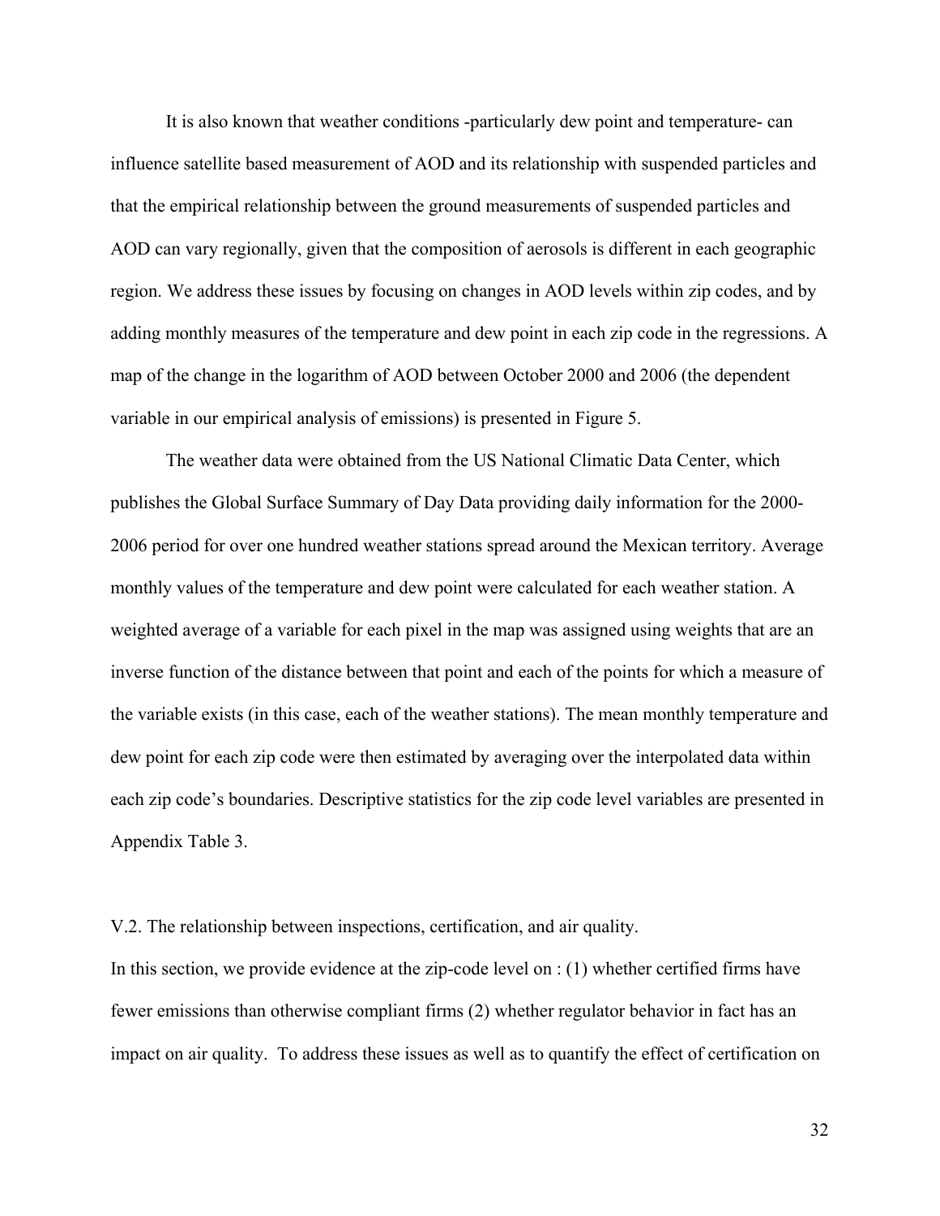It is also known that weather conditions -particularly dew point and temperature- can influence satellite based measurement of AOD and its relationship with suspended particles and that the empirical relationship between the ground measurements of suspended particles and AOD can vary regionally, given that the composition of aerosols is different in each geographic region. We address these issues by focusing on changes in AOD levels within zip codes, and by adding monthly measures of the temperature and dew point in each zip code in the regressions. A map of the change in the logarithm of AOD between October 2000 and 2006 (the dependent variable in our empirical analysis of emissions) is presented in Figure 5.

The weather data were obtained from the US National Climatic Data Center, which publishes the Global Surface Summary of Day Data providing daily information for the 2000-2006 period for over one hundred weather stations spread around the Mexican territory. Average monthly values of the temperature and dew point were calculated for each weather station. A weighted average of a variable for each pixel in the map was assigned using weights that are an inverse function of the distance between that point and each of the points for which a measure of the variable exists (in this case, each of the weather stations). The mean monthly temperature and dew point for each zip code were then estimated by averaging over the interpolated data within each zip code's boundaries. Descriptive statistics for the zip code level variables are presented in Appendix Table 3.

V.2. The relationship between inspections, certification, and air quality.

In this section, we provide evidence at the zip-code level on : (1) whether certified firms have fewer emissions than otherwise compliant firms (2) whether regulator behavior in fact has an impact on air quality. To address these issues as well as to quantify the effect of certification on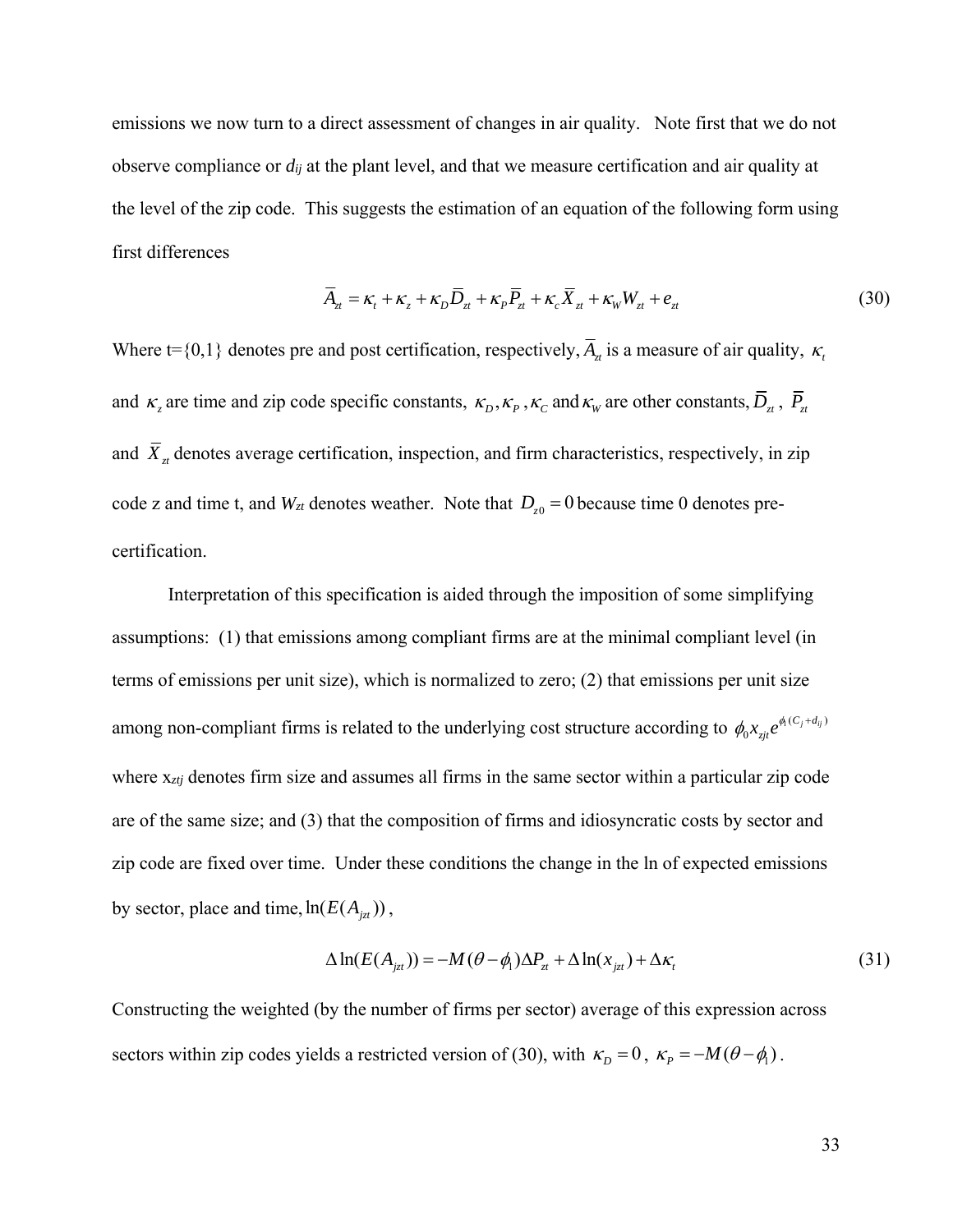emissions we now turn to a direct assessment of changes in air quality. Note first that we do not observe compliance or $d_{ij}$ at the plant level, and that we measure certification and air quality at the level of the zip code. This suggests the estimation of an equation of the following form using first differences

$$\overline{A}_{zt} = \kappa_t + \kappa_z + \kappa_D \overline{D}_{zt} + \kappa_P \overline{P}_{zt} + \kappa_c \overline{X}_{zt} + \kappa_W W_{zt} + e_{zt} \tag{30}$$

Where t={0,1} denotes pre and post certification, respectively, $\overline{A}_{zt}$ is a measure of air quality, $\kappa_t$ and $\kappa_z$ are time and zip code specific constants, $\kappa_D, \kappa_P, \kappa_C$ and $\kappa_W$ are other constants, $\overline{D}_{zt}$, $\overline{P}_{zt}$ and $\overline{X}_{zt}$ denotes average certification, inspection, and firm characteristics, respectively, in zip code z and time t, and $W_{zt}$ denotes weather. Note that $D_{z0} = 0$ because time 0 denotes pre-certification.

Interpretation of this specification is aided through the imposition of some simplifying assumptions: (1) that emissions among compliant firms are at the minimal compliant level (in terms of emissions per unit size), which is normalized to zero; (2) that emissions per unit size among non-compliant firms is related to the underlying cost structure according to $\phi_0 x_{zjt} e^{\phi_1 (C_j + d_{ij})}$ where $x_{ztj}$ denotes firm size and assumes all firms in the same sector within a particular zip code are of the same size; and (3) that the composition of firms and idiosyncratic costs by sector and zip code are fixed over time. Under these conditions the change in the ln of expected emissions by sector, place and time, $\ln(E(A_{jzt}))$,

$$\Delta \ln(E(A_{jzt})) = -M(\theta - \phi_1)\Delta P_{zt} + \Delta \ln(x_{jzt}) + \Delta \kappa_t \tag{31}$$

Constructing the weighted (by the number of firms per sector) average of this expression across sectors within zip codes yields a restricted version of (30), with $\kappa_D = 0$, $\kappa_P = -M(\theta - \phi_1)$.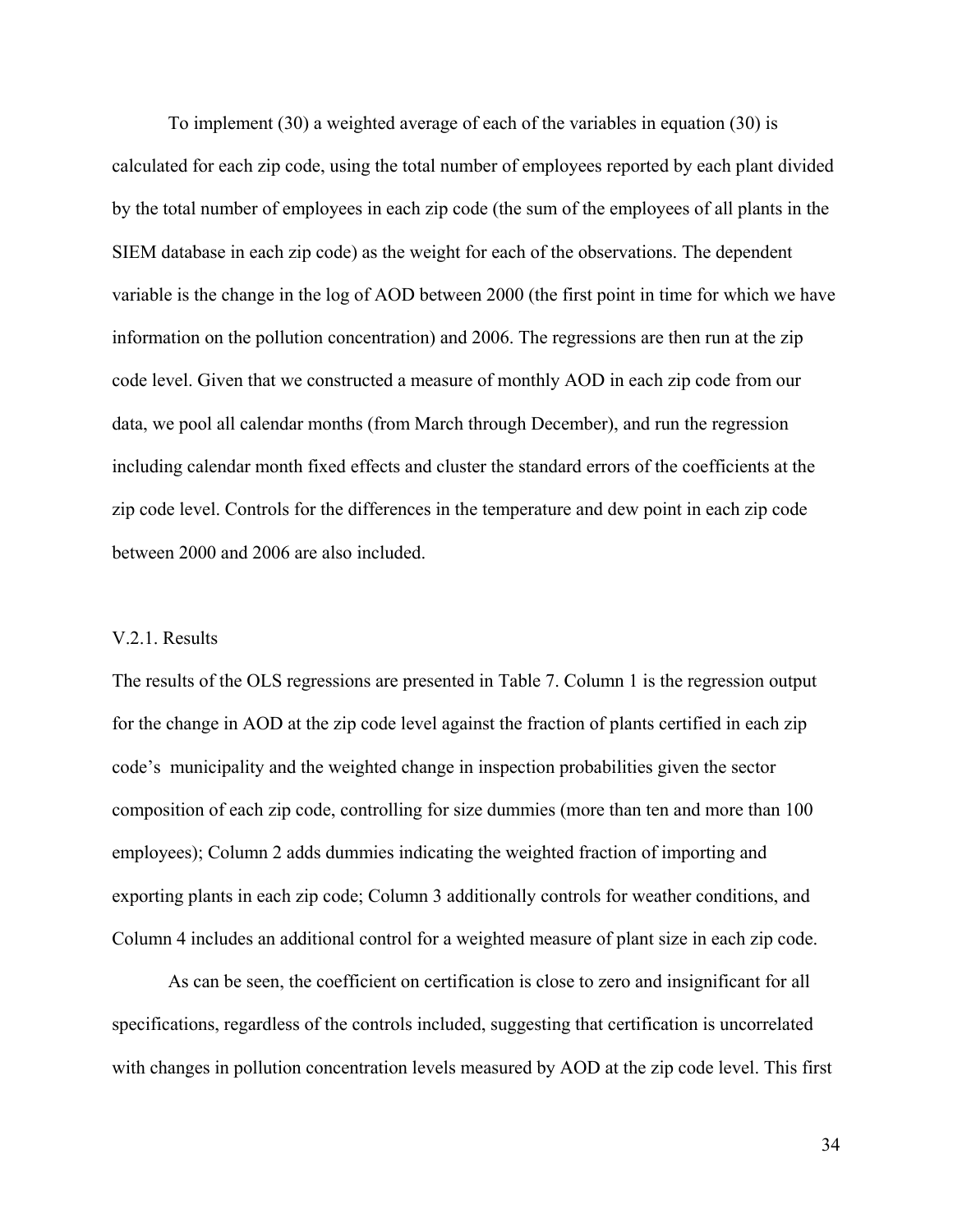To implement (30) a weighted average of each of the variables in equation (30) is calculated for each zip code, using the total number of employees reported by each plant divided by the total number of employees in each zip code (the sum of the employees of all plants in the SIEM database in each zip code) as the weight for each of the observations. The dependent variable is the change in the log of AOD between 2000 (the first point in time for which we have information on the pollution concentration) and 2006. The regressions are then run at the zip code level. Given that we constructed a measure of monthly AOD in each zip code from our data, we pool all calendar months (from March through December), and run the regression including calendar month fixed effects and cluster the standard errors of the coefficients at the zip code level. Controls for the differences in the temperature and dew point in each zip code between 2000 and 2006 are also included.

V.2.1. Results

The results of the OLS regressions are presented in Table 7. Column 1 is the regression output for the change in AOD at the zip code level against the fraction of plants certified in each zip code's municipality and the weighted change in inspection probabilities given the sector composition of each zip code, controlling for size dummies (more than ten and more than 100 employees); Column 2 adds dummies indicating the weighted fraction of importing and exporting plants in each zip code; Column 3 additionally controls for weather conditions, and Column 4 includes an additional control for a weighted measure of plant size in each zip code.

As can be seen, the coefficient on certification is close to zero and insignificant for all specifications, regardless of the controls included, suggesting that certification is uncorrelated with changes in pollution concentration levels measured by AOD at the zip code level. This first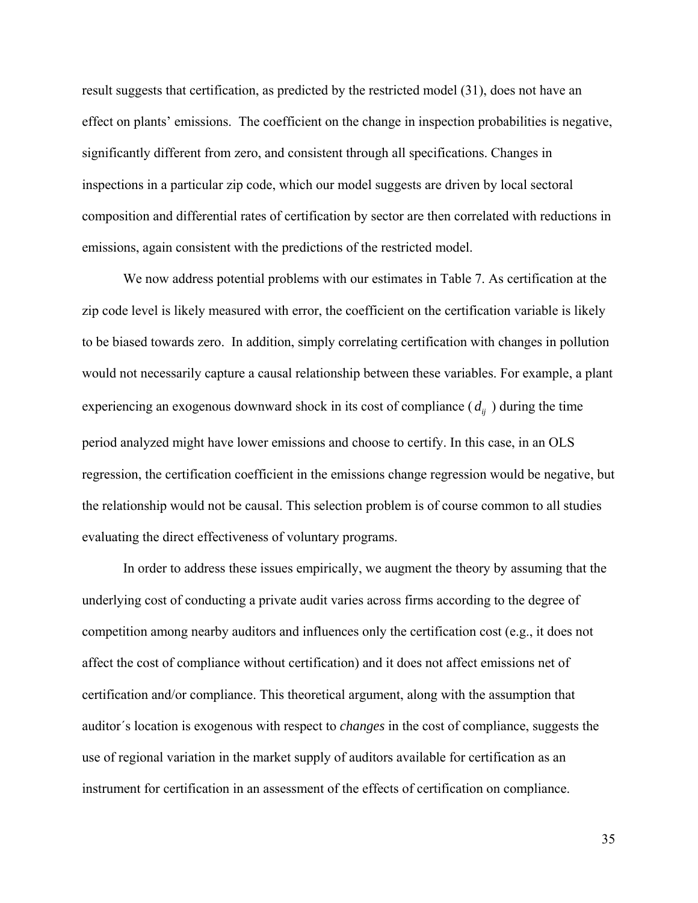result suggests that certification, as predicted by the restricted model (31), does not have an effect on plants' emissions. The coefficient on the change in inspection probabilities is negative, significantly different from zero, and consistent through all specifications. Changes in inspections in a particular zip code, which our model suggests are driven by local sectoral composition and differential rates of certification by sector are then correlated with reductions in emissions, again consistent with the predictions of the restricted model.

We now address potential problems with our estimates in Table 7. As certification at the zip code level is likely measured with error, the coefficient on the certification variable is likely to be biased towards zero. In addition, simply correlating certification with changes in pollution would not necessarily capture a causal relationship between these variables. For example, a plant experiencing an exogenous downward shock in its cost of compliance ( $d_{ij}$ ) during the time period analyzed might have lower emissions and choose to certify. In this case, in an OLS regression, the certification coefficient in the emissions change regression would be negative, but the relationship would not be causal. This selection problem is of course common to all studies evaluating the direct effectiveness of voluntary programs.

In order to address these issues empirically, we augment the theory by assuming that the underlying cost of conducting a private audit varies across firms according to the degree of competition among nearby auditors and influences only the certification cost (e.g., it does not affect the cost of compliance without certification) and it does not affect emissions net of certification and/or compliance. This theoretical argument, along with the assumption that auditor´s location is exogenous with respect to *changes* in the cost of compliance, suggests the use of regional variation in the market supply of auditors available for certification as an instrument for certification in an assessment of the effects of certification on compliance.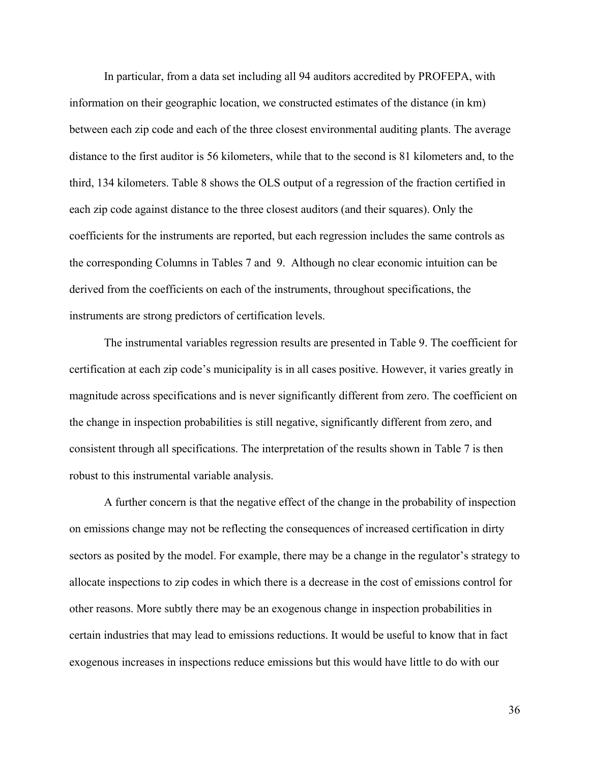In particular, from a data set including all 94 auditors accredited by PROFEPA, with information on their geographic location, we constructed estimates of the distance (in km) between each zip code and each of the three closest environmental auditing plants. The average distance to the first auditor is 56 kilometers, while that to the second is 81 kilometers and, to the third, 134 kilometers. Table 8 shows the OLS output of a regression of the fraction certified in each zip code against distance to the three closest auditors (and their squares). Only the coefficients for the instruments are reported, but each regression includes the same controls as the corresponding Columns in Tables 7 and 9. Although no clear economic intuition can be derived from the coefficients on each of the instruments, throughout specifications, the instruments are strong predictors of certification levels.

The instrumental variables regression results are presented in Table 9. The coefficient for certification at each zip code's municipality is in all cases positive. However, it varies greatly in magnitude across specifications and is never significantly different from zero. The coefficient on the change in inspection probabilities is still negative, significantly different from zero, and consistent through all specifications. The interpretation of the results shown in Table 7 is then robust to this instrumental variable analysis.

A further concern is that the negative effect of the change in the probability of inspection on emissions change may not be reflecting the consequences of increased certification in dirty sectors as posited by the model. For example, there may be a change in the regulator's strategy to allocate inspections to zip codes in which there is a decrease in the cost of emissions control for other reasons. More subtly there may be an exogenous change in inspection probabilities in certain industries that may lead to emissions reductions. It would be useful to know that in fact exogenous increases in inspections reduce emissions but this would have little to do with our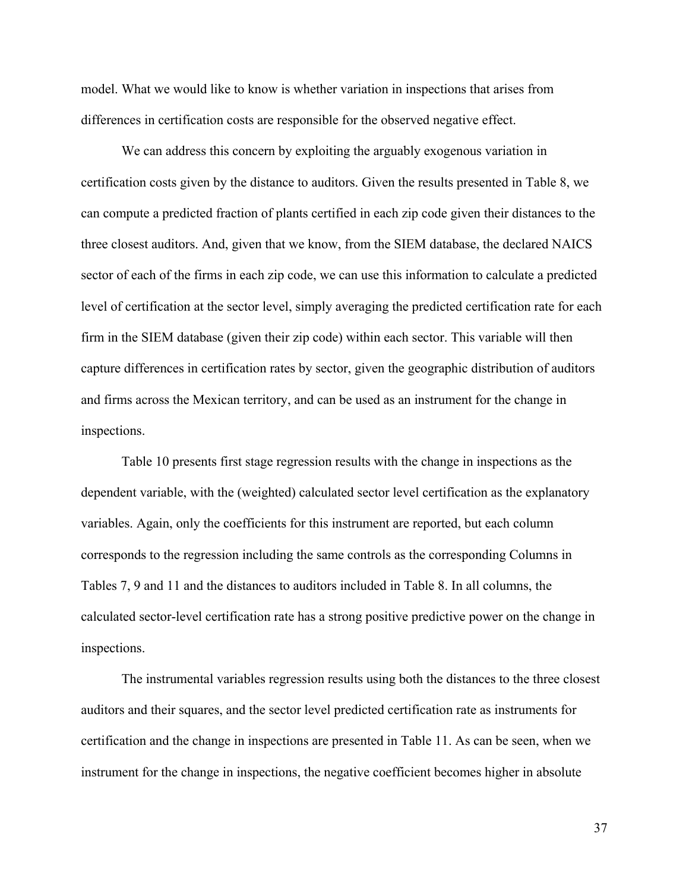model. What we would like to know is whether variation in inspections that arises from differences in certification costs are responsible for the observed negative effect.

We can address this concern by exploiting the arguably exogenous variation in certification costs given by the distance to auditors. Given the results presented in Table 8, we can compute a predicted fraction of plants certified in each zip code given their distances to the three closest auditors. And, given that we know, from the SIEM database, the declared NAICS sector of each of the firms in each zip code, we can use this information to calculate a predicted level of certification at the sector level, simply averaging the predicted certification rate for each firm in the SIEM database (given their zip code) within each sector. This variable will then capture differences in certification rates by sector, given the geographic distribution of auditors and firms across the Mexican territory, and can be used as an instrument for the change in inspections.

Table 10 presents first stage regression results with the change in inspections as the dependent variable, with the (weighted) calculated sector level certification as the explanatory variables. Again, only the coefficients for this instrument are reported, but each column corresponds to the regression including the same controls as the corresponding Columns in Tables 7, 9 and 11 and the distances to auditors included in Table 8. In all columns, the calculated sector-level certification rate has a strong positive predictive power on the change in inspections.

The instrumental variables regression results using both the distances to the three closest auditors and their squares, and the sector level predicted certification rate as instruments for certification and the change in inspections are presented in Table 11. As can be seen, when we instrument for the change in inspections, the negative coefficient becomes higher in absolute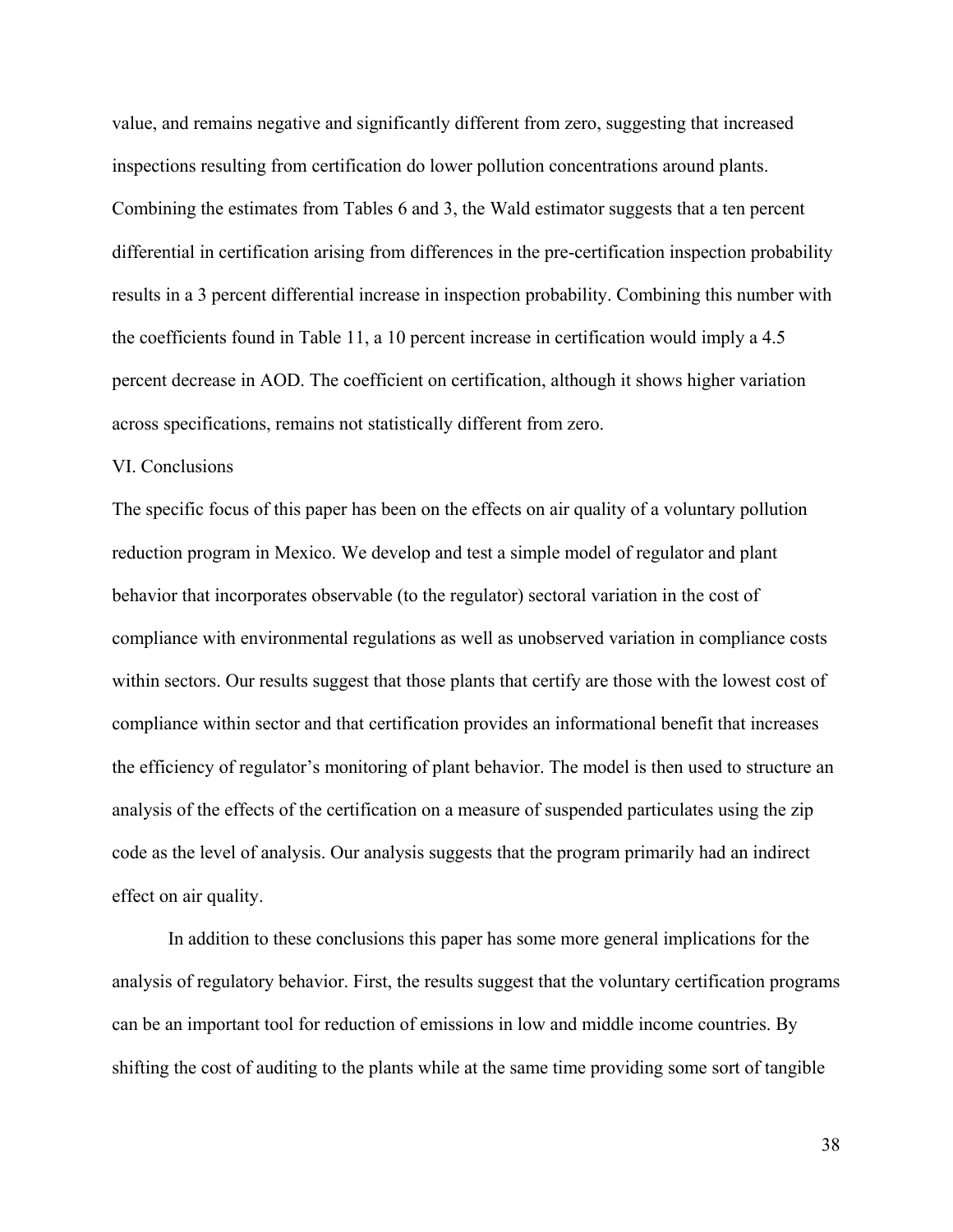value, and remains negative and significantly different from zero, suggesting that increased inspections resulting from certification do lower pollution concentrations around plants. Combining the estimates from Tables 6 and 3, the Wald estimator suggests that a ten percent differential in certification arising from differences in the pre-certification inspection probability results in a 3 percent differential increase in inspection probability. Combining this number with the coefficients found in Table 11, a 10 percent increase in certification would imply a 4.5 percent decrease in AOD. The coefficient on certification, although it shows higher variation across specifications, remains not statistically different from zero.

## VI. Conclusions

The specific focus of this paper has been on the effects on air quality of a voluntary pollution reduction program in Mexico. We develop and test a simple model of regulator and plant behavior that incorporates observable (to the regulator) sectoral variation in the cost of compliance with environmental regulations as well as unobserved variation in compliance costs within sectors. Our results suggest that those plants that certify are those with the lowest cost of compliance within sector and that certification provides an informational benefit that increases the efficiency of regulator's monitoring of plant behavior. The model is then used to structure an analysis of the effects of the certification on a measure of suspended particulates using the zip code as the level of analysis. Our analysis suggests that the program primarily had an indirect effect on air quality.

In addition to these conclusions this paper has some more general implications for the analysis of regulatory behavior. First, the results suggest that the voluntary certification programs can be an important tool for reduction of emissions in low and middle income countries. By shifting the cost of auditing to the plants while at the same time providing some sort of tangible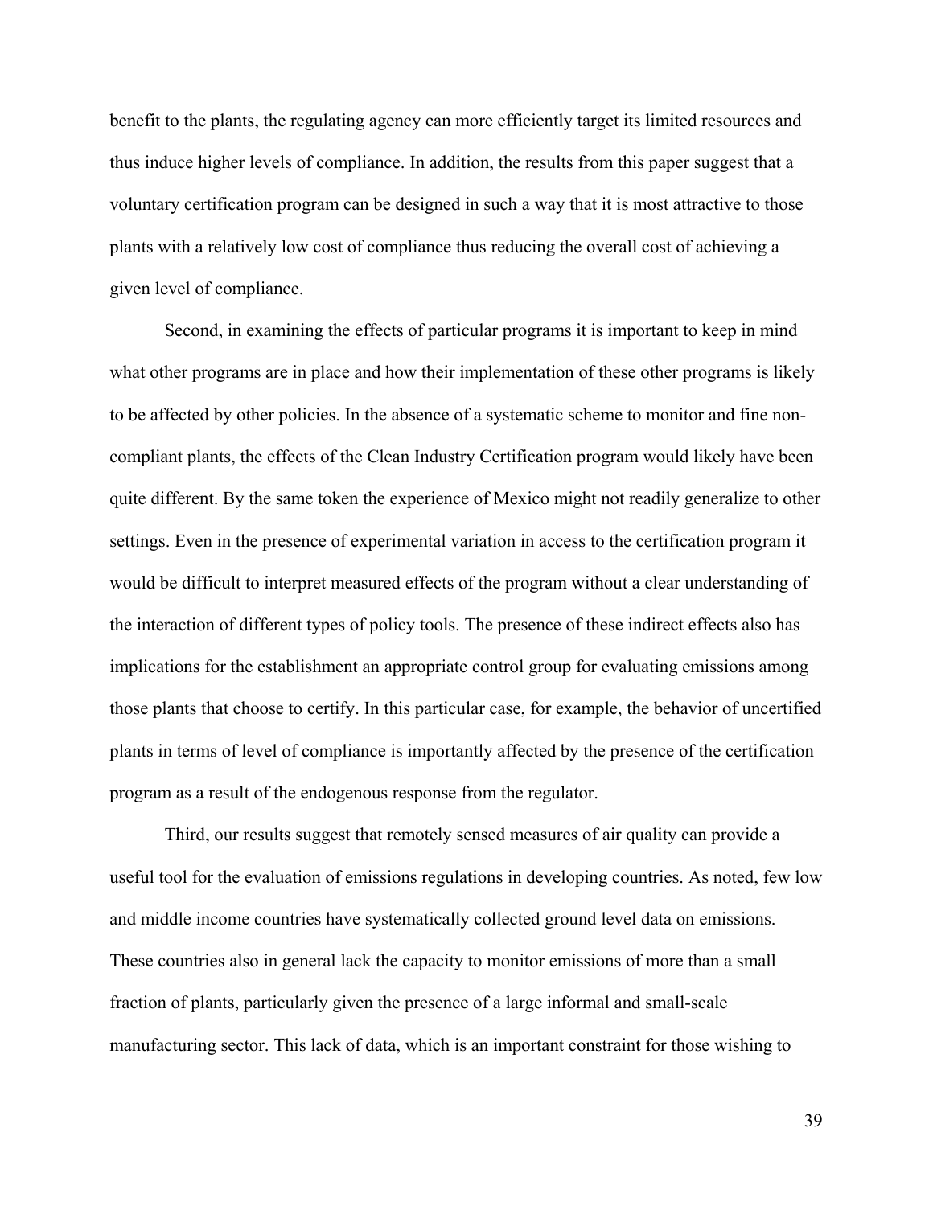benefit to the plants, the regulating agency can more efficiently target its limited resources and thus induce higher levels of compliance. In addition, the results from this paper suggest that a voluntary certification program can be designed in such a way that it is most attractive to those plants with a relatively low cost of compliance thus reducing the overall cost of achieving a given level of compliance.

Second, in examining the effects of particular programs it is important to keep in mind what other programs are in place and how their implementation of these other programs is likely to be affected by other policies. In the absence of a systematic scheme to monitor and fine non-compliant plants, the effects of the Clean Industry Certification program would likely have been quite different. By the same token the experience of Mexico might not readily generalize to other settings. Even in the presence of experimental variation in access to the certification program it would be difficult to interpret measured effects of the program without a clear understanding of the interaction of different types of policy tools. The presence of these indirect effects also has implications for the establishment an appropriate control group for evaluating emissions among those plants that choose to certify. In this particular case, for example, the behavior of uncertified plants in terms of level of compliance is importantly affected by the presence of the certification program as a result of the endogenous response from the regulator.

Third, our results suggest that remotely sensed measures of air quality can provide a useful tool for the evaluation of emissions regulations in developing countries. As noted, few low and middle income countries have systematically collected ground level data on emissions. These countries also in general lack the capacity to monitor emissions of more than a small fraction of plants, particularly given the presence of a large informal and small-scale manufacturing sector. This lack of data, which is an important constraint for those wishing to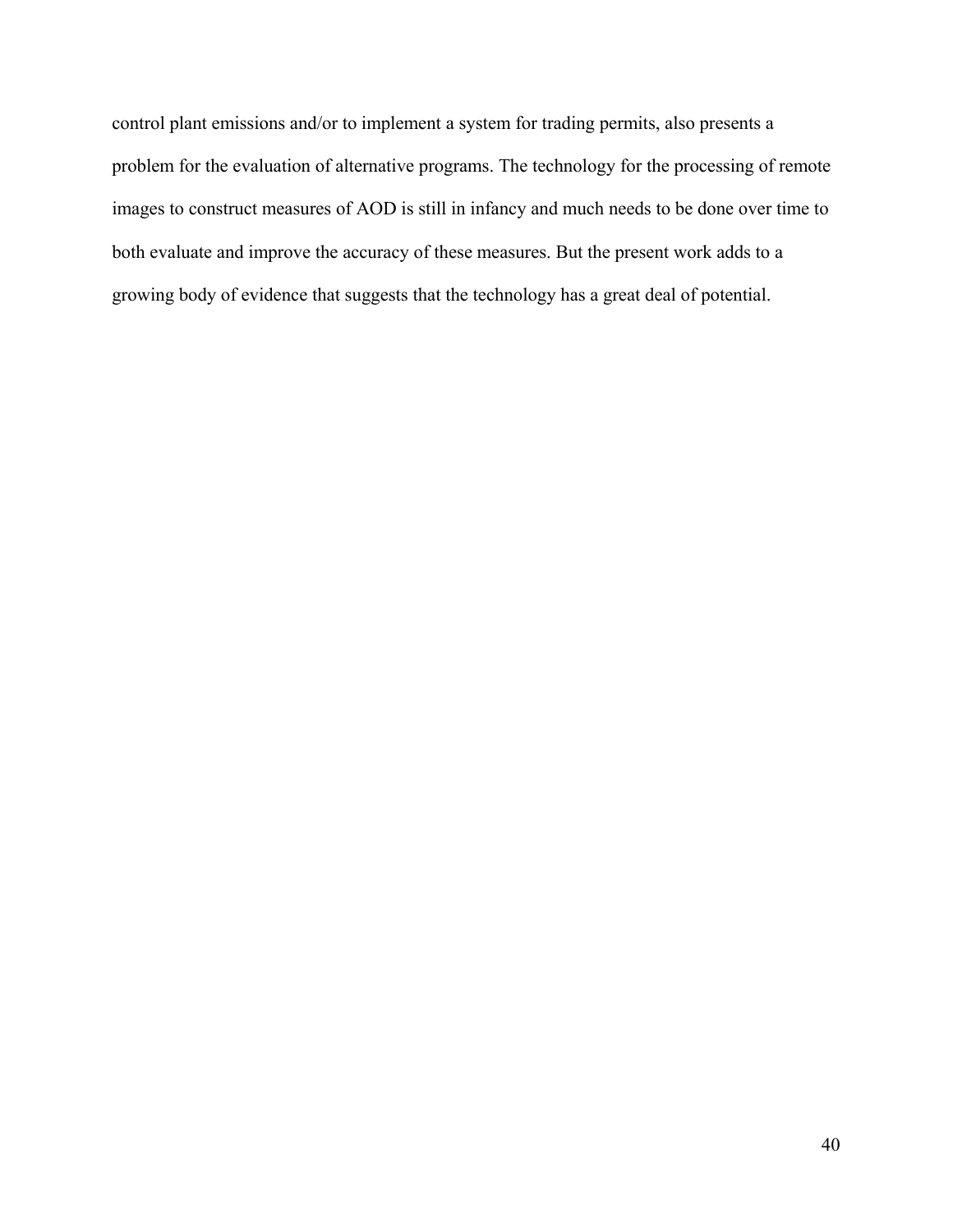control plant emissions and/or to implement a system for trading permits, also presents a problem for the evaluation of alternative programs. The technology for the processing of remote images to construct measures of AOD is still in infancy and much needs to be done over time to both evaluate and improve the accuracy of these measures. But the present work adds to a growing body of evidence that suggests that the technology has a great deal of potential.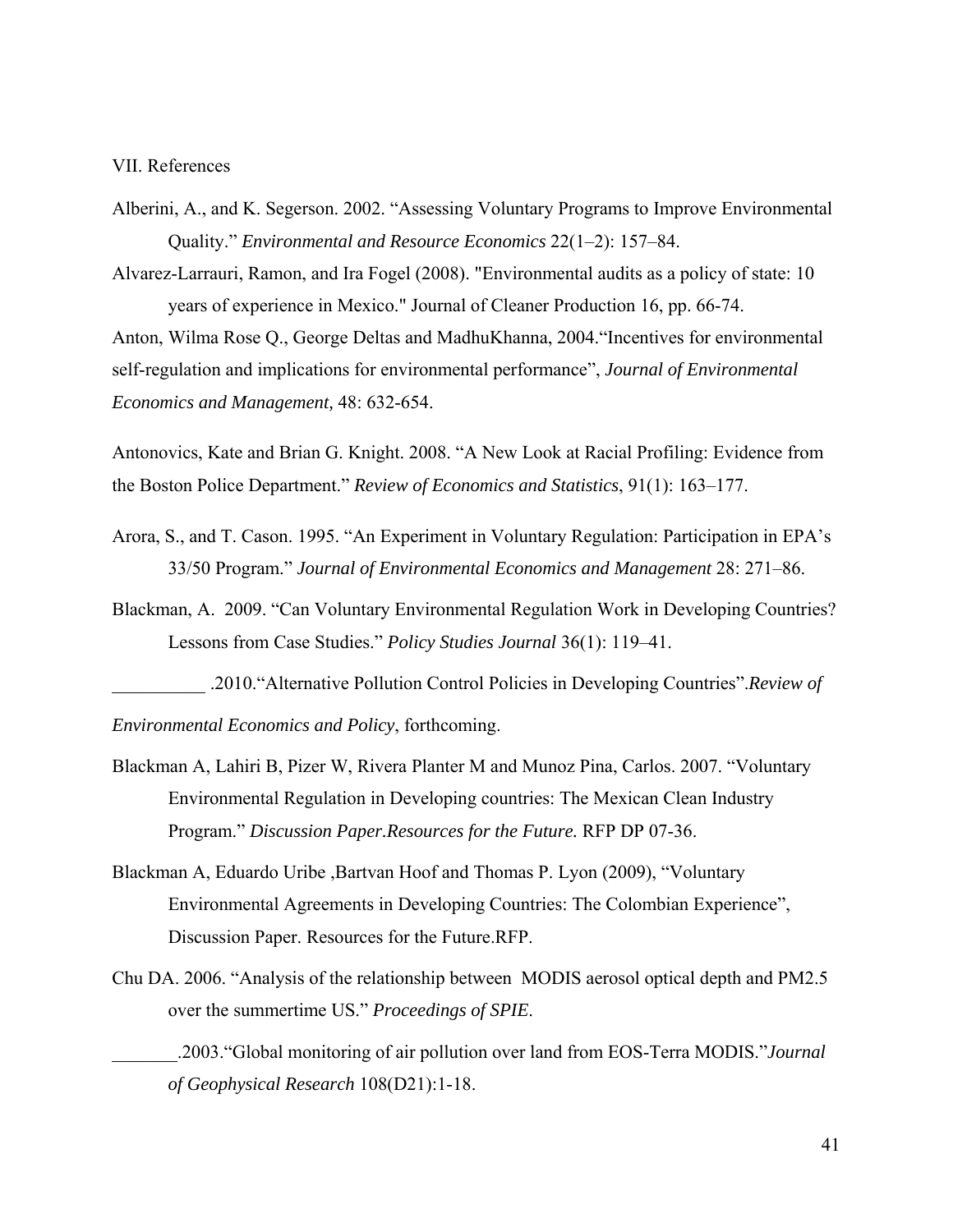VII. References

Alberini, A., and K. Segerson. 2002. "Assessing Voluntary Programs to Improve Environmental Quality." *Environmental and Resource Economics* 22(1–2): 157–84.

Alvarez-Larrauri, Ramon, and Ira Fogel (2008). "Environmental audits as a policy of state: 10 years of experience in Mexico." Journal of Cleaner Production 16, pp. 66-74.

Anton, Wilma Rose Q., George Deltas and MadhuKhanna, 2004."Incentives for environmental self-regulation and implications for environmental performance", *Journal of Environmental Economics and Management,* 48: 632-654.

Antonovics, Kate and Brian G. Knight. 2008. "A New Look at Racial Profiling: Evidence from the Boston Police Department." *Review of Economics and Statistics*, 91(1): 163–177.

Arora, S., and T. Cason. 1995. "An Experiment in Voluntary Regulation: Participation in EPA's 33/50 Program." *Journal of Environmental Economics and Management* 28: 271–86.

Blackman, A. 2009. "Can Voluntary Environmental Regulation Work in Developing Countries? Lessons from Case Studies." *Policy Studies Journal* 36(1): 119–41.

__________ .2010."Alternative Pollution Control Policies in Developing Countries".*Review of Environmental Economics and Policy*, forthcoming.

Blackman A, Lahiri B, Pizer W, Rivera Planter M and Munoz Pina, Carlos. 2007. "Voluntary Environmental Regulation in Developing countries: The Mexican Clean Industry Program." *Discussion Paper.Resources for the Future.* RFP DP 07-36.

Blackman A, Eduardo Uribe ,Bartvan Hoof and Thomas P. Lyon (2009), "Voluntary Environmental Agreements in Developing Countries: The Colombian Experience", Discussion Paper. Resources for the Future.RFP.

Chu DA. 2006. "Analysis of the relationship between MODIS aerosol optical depth and PM2.5 over the summertime US." *Proceedings of SPIE*.

_______.2003."Global monitoring of air pollution over land from EOS-Terra MODIS."*Journal of Geophysical Research* 108(D21):1-18.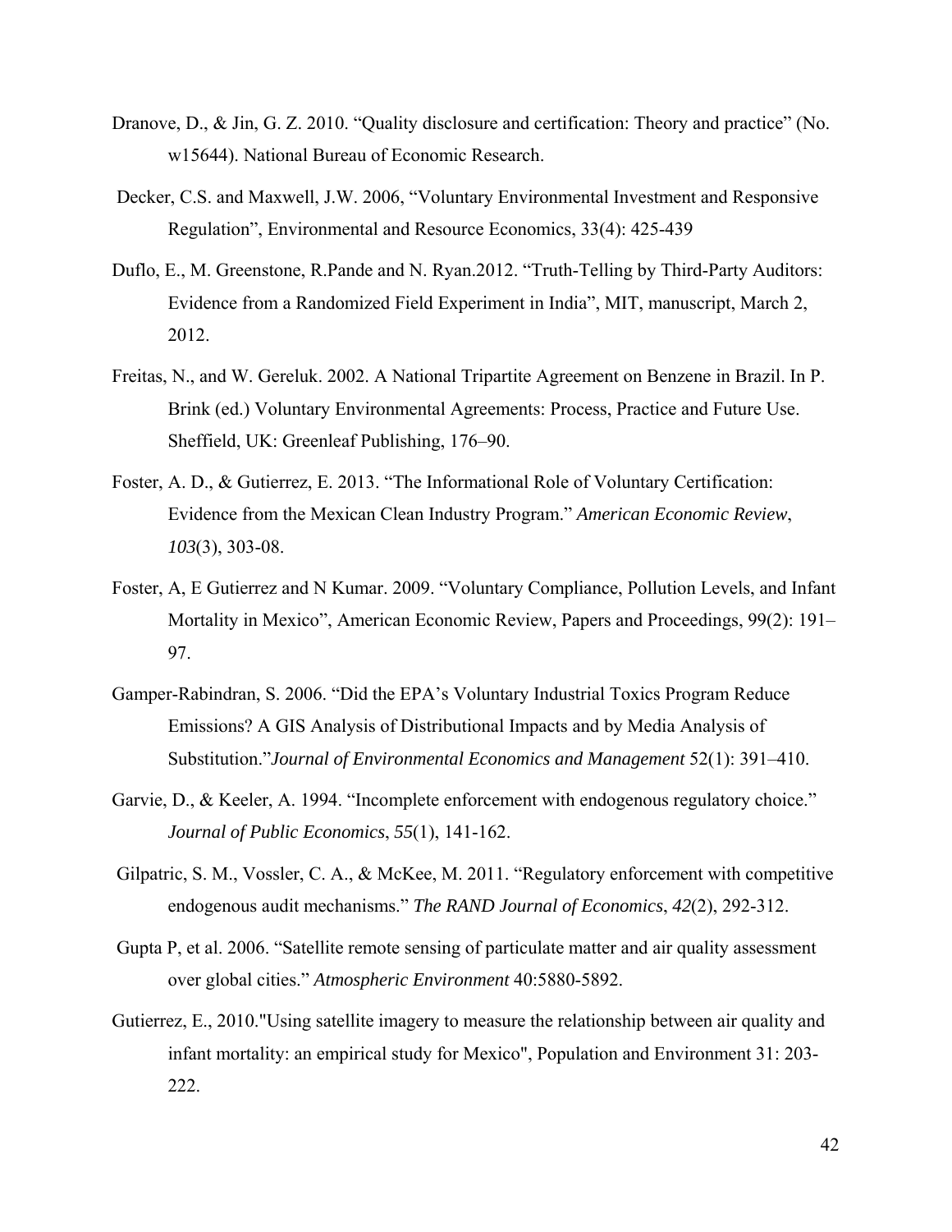Dranove, D., & Jin, G. Z. 2010. "Quality disclosure and certification: Theory and practice" (No. w15644). National Bureau of Economic Research.

Decker, C.S. and Maxwell, J.W. 2006, "Voluntary Environmental Investment and Responsive Regulation", Environmental and Resource Economics, 33(4): 425-439

Duflo, E., M. Greenstone, R.Pande and N. Ryan.2012. "Truth-Telling by Third-Party Auditors: Evidence from a Randomized Field Experiment in India", MIT, manuscript, March 2, 2012.

Freitas, N., and W. Gereluk. 2002. A National Tripartite Agreement on Benzene in Brazil. In P. Brink (ed.) Voluntary Environmental Agreements: Process, Practice and Future Use. Sheffield, UK: Greenleaf Publishing, 176–90.

Foster, A. D., & Gutierrez, E. 2013. "The Informational Role of Voluntary Certification: Evidence from the Mexican Clean Industry Program." *American Economic Review*, *103*(3), 303-08.

Foster, A, E Gutierrez and N Kumar. 2009. "Voluntary Compliance, Pollution Levels, and Infant Mortality in Mexico", American Economic Review, Papers and Proceedings, 99(2): 191–97.

Gamper-Rabindran, S. 2006. "Did the EPA's Voluntary Industrial Toxics Program Reduce Emissions? A GIS Analysis of Distributional Impacts and by Media Analysis of Substitution."*Journal of Environmental Economics and Management* 52(1): 391–410.

Garvie, D., & Keeler, A. 1994. "Incomplete enforcement with endogenous regulatory choice." *Journal of Public Economics*, *55*(1), 141-162.

Gilpatric, S. M., Vossler, C. A., & McKee, M. 2011. "Regulatory enforcement with competitive endogenous audit mechanisms." *The RAND Journal of Economics*, *42*(2), 292-312.

Gupta P, et al. 2006. "Satellite remote sensing of particulate matter and air quality assessment over global cities." *Atmospheric Environment* 40:5880-5892.

Gutierrez, E., 2010."Using satellite imagery to measure the relationship between air quality and infant mortality: an empirical study for Mexico", Population and Environment 31: 203-222.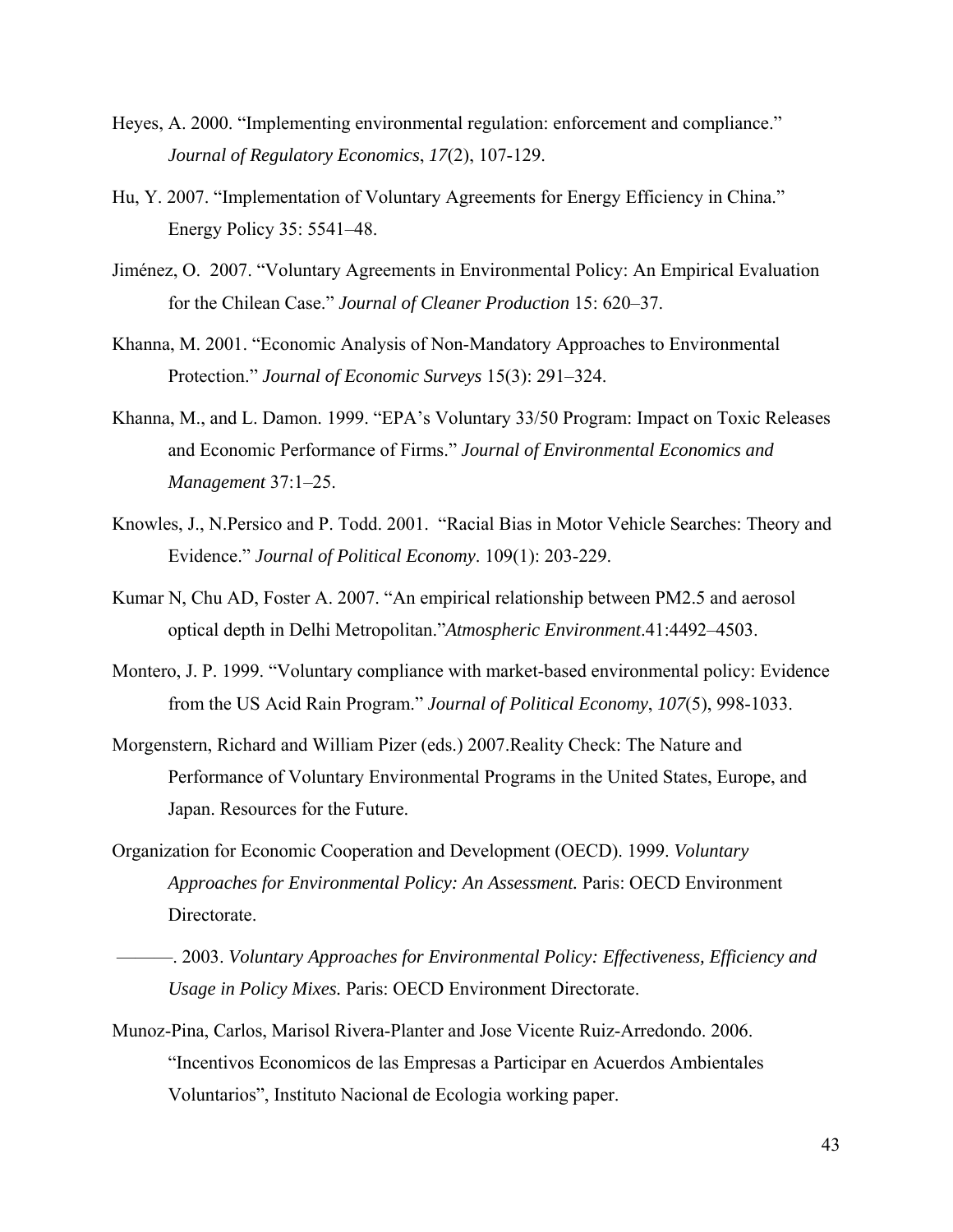Heyes, A. 2000. "Implementing environmental regulation: enforcement and compliance." *Journal of Regulatory Economics*, *17*(2), 107-129.

Hu, Y. 2007. "Implementation of Voluntary Agreements for Energy Efficiency in China." Energy Policy 35: 5541–48.

Jiménez, O. 2007. "Voluntary Agreements in Environmental Policy: An Empirical Evaluation for the Chilean Case." *Journal of Cleaner Production* 15: 620–37.

Khanna, M. 2001. "Economic Analysis of Non-Mandatory Approaches to Environmental Protection." *Journal of Economic Surveys* 15(3): 291–324.

Khanna, M., and L. Damon. 1999. "EPA's Voluntary 33/50 Program: Impact on Toxic Releases and Economic Performance of Firms." *Journal of Environmental Economics and Management* 37:1–25.

Knowles, J., N.Persico and P. Todd. 2001. "Racial Bias in Motor Vehicle Searches: Theory and Evidence." *Journal of Political Economy*. 109(1): 203-229.

Kumar N, Chu AD, Foster A. 2007. "An empirical relationship between PM2.5 and aerosol optical depth in Delhi Metropolitan."*Atmospheric Environment*.41:4492–4503.

Montero, J. P. 1999. "Voluntary compliance with market-based environmental policy: Evidence from the US Acid Rain Program." *Journal of Political Economy*, *107*(5), 998-1033.

Morgenstern, Richard and William Pizer (eds.) 2007.Reality Check: The Nature and Performance of Voluntary Environmental Programs in the United States, Europe, and Japan. Resources for the Future.

Organization for Economic Cooperation and Development (OECD). 1999. *Voluntary Approaches for Environmental Policy: An Assessment.* Paris: OECD Environment Directorate.

———. 2003. *Voluntary Approaches for Environmental Policy: Effectiveness, Efficiency and Usage in Policy Mixes.* Paris: OECD Environment Directorate.

Munoz-Pina, Carlos, Marisol Rivera-Planter and Jose Vicente Ruiz-Arredondo. 2006. "Incentivos Economicos de las Empresas a Participar en Acuerdos Ambientales Voluntarios", Instituto Nacional de Ecologia working paper.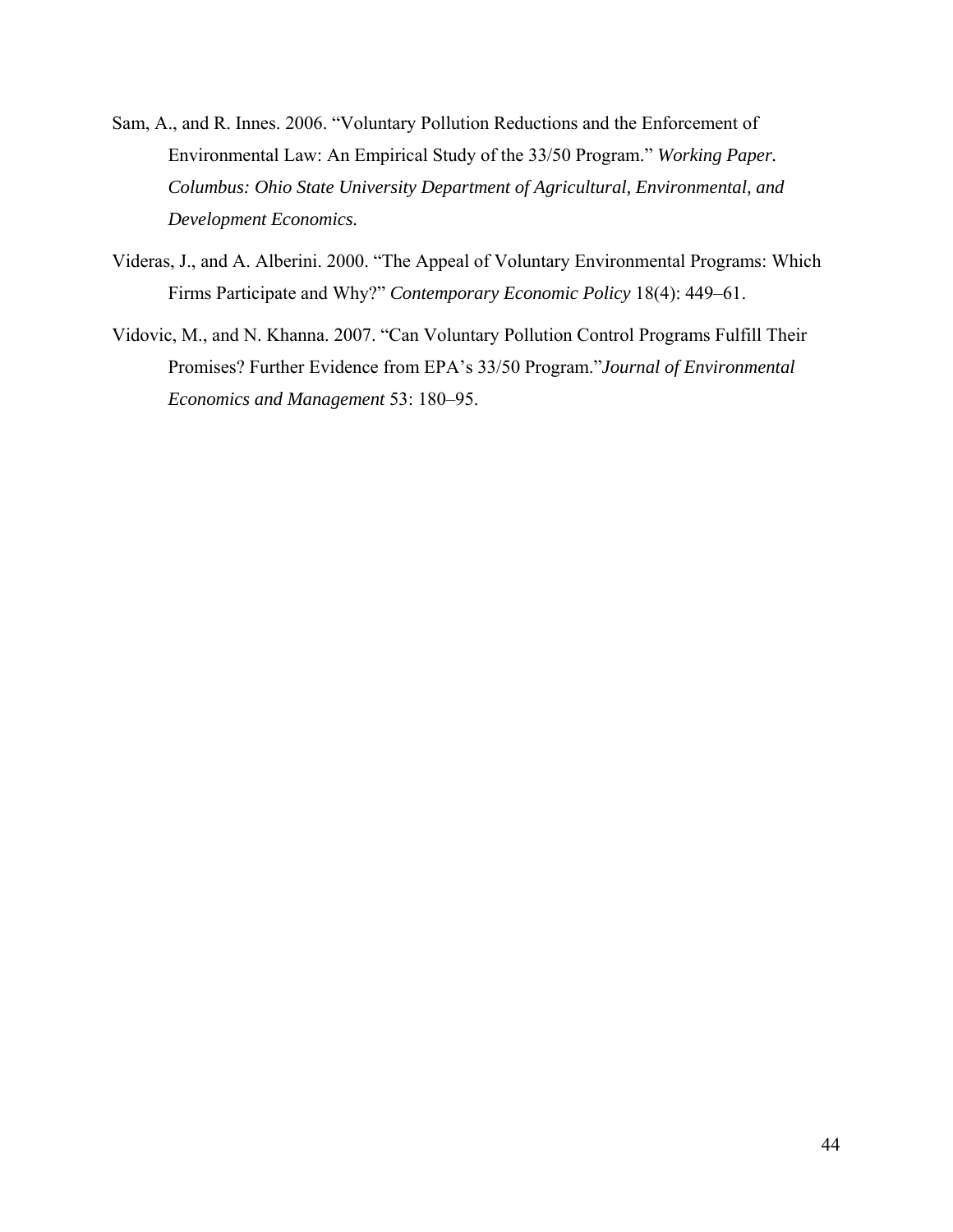Sam, A., and R. Innes. 2006. "Voluntary Pollution Reductions and the Enforcement of Environmental Law: An Empirical Study of the 33/50 Program." *Working Paper. Columbus: Ohio State University Department of Agricultural, Environmental, and Development Economics.*

Videras, J., and A. Alberini. 2000. "The Appeal of Voluntary Environmental Programs: Which Firms Participate and Why?" *Contemporary Economic Policy* 18(4): 449–61.

Vidovic, M., and N. Khanna. 2007. "Can Voluntary Pollution Control Programs Fulfill Their Promises? Further Evidence from EPA's 33/50 Program."*Journal of Environmental Economics and Management* 53: 180–95.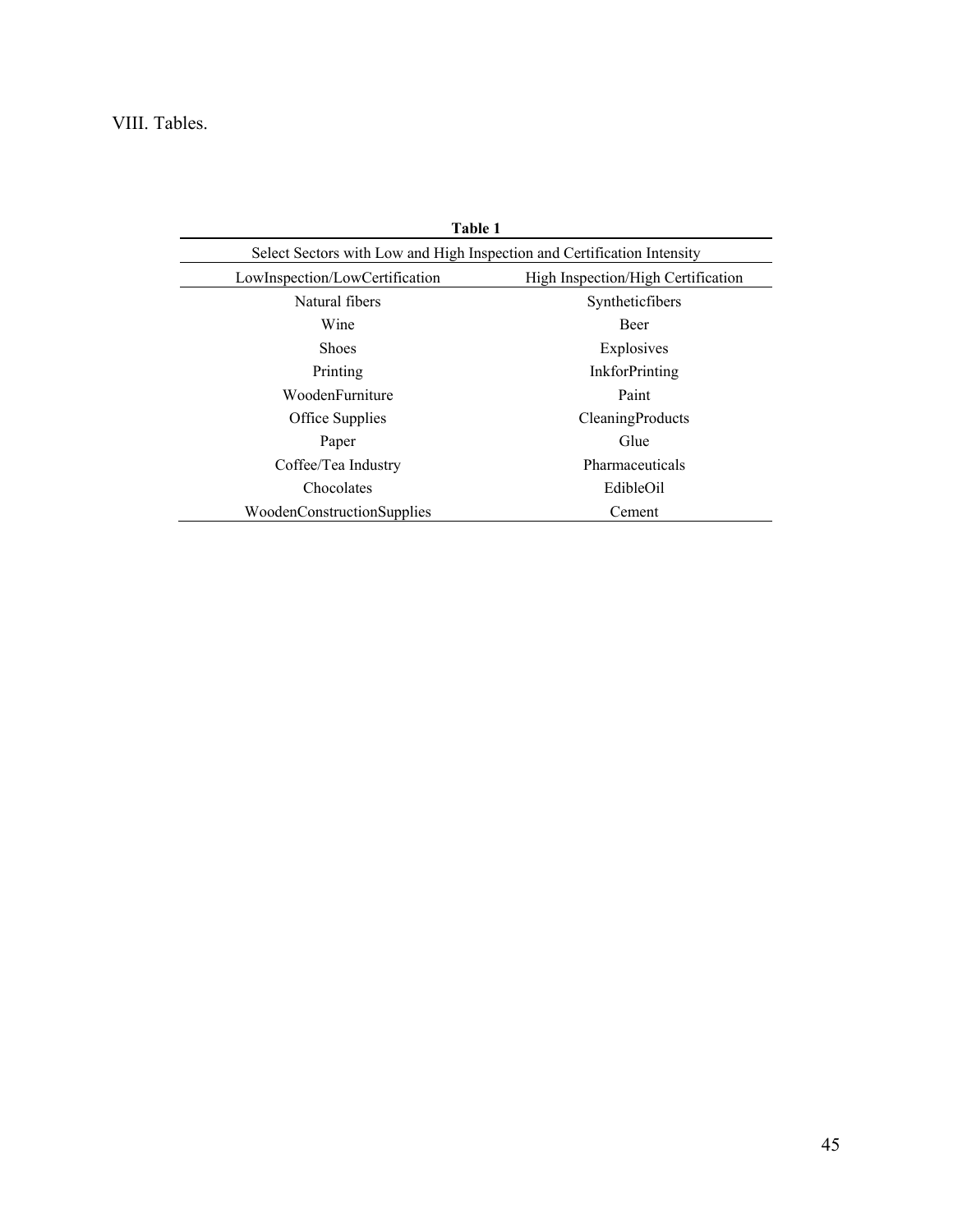## VIII. Tables.

**Table 1**

Select Sectors with Low and High Inspection and Certification Intensity

| LowInspection/LowCertification | High Inspection/High Certification |
|---|---|
| Natural fibers | Syntheticfibers |
| Wine | Beer |
| Shoes | Explosives |
| Printing | InkforPrinting |
| WoodenFurniture | Paint |
| Office Supplies | CleaningProducts |
| Paper | Glue |
| Coffee/Tea Industry | Pharmaceuticals |
| Chocolates | EdibleOil |
| WoodenConstructionSupplies | Cement |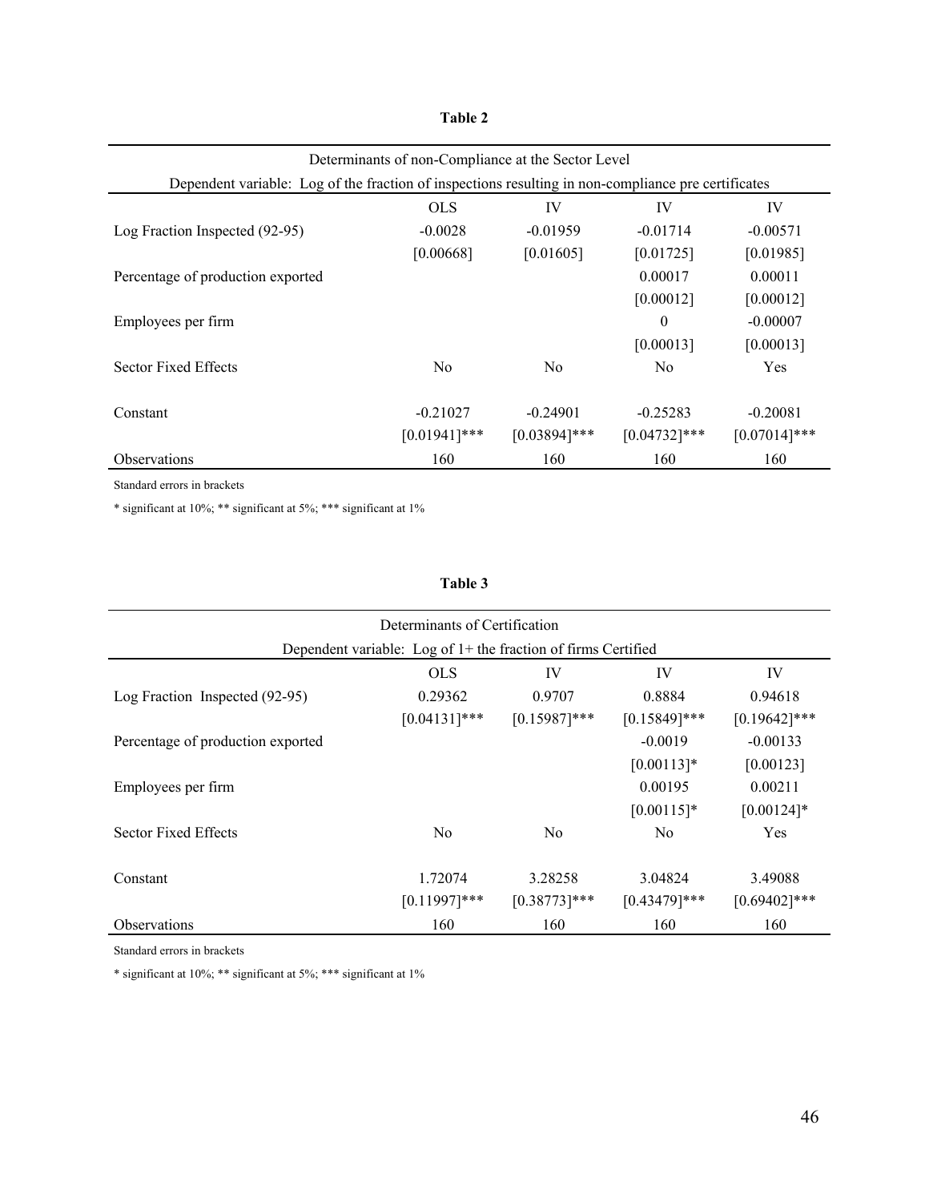**Table 2**

| Determinants of non-Compliance at the Sector Level | | | | |
|---|---|---|---|---|
| Dependent variable: Log of the fraction of inspections resulting in non-compliance pre certificates | | | | |
| | OLS | IV | IV | IV |
| Log Fraction Inspected (92-95) | -0.0028 | -0.01959 | -0.01714 | -0.00571 |
| | [0.00668] | [0.01605] | [0.01725] | [0.01985] |
| Percentage of production exported | | | 0.00017 | 0.00011 |
| | | | [0.00012] | [0.00012] |
| Employees per firm | | | 0 | -0.00007 |
| | | | [0.00013] | [0.00013] |
| Sector Fixed Effects | No | No | No | Yes |
| Constant | -0.21027 | -0.24901 | -0.25283 | -0.20081 |
| | [0.01941]*** | [0.03894]*** | [0.04732]*** | [0.07014]*** |
| Observations | 160 | 160 | 160 | 160 |

Standard errors in brackets

* significant at 10%; ** significant at 5%; *** significant at 1%

**Table 3**

| Determinants of Certification | | | | |
|---|---|---|---|---|
| Dependent variable: Log of 1+ the fraction of firms Certified | | | | |
| | OLS | IV | IV | IV |
| Log Fraction Inspected (92-95) | 0.29362 | 0.9707 | 0.8884 | 0.94618 |
| | [0.04131]*** | [0.15987]*** | [0.15849]*** | [0.19642]*** |
| Percentage of production exported | | | -0.0019 | -0.00133 |
| | | | [0.00113]* | [0.00123] |
| Employees per firm | | | 0.00195 | 0.00211 |
| | | | [0.00115]* | [0.00124]* |
| Sector Fixed Effects | No | No | No | Yes |
| Constant | 1.72074 | 3.28258 | 3.04824 | 3.49088 |
| | [0.11997]*** | [0.38773]*** | [0.43479]*** | [0.69402]*** |
| Observations | 160 | 160 | 160 | 160 |

Standard errors in brackets

* significant at 10%; ** significant at 5%; *** significant at 1%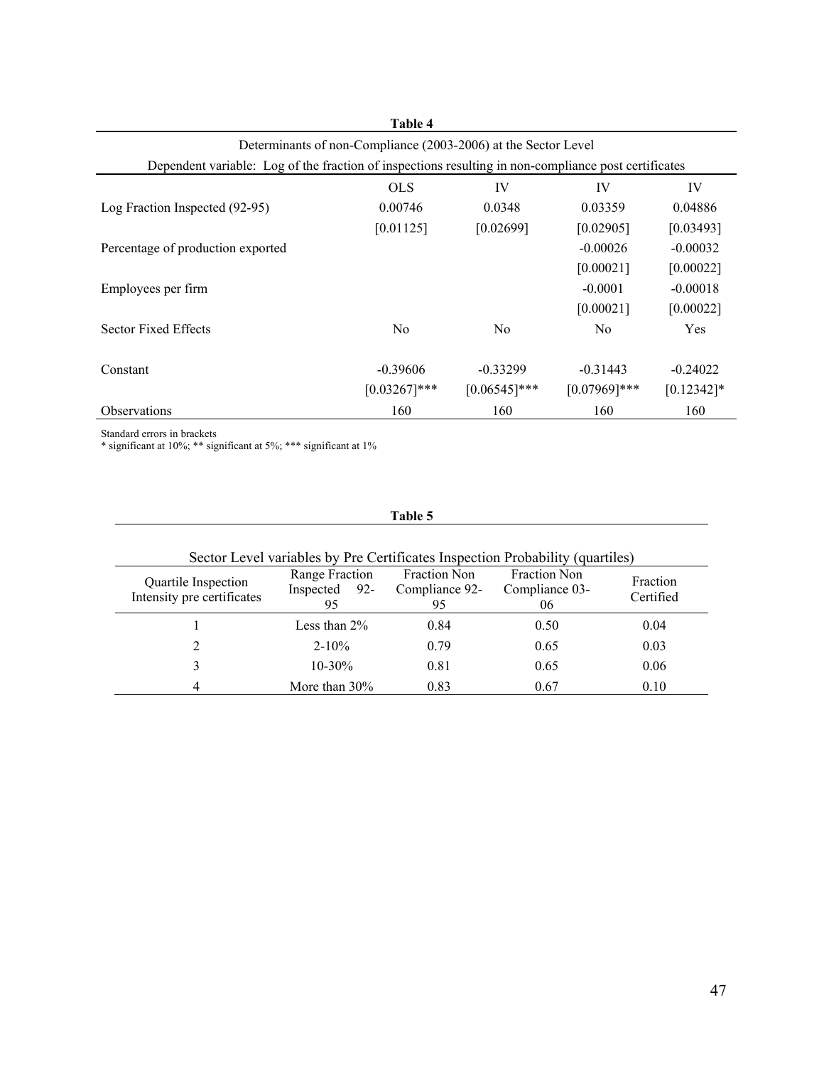**Table 4**

Determinants of non-Compliance (2003-2006) at the Sector Level

Dependent variable: Log of the fraction of inspections resulting in non-compliance post certificates

| | OLS | IV | IV | IV |
|---|---|---|---|---|
| Log Fraction Inspected (92-95) | 0.00746 | 0.0348 | 0.03359 | 0.04886 |
| | [0.01125] | [0.02699] | [0.02905] | [0.03493] |
| Percentage of production exported | | | -0.00026 | -0.00032 |
| | | | [0.00021] | [0.00022] |
| Employees per firm | | | -0.0001 | -0.00018 |
| | | | [0.00021] | [0.00022] |
| Sector Fixed Effects | No | No | No | Yes |
| Constant | -0.39606 | -0.33299 | -0.31443 | -0.24022 |
| | [0.03267]*** | [0.06545]*** | [0.07969]*** | [0.12342]* |
| Observations | 160 | 160 | 160 | 160 |

Standard errors in brackets
* significant at 10%; ** significant at 5%; *** significant at 1%

**Table 5**

Sector Level variables by Pre Certificates Inspection Probability (quartiles)

| Quartile Inspection Intensity pre certificates | Range Fraction Inspected 92-95 | Fraction Non Compliance 92-95 | Fraction Non Compliance 03-06 | Fraction Certified |
|---|---|---|---|---|
| 1 | Less than 2% | 0.84 | 0.50 | 0.04 |
| 2 | 2-10% | 0.79 | 0.65 | 0.03 |
| 3 | 10-30% | 0.81 | 0.65 | 0.06 |
| 4 | More than 30% | 0.83 | 0.67 | 0.10 |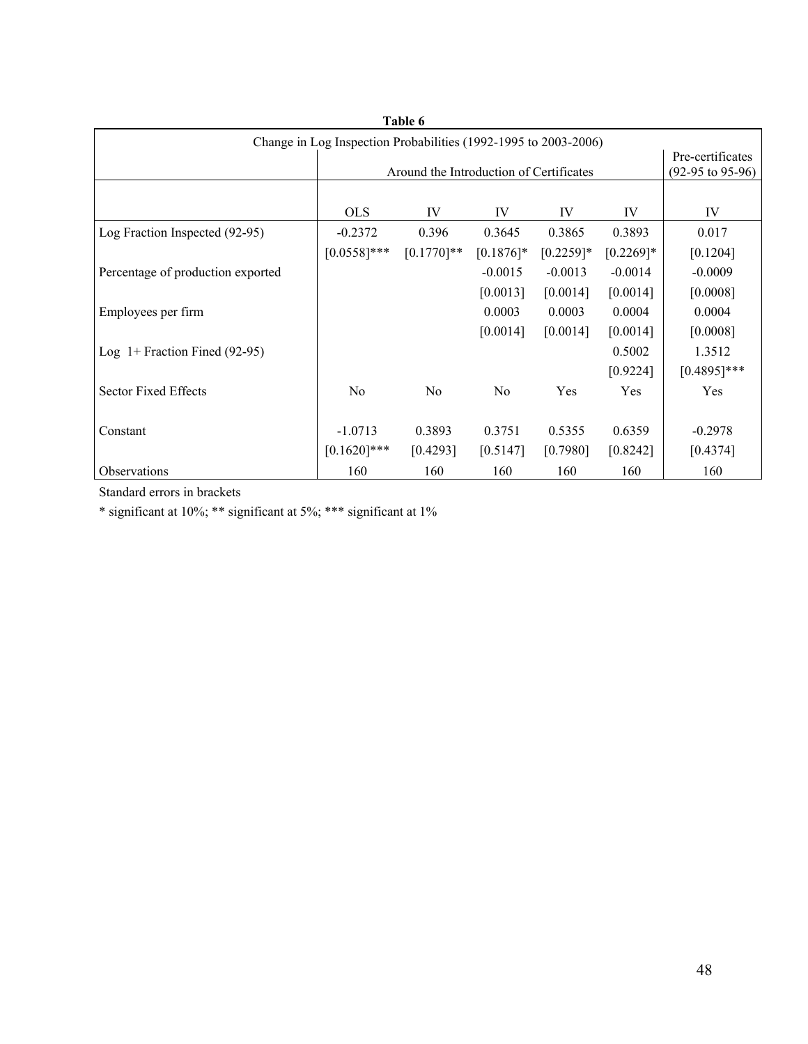**Table 6**

| Change in Log Inspection Probabilities (1992-1995 to 2003-2006) | | | | | | |
|---|---|---|---|---|---|---|
| | Around the Introduction of Certificates | | | | | Pre-certificates (92-95 to 95-96) |
| | OLS | IV | IV | IV | IV | IV |
| Log Fraction Inspected (92-95) | -0.2372 | 0.396 | 0.3645 | 0.3865 | 0.3893 | 0.017 |
| | [0.0558]*** | [0.1770]** | [0.1876]* | [0.2259]* | [0.2269]* | [0.1204] |
| Percentage of production exported | | | -0.0015 | -0.0013 | -0.0014 | -0.0009 |
| | | | [0.0013] | [0.0014] | [0.0014] | [0.0008] |
| Employees per firm | | | 0.0003 | 0.0003 | 0.0004 | 0.0004 |
| | | | [0.0014] | [0.0014] | [0.0014] | [0.0008] |
| Log 1+ Fraction Fined (92-95) | | | | | 0.5002 | 1.3512 |
| | | | | | [0.9224] | [0.4895]*** |
| Sector Fixed Effects | No | No | No | Yes | Yes | Yes |
| Constant | -1.0713 | 0.3893 | 0.3751 | 0.5355 | 0.6359 | -0.2978 |
| | [0.1620]*** | [0.4293] | [0.5147] | [0.7980] | [0.8242] | [0.4374] |
| Observations | 160 | 160 | 160 | 160 | 160 | 160 |

Standard errors in brackets

* significant at 10%; ** significant at 5%; *** significant at 1%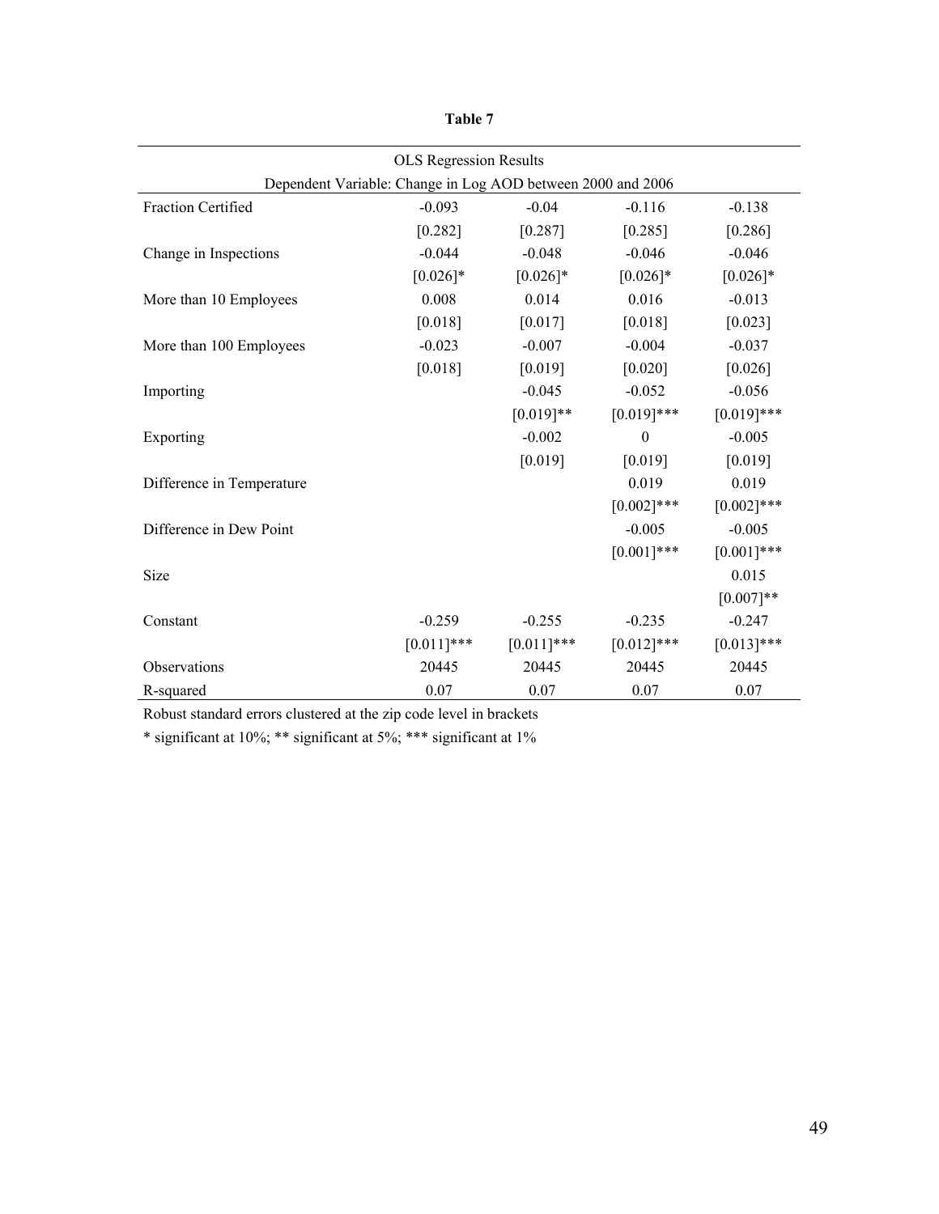**Table 7**

| OLS Regression Results | | | | |
|---|---|---|---|---|
| Dependent Variable: Change in Log AOD between 2000 and 2006 | | | | |
| Fraction Certified | -0.093 | -0.04 | -0.116 | -0.138 |
| | [0.282] | [0.287] | [0.285] | [0.286] |
| Change in Inspections | -0.044 | -0.048 | -0.046 | -0.046 |
| | [0.026]* | [0.026]* | [0.026]* | [0.026]* |
| More than 10 Employees | 0.008 | 0.014 | 0.016 | -0.013 |
| | [0.018] | [0.017] | [0.018] | [0.023] |
| More than 100 Employees | -0.023 | -0.007 | -0.004 | -0.037 |
| | [0.018] | [0.019] | [0.020] | [0.026] |
| Importing | | -0.045 | -0.052 | -0.056 |
| | | [0.019]** | [0.019]*** | [0.019]*** |
| Exporting | | -0.002 | 0 | -0.005 |
| | | [0.019] | [0.019] | [0.019] |
| Difference in Temperature | | | 0.019 | 0.019 |
| | | | [0.002]*** | [0.002]*** |
| Difference in Dew Point | | | -0.005 | -0.005 |
| | | | [0.001]*** | [0.001]*** |
| Size | | | | 0.015 |
| | | | | [0.007]** |
| Constant | -0.259 | -0.255 | -0.235 | -0.247 |
| | [0.011]*** | [0.011]*** | [0.012]*** | [0.013]*** |
| Observations | 20445 | 20445 | 20445 | 20445 |
| R-squared | 0.07 | 0.07 | 0.07 | 0.07 |

Robust standard errors clustered at the zip code level in brackets

* significant at 10%; ** significant at 5%; *** significant at 1%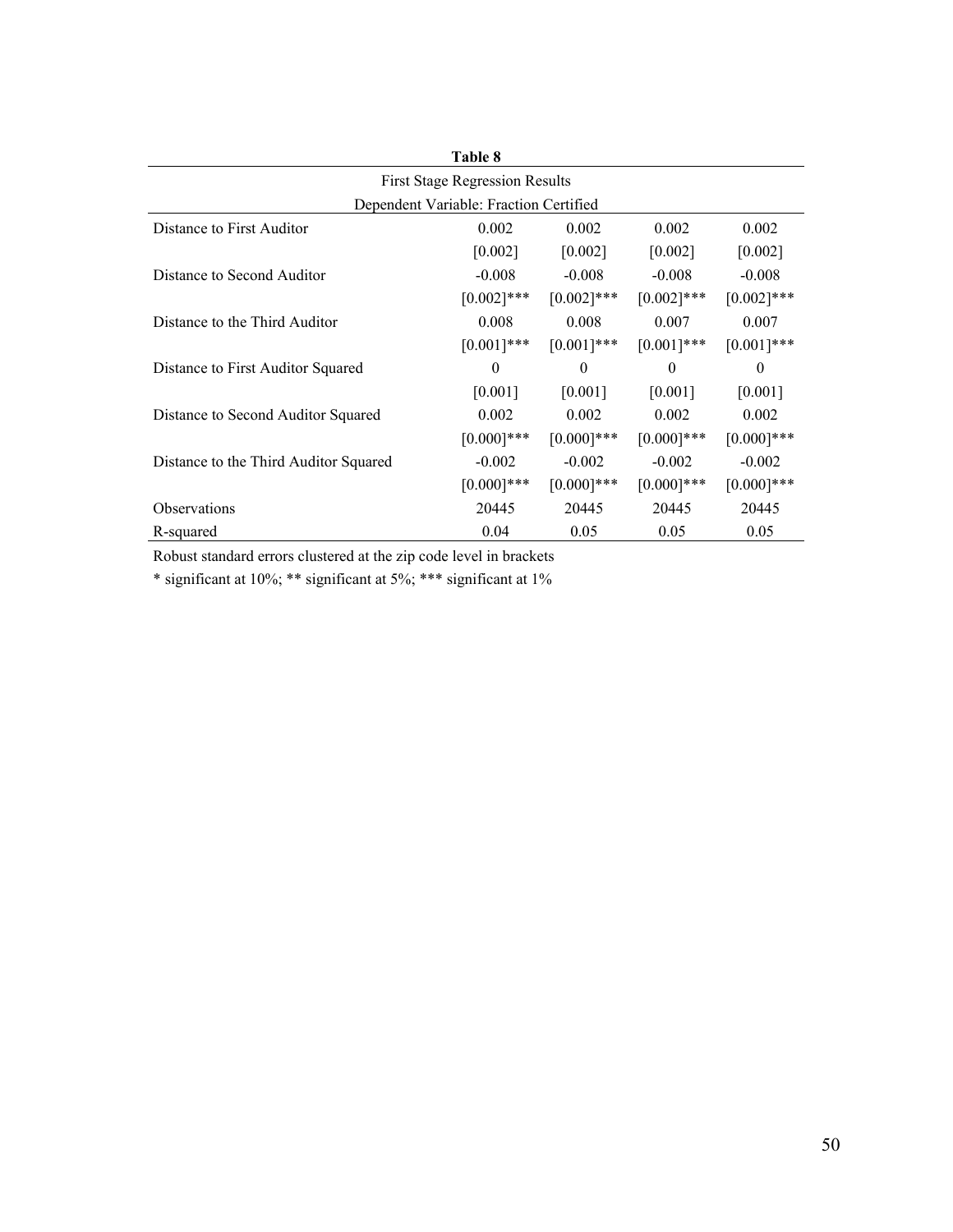**Table 8**

First Stage Regression Results

Dependent Variable: Fraction Certified

| | | | | |
|---|---|---|---|---|
| Distance to First Auditor | 0.002 | 0.002 | 0.002 | 0.002 |
| | [0.002] | [0.002] | [0.002] | [0.002] |
| Distance to Second Auditor | -0.008 | -0.008 | -0.008 | -0.008 |
| | [0.002]*** | [0.002]*** | [0.002]*** | [0.002]*** |
| Distance to the Third Auditor | 0.008 | 0.008 | 0.007 | 0.007 |
| | [0.001]*** | [0.001]*** | [0.001]*** | [0.001]*** |
| Distance to First Auditor Squared | 0 | 0 | 0 | 0 |
| | [0.001] | [0.001] | [0.001] | [0.001] |
| Distance to Second Auditor Squared | 0.002 | 0.002 | 0.002 | 0.002 |
| | [0.000]*** | [0.000]*** | [0.000]*** | [0.000]*** |
| Distance to the Third Auditor Squared | -0.002 | -0.002 | -0.002 | -0.002 |
| | [0.000]*** | [0.000]*** | [0.000]*** | [0.000]*** |
| Observations | 20445 | 20445 | 20445 | 20445 |
| R-squared | 0.04 | 0.05 | 0.05 | 0.05 |

Robust standard errors clustered at the zip code level in brackets

* significant at 10%; ** significant at 5%; *** significant at 1%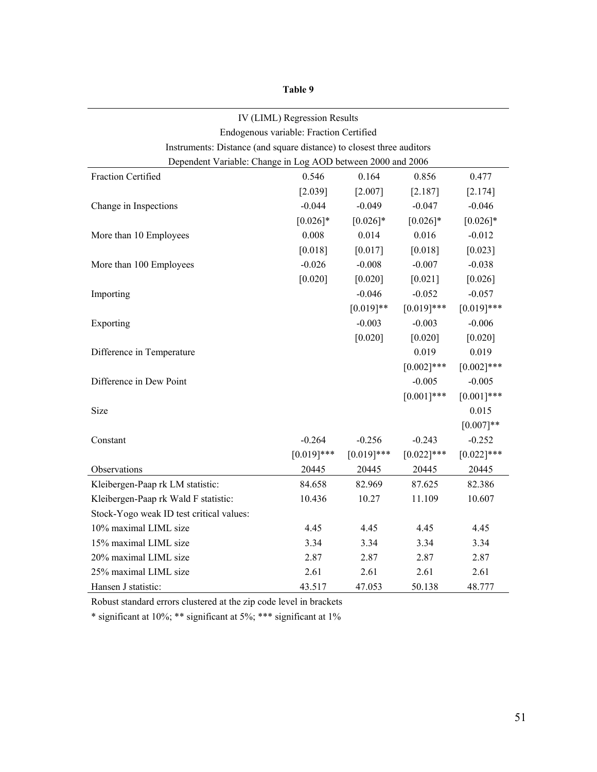**Table 9**

| IV (LIML) Regression Results<br>Endogenous variable: Fraction Certified<br>Instruments: Distance (and square distance) to closest three auditors<br>Dependent Variable: Change in Log AOD between 2000 and 2006 | | | | |
|---|---|---|---|---|
| Fraction Certified | 0.546 | 0.164 | 0.856 | 0.477 |
| | [2.039] | [2.007] | [2.187] | [2.174] |
| Change in Inspections | -0.044 | -0.049 | -0.047 | -0.046 |
| | [0.026]* | [0.026]* | [0.026]* | [0.026]* |
| More than 10 Employees | 0.008 | 0.014 | 0.016 | -0.012 |
| | [0.018] | [0.017] | [0.018] | [0.023] |
| More than 100 Employees | -0.026 | -0.008 | -0.007 | -0.038 |
| | [0.020] | [0.020] | [0.021] | [0.026] |
| Importing | | -0.046 | -0.052 | -0.057 |
| | | [0.019]** | [0.019]*** | [0.019]*** |
| Exporting | | -0.003 | -0.003 | -0.006 |
| | | [0.020] | [0.020] | [0.020] |
| Difference in Temperature | | | 0.019 | 0.019 |
| | | | [0.002]*** | [0.002]*** |
| Difference in Dew Point | | | -0.005 | -0.005 |
| | | | [0.001]*** | [0.001]*** |
| Size | | | | 0.015 |
| | | | | [0.007]** |
| Constant | -0.264 | -0.256 | -0.243 | -0.252 |
| | [0.019]*** | [0.019]*** | [0.022]*** | [0.022]*** |
| Observations | 20445 | 20445 | 20445 | 20445 |
| Kleibergen-Paap rk LM statistic: | 84.658 | 82.969 | 87.625 | 82.386 |
| Kleibergen-Paap rk Wald F statistic: | 10.436 | 10.27 | 11.109 | 10.607 |
| Stock-Yogo weak ID test critical values: | | | | |
| 10% maximal LIML size | 4.45 | 4.45 | 4.45 | 4.45 |
| 15% maximal LIML size | 3.34 | 3.34 | 3.34 | 3.34 |
| 20% maximal LIML size | 2.87 | 2.87 | 2.87 | 2.87 |
| 25% maximal LIML size | 2.61 | 2.61 | 2.61 | 2.61 |
| Hansen J statistic: | 43.517 | 47.053 | 50.138 | 48.777 |

Robust standard errors clustered at the zip code level in brackets

* significant at 10%; ** significant at 5%; *** significant at 1%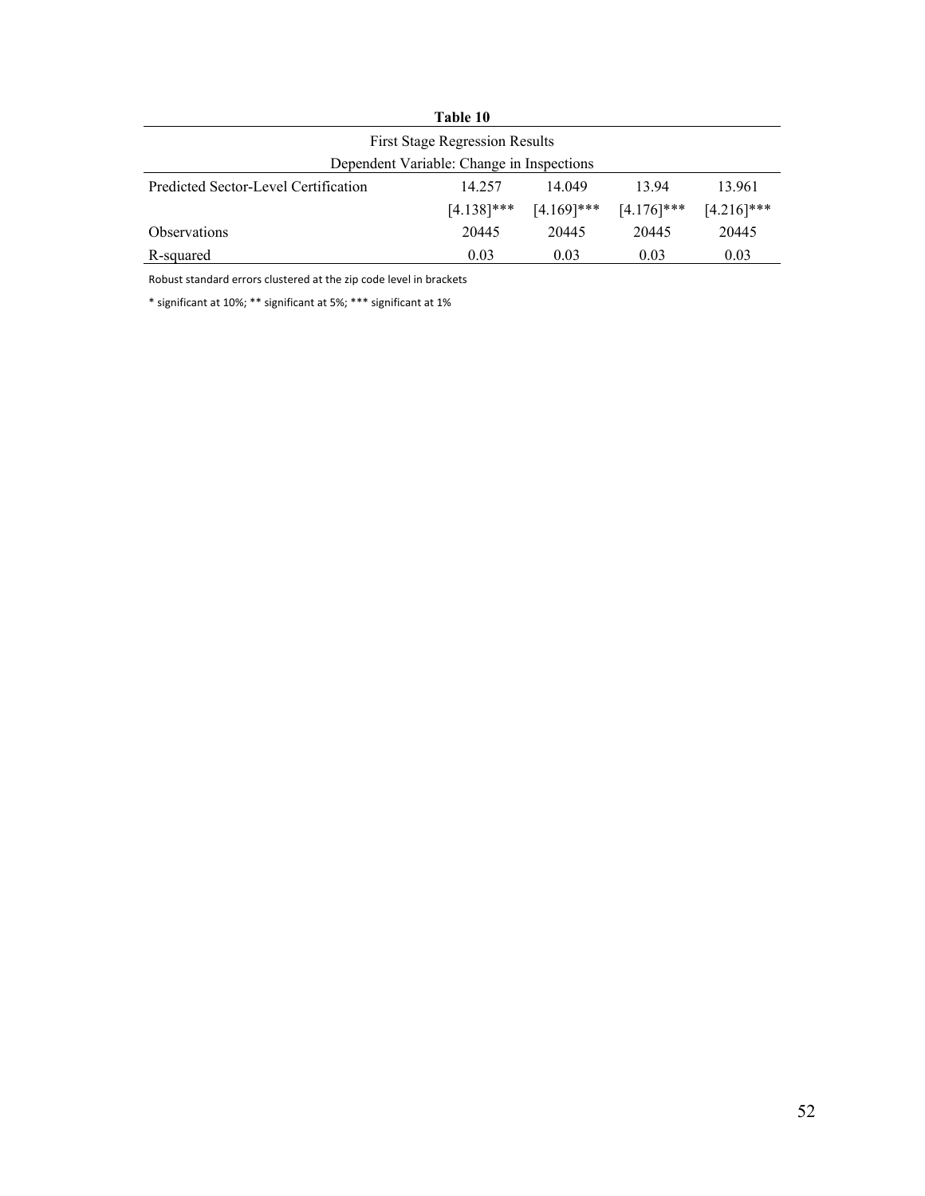**Table 10**

| First Stage Regression Results | | | | |
|---|---|---|---|---|
| Dependent Variable: Change in Inspections | | | | |
| Predicted Sector-Level Certification | 14.257 | 14.049 | 13.94 | 13.961 |
| | [4.138]*** | [4.169]*** | [4.176]*** | [4.216]*** |
| Observations | 20445 | 20445 | 20445 | 20445 |
| R-squared | 0.03 | 0.03 | 0.03 | 0.03 |

Robust standard errors clustered at the zip code level in brackets

* significant at 10%; ** significant at 5%; *** significant at 1%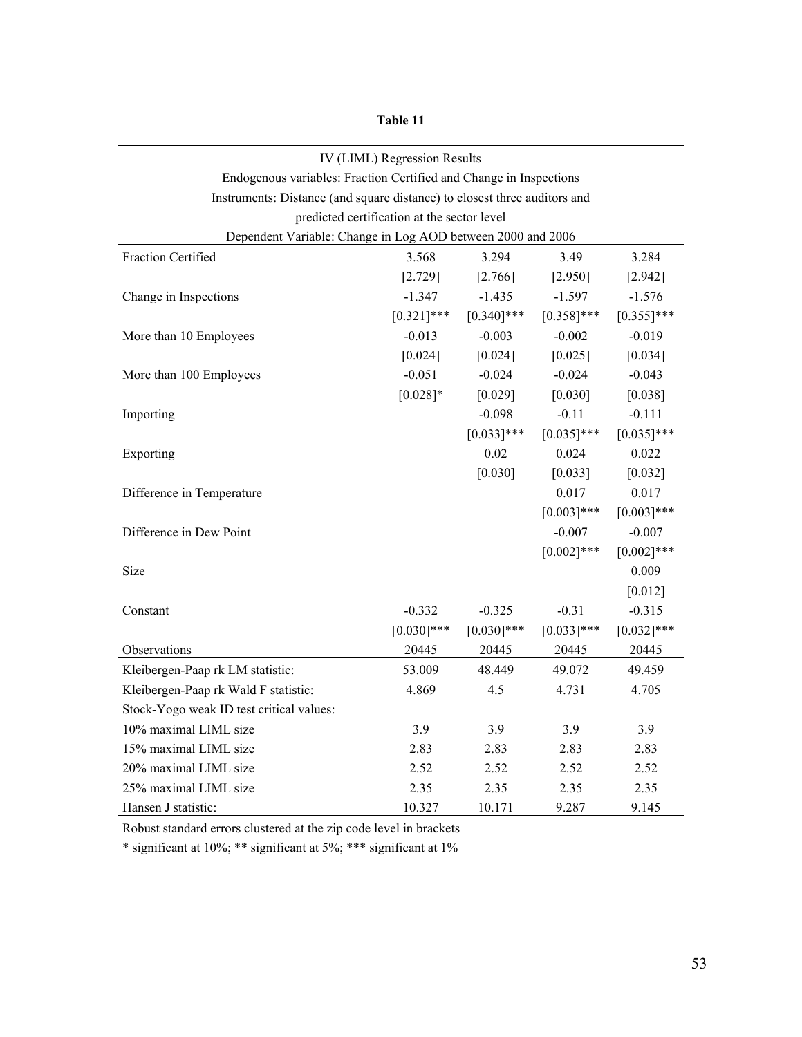**Table 11**

| IV (LIML) Regression Results<br>Endogenous variables: Fraction Certified and Change in Inspections<br>Instruments: Distance (and square distance) to closest three auditors and predicted certification at the sector level<br>Dependent Variable: Change in Log AOD between 2000 and 2006 | | | | |
|---|---|---|---|---|
| Fraction Certified | 3.568 | 3.294 | 3.49 | 3.284 |
| | [2.729] | [2.766] | [2.950] | [2.942] |
| Change in Inspections | -1.347 | -1.435 | -1.597 | -1.576 |
| | [0.321]*** | [0.340]*** | [0.358]*** | [0.355]*** |
| More than 10 Employees | -0.013 | -0.003 | -0.002 | -0.019 |
| | [0.024] | [0.024] | [0.025] | [0.034] |
| More than 100 Employees | -0.051 | -0.024 | -0.024 | -0.043 |
| | [0.028]* | [0.029] | [0.030] | [0.038] |
| Importing | | -0.098 | -0.11 | -0.111 |
| | | [0.033]*** | [0.035]*** | [0.035]*** |
| Exporting | | 0.02 | 0.024 | 0.022 |
| | | [0.030] | [0.033] | [0.032] |
| Difference in Temperature | | | 0.017 | 0.017 |
| | | | [0.003]*** | [0.003]*** |
| Difference in Dew Point | | | -0.007 | -0.007 |
| | | | [0.002]*** | [0.002]*** |
| Size | | | | 0.009 |
| | | | | [0.012] |
| Constant | -0.332 | -0.325 | -0.31 | -0.315 |
| | [0.030]*** | [0.030]*** | [0.033]*** | [0.032]*** |
| Observations | 20445 | 20445 | 20445 | 20445 |
| Kleibergen-Paap rk LM statistic: | 53.009 | 48.449 | 49.072 | 49.459 |
| Kleibergen-Paap rk Wald F statistic: | 4.869 | 4.5 | 4.731 | 4.705 |
| Stock-Yogo weak ID test critical values: | | | | |
| 10% maximal LIML size | 3.9 | 3.9 | 3.9 | 3.9 |
| 15% maximal LIML size | 2.83 | 2.83 | 2.83 | 2.83 |
| 20% maximal LIML size | 2.52 | 2.52 | 2.52 | 2.52 |
| 25% maximal LIML size | 2.35 | 2.35 | 2.35 | 2.35 |
| Hansen J statistic: | 10.327 | 10.171 | 9.287 | 9.145 |

Robust standard errors clustered at the zip code level in brackets

* significant at 10%; ** significant at 5%; *** significant at 1%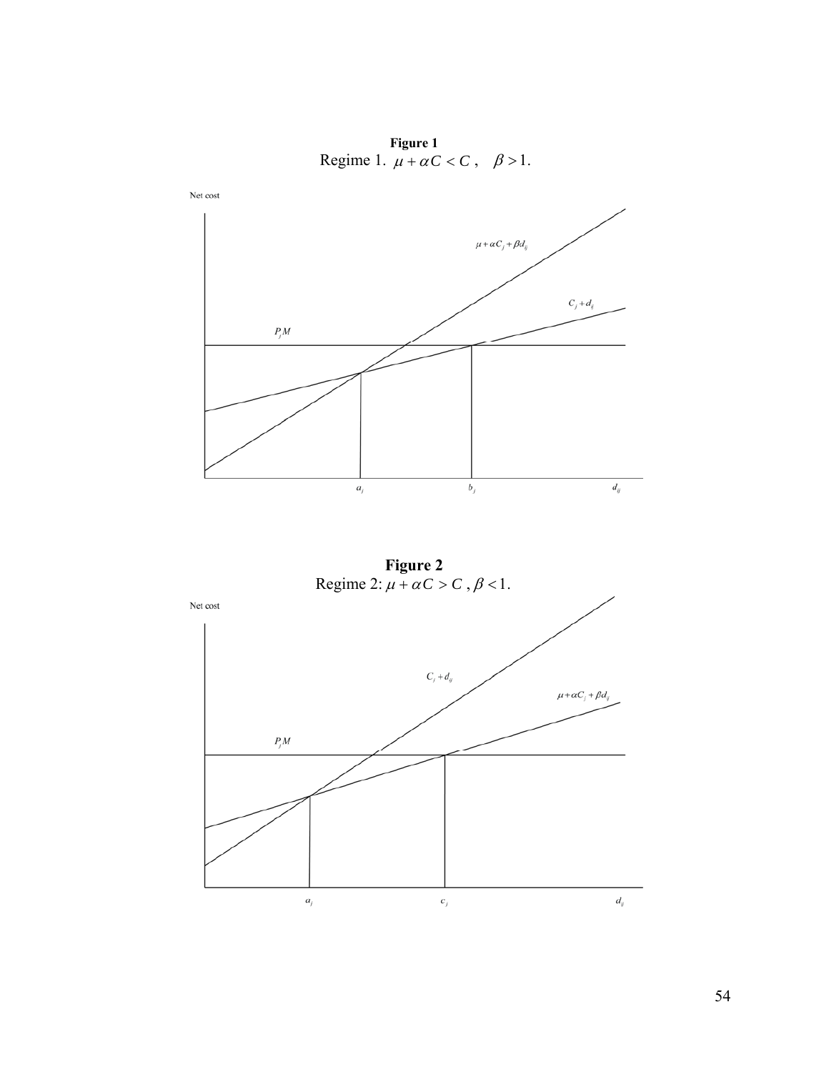**Figure 1**
Regime 1. $\mu + \alpha C < C$, $\beta > 1$.

Net cost

$\mu + \alpha C_j + \beta d_{ij}$

$C_j + d_{ij}$

$P_j M$

$a_j$ $b_j$ $d_{ij}$

**Figure 2**
Regime 2: $\mu + \alpha C > C$, $\beta < 1$.

Net cost

$C_j + d_{ij}$

$\mu + \alpha C_j + \beta d_{ij}$

$P_j M$

$a_j$ $c_j$ $d_{ij}$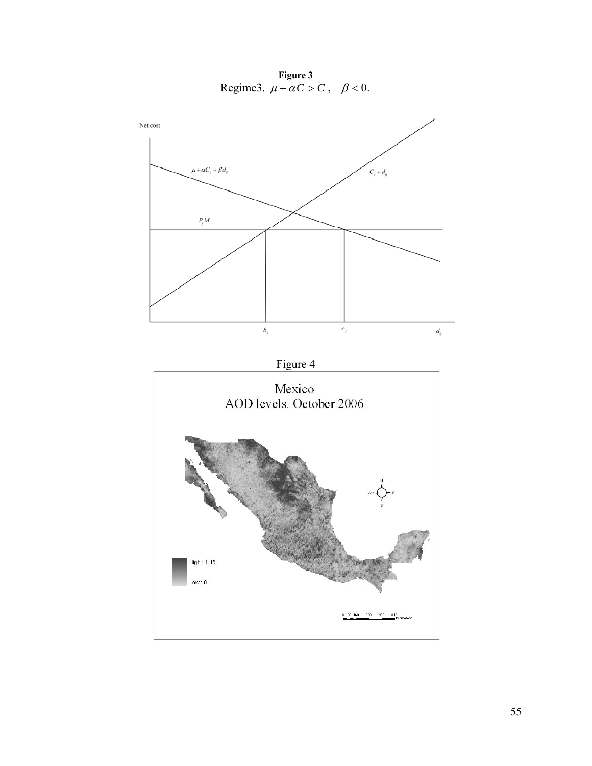**Figure 3**

Regime3. $\mu + \alpha C > C$, $\beta < 0$.

Net cost

$\mu + \alpha C_j + \beta d_{ij}$

$C_j + d_{ij}$

$P_j M$

$b_j$ $c_j$ $d_{ij}$

Figure 4

Mexico
AOD levels. October 2006

High : 1.15

Low : 0

0 80 160 320 480 640 Kilometers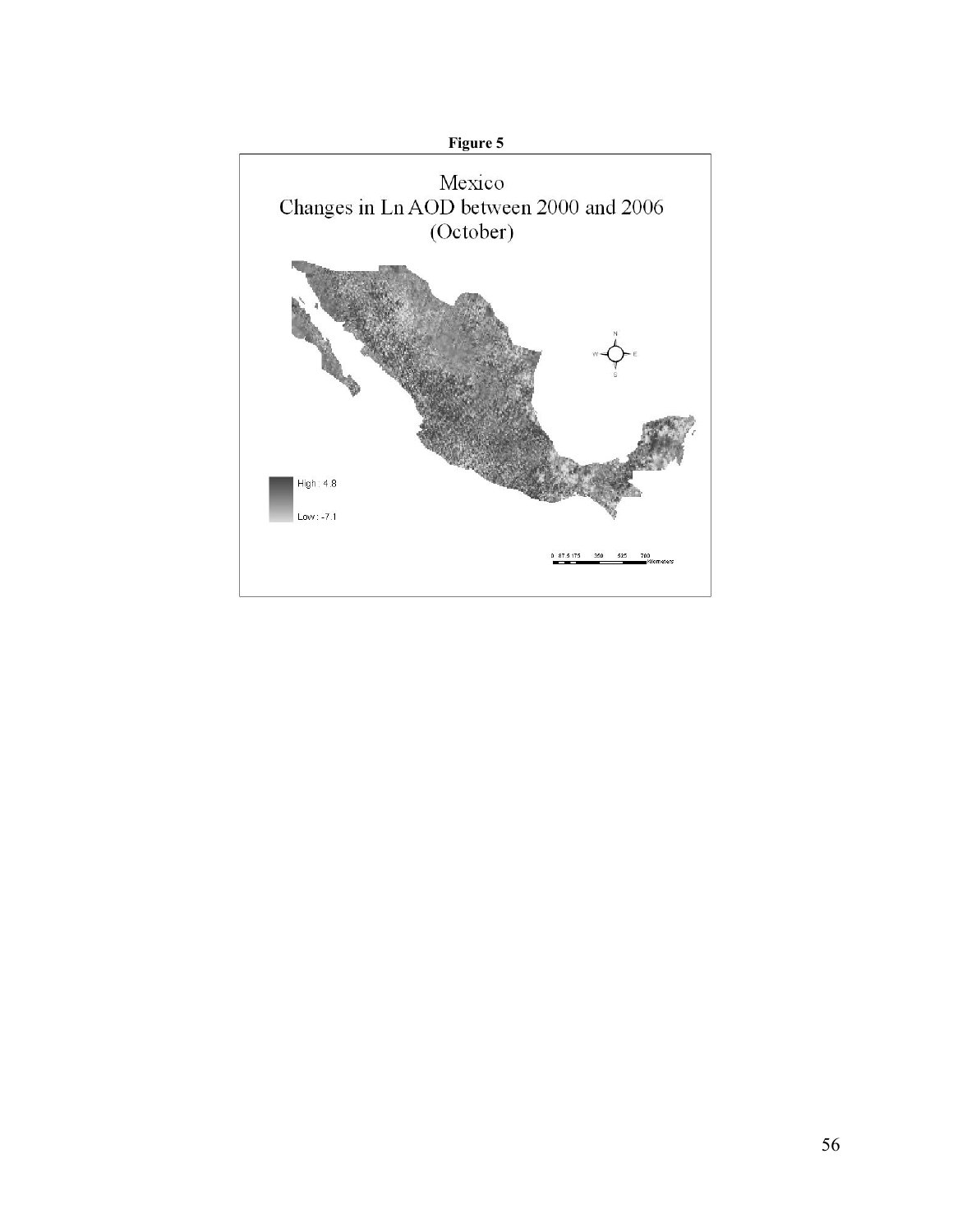**Figure 5**

Mexico
Changes in Ln AOD between 2000 and 2006
(October)

High : 4.8

Low : -7.1

0 87.5 175 350 525 700 Kilometers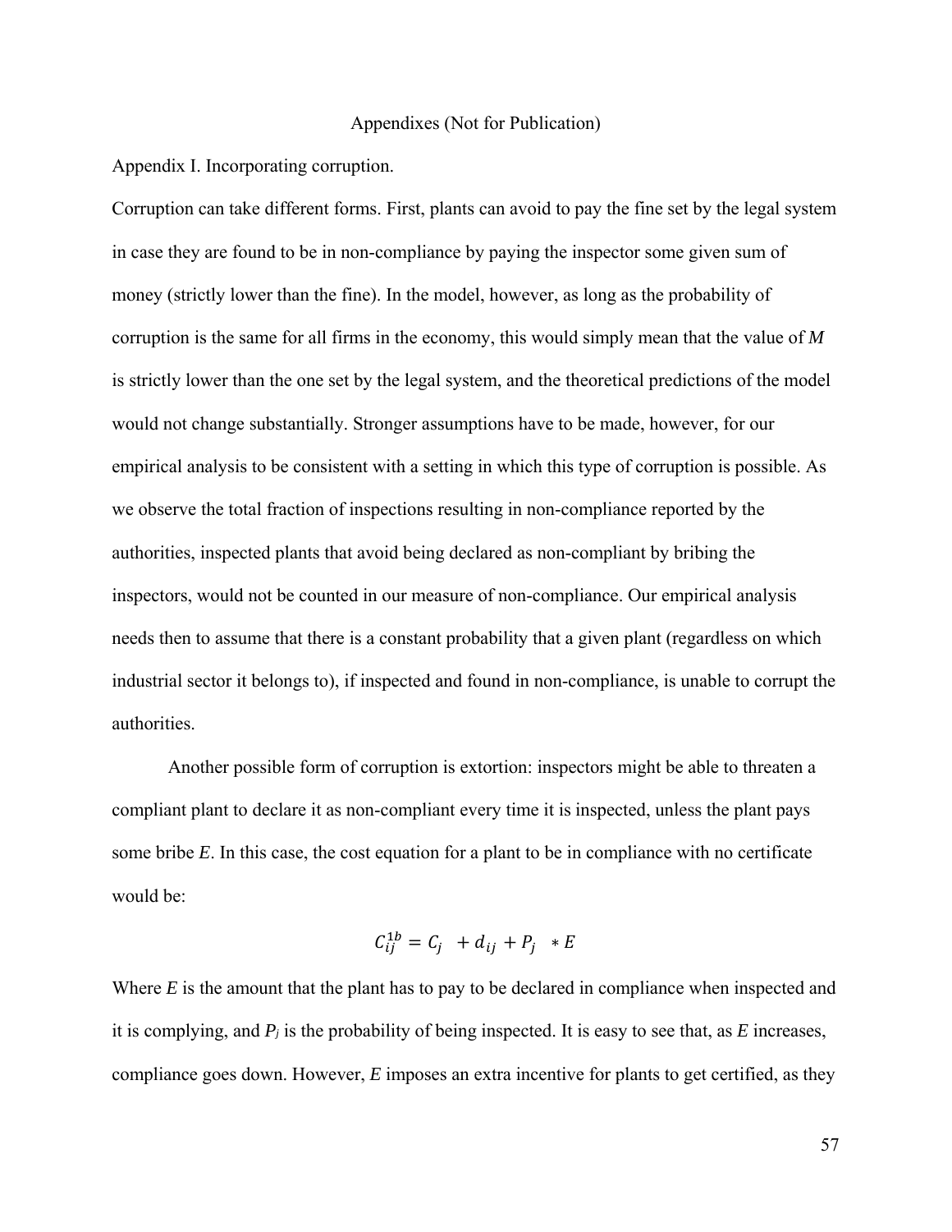Appendixes (Not for Publication)

Appendix I. Incorporating corruption.

Corruption can take different forms. First, plants can avoid to pay the fine set by the legal system in case they are found to be in non-compliance by paying the inspector some given sum of money (strictly lower than the fine). In the model, however, as long as the probability of corruption is the same for all firms in the economy, this would simply mean that the value of *M* is strictly lower than the one set by the legal system, and the theoretical predictions of the model would not change substantially. Stronger assumptions have to be made, however, for our empirical analysis to be consistent with a setting in which this type of corruption is possible. As we observe the total fraction of inspections resulting in non-compliance reported by the authorities, inspected plants that avoid being declared as non-compliant by bribing the inspectors, would not be counted in our measure of non-compliance. Our empirical analysis needs then to assume that there is a constant probability that a given plant (regardless on which industrial sector it belongs to), if inspected and found in non-compliance, is unable to corrupt the authorities.

Another possible form of corruption is extortion: inspectors might be able to threaten a compliant plant to declare it as non-compliant every time it is inspected, unless the plant pays some bribe *E*. In this case, the cost equation for a plant to be in compliance with no certificate would be:

$$C_{ij}^{1b} = C_j + d_{ij} + P_j * E$$

Where *E* is the amount that the plant has to pay to be declared in compliance when inspected and it is complying, and $P_j$ is the probability of being inspected. It is easy to see that, as *E* increases, compliance goes down. However, *E* imposes an extra incentive for plants to get certified, as they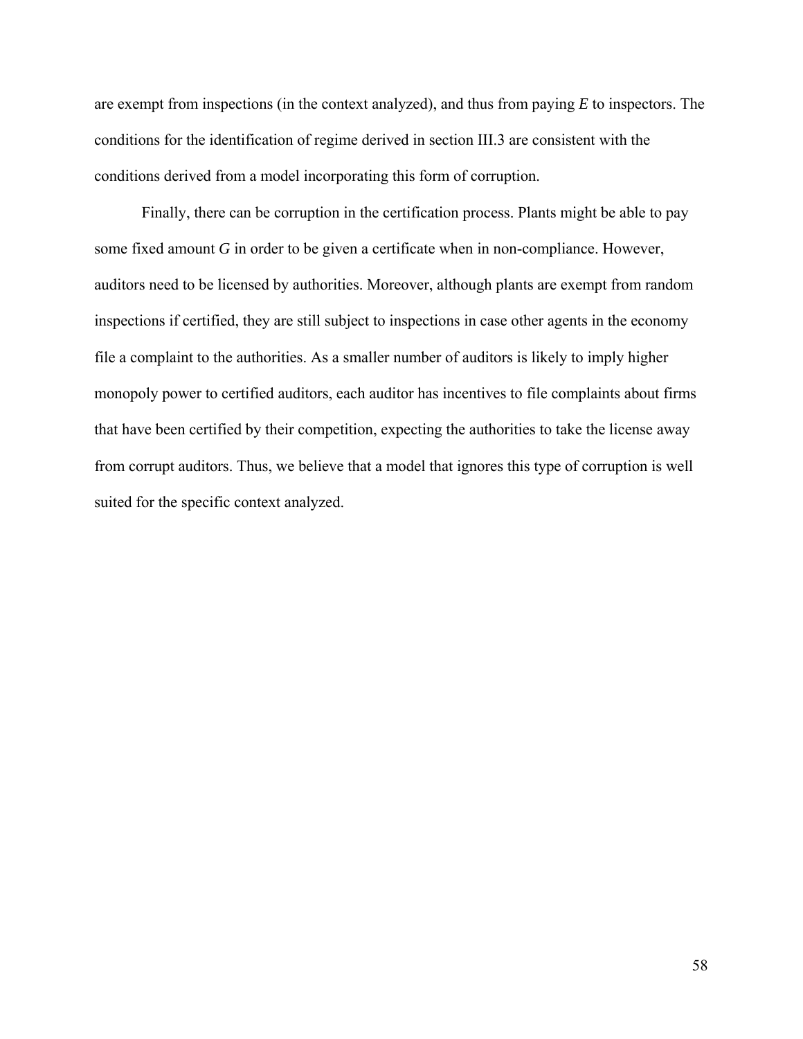are exempt from inspections (in the context analyzed), and thus from paying $E$ to inspectors. The conditions for the identification of regime derived in section III.3 are consistent with the conditions derived from a model incorporating this form of corruption.

Finally, there can be corruption in the certification process. Plants might be able to pay some fixed amount $G$ in order to be given a certificate when in non-compliance. However, auditors need to be licensed by authorities. Moreover, although plants are exempt from random inspections if certified, they are still subject to inspections in case other agents in the economy file a complaint to the authorities. As a smaller number of auditors is likely to imply higher monopoly power to certified auditors, each auditor has incentives to file complaints about firms that have been certified by their competition, expecting the authorities to take the license away from corrupt auditors. Thus, we believe that a model that ignores this type of corruption is well suited for the specific context analyzed.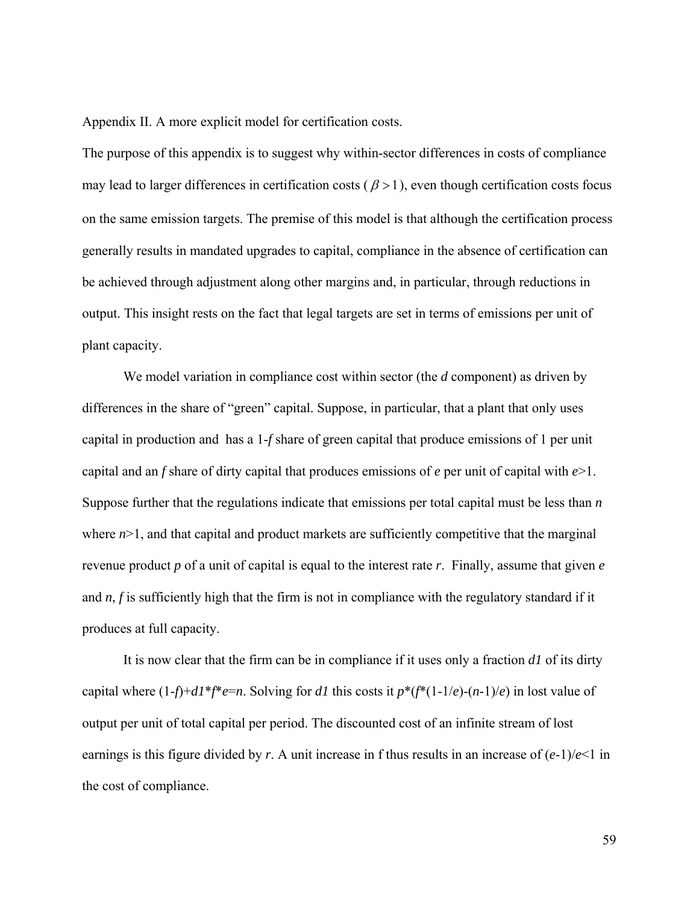Appendix II. A more explicit model for certification costs.

The purpose of this appendix is to suggest why within-sector differences in costs of compliance may lead to larger differences in certification costs ( $\beta > 1$), even though certification costs focus on the same emission targets. The premise of this model is that although the certification process generally results in mandated upgrades to capital, compliance in the absence of certification can be achieved through adjustment along other margins and, in particular, through reductions in output. This insight rests on the fact that legal targets are set in terms of emissions per unit of plant capacity.

We model variation in compliance cost within sector (the *d* component) as driven by differences in the share of "green" capital. Suppose, in particular, that a plant that only uses capital in production and has a $1$-$f$ share of green capital that produce emissions of 1 per unit capital and an $f$ share of dirty capital that produces emissions of $e$ per unit of capital with $e$>1. Suppose further that the regulations indicate that emissions per total capital must be less than $n$ where $n$>1, and that capital and product markets are sufficiently competitive that the marginal revenue product $p$ of a unit of capital is equal to the interest rate $r$. Finally, assume that given $e$ and $n$, $f$ is sufficiently high that the firm is not in compliance with the regulatory standard if it produces at full capacity.

It is now clear that the firm can be in compliance if it uses only a fraction $d1$ of its dirty capital where $(1-f)+d1*f*e=n$. Solving for $d1$ this costs it $p*(f*(1-1/e)-(n-1)/e)$ in lost value of output per unit of total capital per period. The discounted cost of an infinite stream of lost earnings is this figure divided by $r$. A unit increase in f thus results in an increase of $(e-1)/e<1$ in the cost of compliance.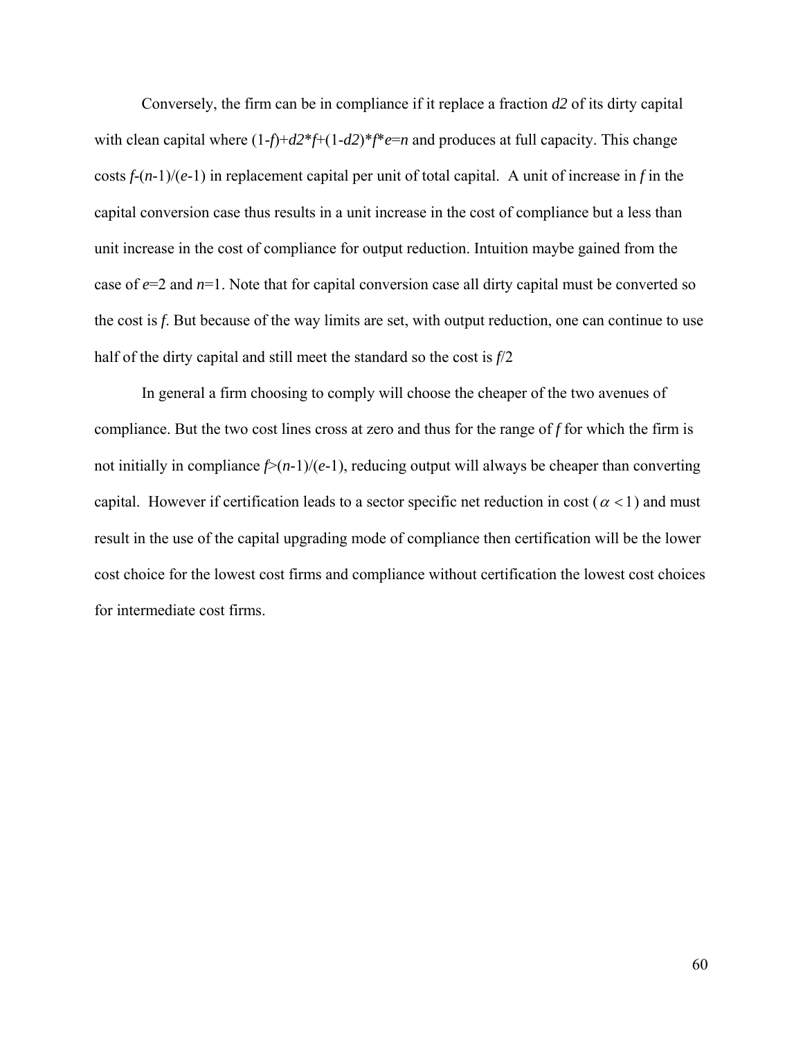Conversely, the firm can be in compliance if it replace a fraction $d2$ of its dirty capital with clean capital where $(1-f)+d2*f+(1-d2)*f*e=n$ and produces at full capacity. This change costs $f-(n-1)/(e-1)$ in replacement capital per unit of total capital. A unit of increase in $f$ in the capital conversion case thus results in a unit increase in the cost of compliance but a less than unit increase in the cost of compliance for output reduction. Intuition maybe gained from the case of $e=2$ and $n=1$. Note that for capital conversion case all dirty capital must be converted so the cost is $f$. But because of the way limits are set, with output reduction, one can continue to use half of the dirty capital and still meet the standard so the cost is $f/2$

In general a firm choosing to comply will choose the cheaper of the two avenues of compliance. But the two cost lines cross at zero and thus for the range of $f$ for which the firm is not initially in compliance $f>(n-1)/(e-1)$, reducing output will always be cheaper than converting capital. However if certification leads to a sector specific net reduction in cost ($\alpha < 1$) and must result in the use of the capital upgrading mode of compliance then certification will be the lower cost choice for the lowest cost firms and compliance without certification the lowest cost choices for intermediate cost firms.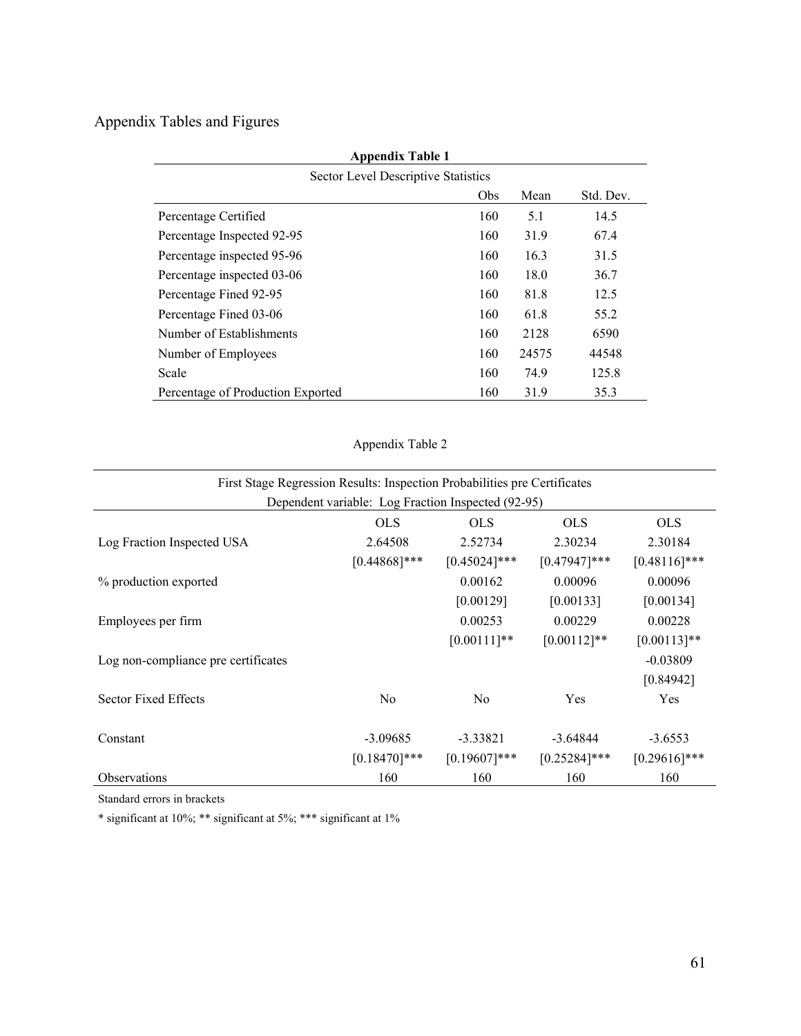# Appendix Tables and Figures

**Appendix Table 1**

| Sector Level Descriptive Statistics | | | |
|---|---|---|---|
| | Obs | Mean | Std. Dev. |
| Percentage Certified | 160 | 5.1 | 14.5 |
| Percentage Inspected 92-95 | 160 | 31.9 | 67.4 |
| Percentage inspected 95-96 | 160 | 16.3 | 31.5 |
| Percentage inspected 03-06 | 160 | 18.0 | 36.7 |
| Percentage Fined 92-95 | 160 | 81.8 | 12.5 |
| Percentage Fined 03-06 | 160 | 61.8 | 55.2 |
| Number of Establishments | 160 | 2128 | 6590 |
| Number of Employees | 160 | 24575 | 44548 |
| Scale | 160 | 74.9 | 125.8 |
| Percentage of Production Exported | 160 | 31.9 | 35.3 |

Appendix Table 2

| First Stage Regression Results: Inspection Probabilities pre Certificates<br>Dependent variable: Log Fraction Inspected (92-95) | | | | |
|---|---|---|---|---|
| | OLS | OLS | OLS | OLS |
| Log Fraction Inspected USA | 2.64508 | 2.52734 | 2.30234 | 2.30184 |
| | [0.44868]*** | [0.45024]*** | [0.47947]*** | [0.48116]*** |
| % production exported | | 0.00162 | 0.00096 | 0.00096 |
| | | [0.00129] | [0.00133] | [0.00134] |
| Employees per firm | | 0.00253 | 0.00229 | 0.00228 |
| | | [0.00111]** | [0.00112]** | [0.00113]** |
| Log non-compliance pre certificates | | | | -0.03809 |
| | | | | [0.84942] |
| Sector Fixed Effects | No | No | Yes | Yes |
| Constant | -3.09685 | -3.33821 | -3.64844 | -3.6553 |
| | [0.18470]*** | [0.19607]*** | [0.25284]*** | [0.29616]*** |
| Observations | 160 | 160 | 160 | 160 |

Standard errors in brackets

* significant at 10%; ** significant at 5%; *** significant at 1%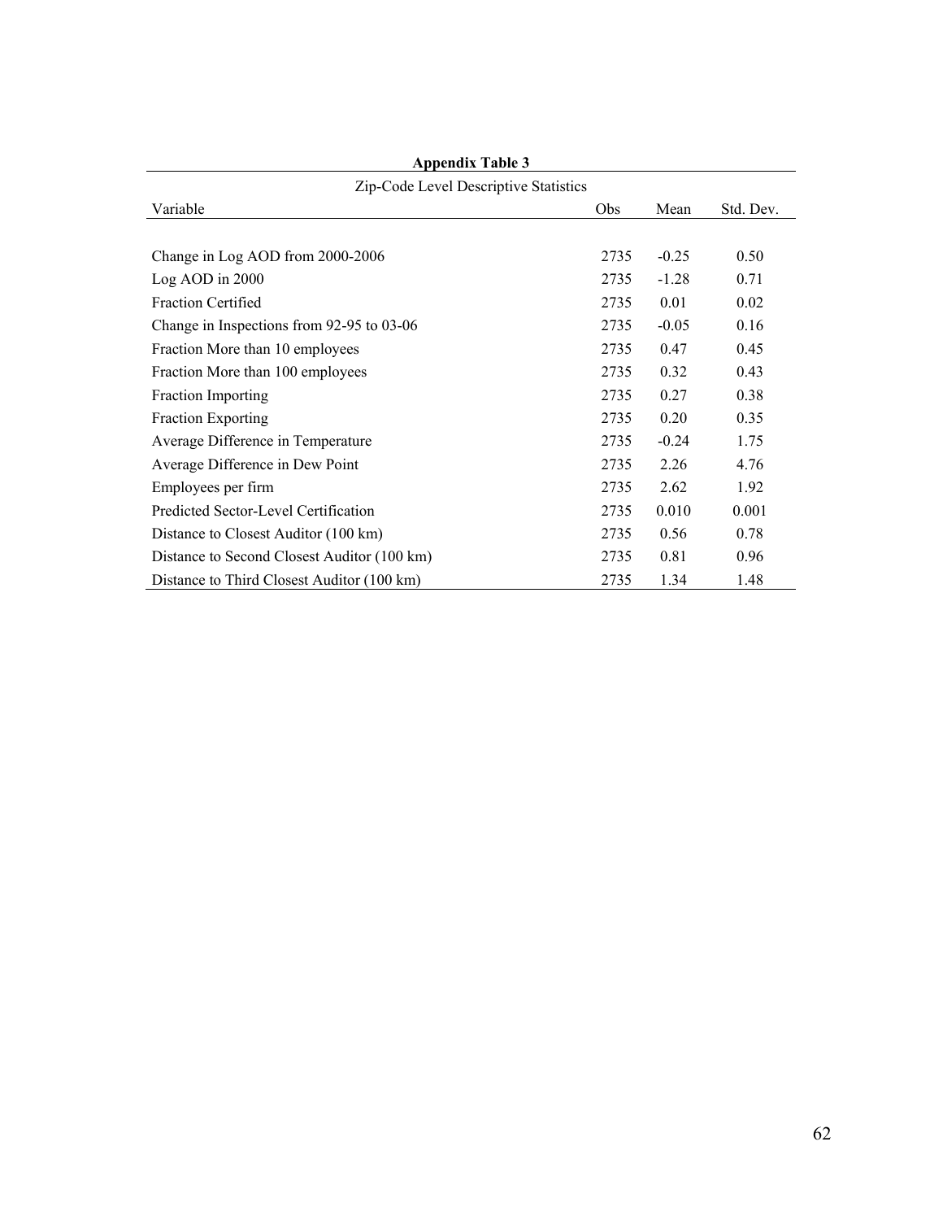**Appendix Table 3**

Zip-Code Level Descriptive Statistics

| Variable | Obs | Mean | Std. Dev. |
|---|---|---|---|
| Change in Log AOD from 2000-2006 | 2735 | -0.25 | 0.50 |
| Log AOD in 2000 | 2735 | -1.28 | 0.71 |
| Fraction Certified | 2735 | 0.01 | 0.02 |
| Change in Inspections from 92-95 to 03-06 | 2735 | -0.05 | 0.16 |
| Fraction More than 10 employees | 2735 | 0.47 | 0.45 |
| Fraction More than 100 employees | 2735 | 0.32 | 0.43 |
| Fraction Importing | 2735 | 0.27 | 0.38 |
| Fraction Exporting | 2735 | 0.20 | 0.35 |
| Average Difference in Temperature | 2735 | -0.24 | 1.75 |
| Average Difference in Dew Point | 2735 | 2.26 | 4.76 |
| Employees per firm | 2735 | 2.62 | 1.92 |
| Predicted Sector-Level Certification | 2735 | 0.010 | 0.001 |
| Distance to Closest Auditor (100 km) | 2735 | 0.56 | 0.78 |
| Distance to Second Closest Auditor (100 km) | 2735 | 0.81 | 0.96 |
| Distance to Third Closest Auditor (100 km) | 2735 | 1.34 | 1.48 |